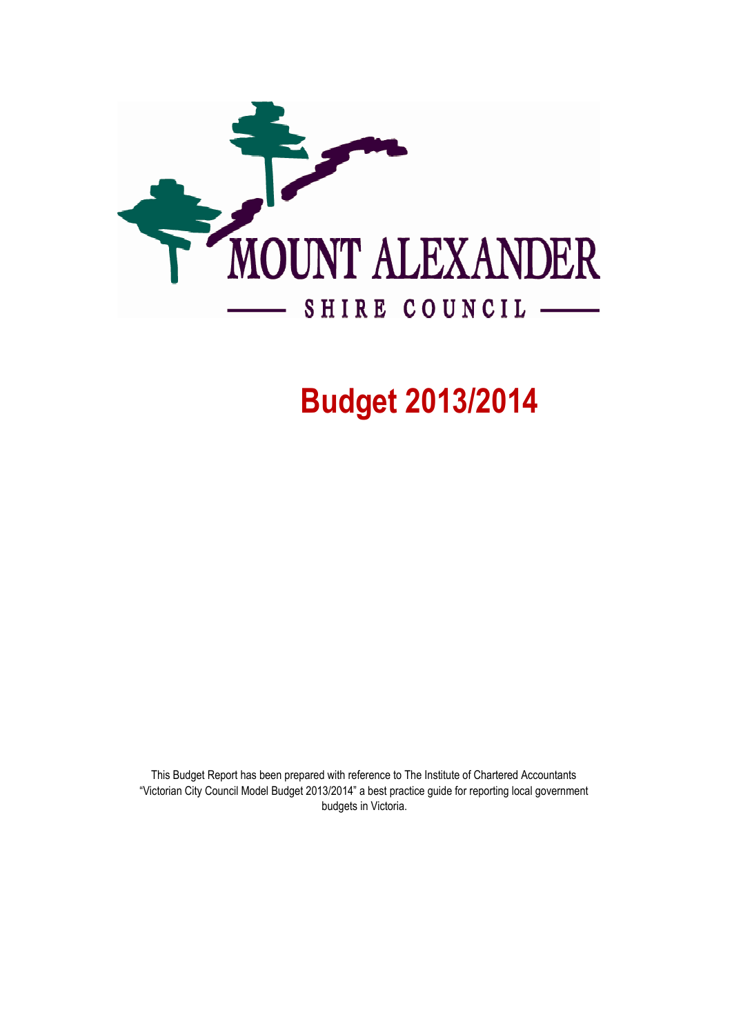MOUNT ALEXANDER

SHIRE COUNCIL

# Budget 2013/2014

This Budget Report has been prepared with reference to The Institute of Chartered Accountants "Victorian City Council Model Budget 2013/2014" a best practice guide for reporting local government budgets in Victoria.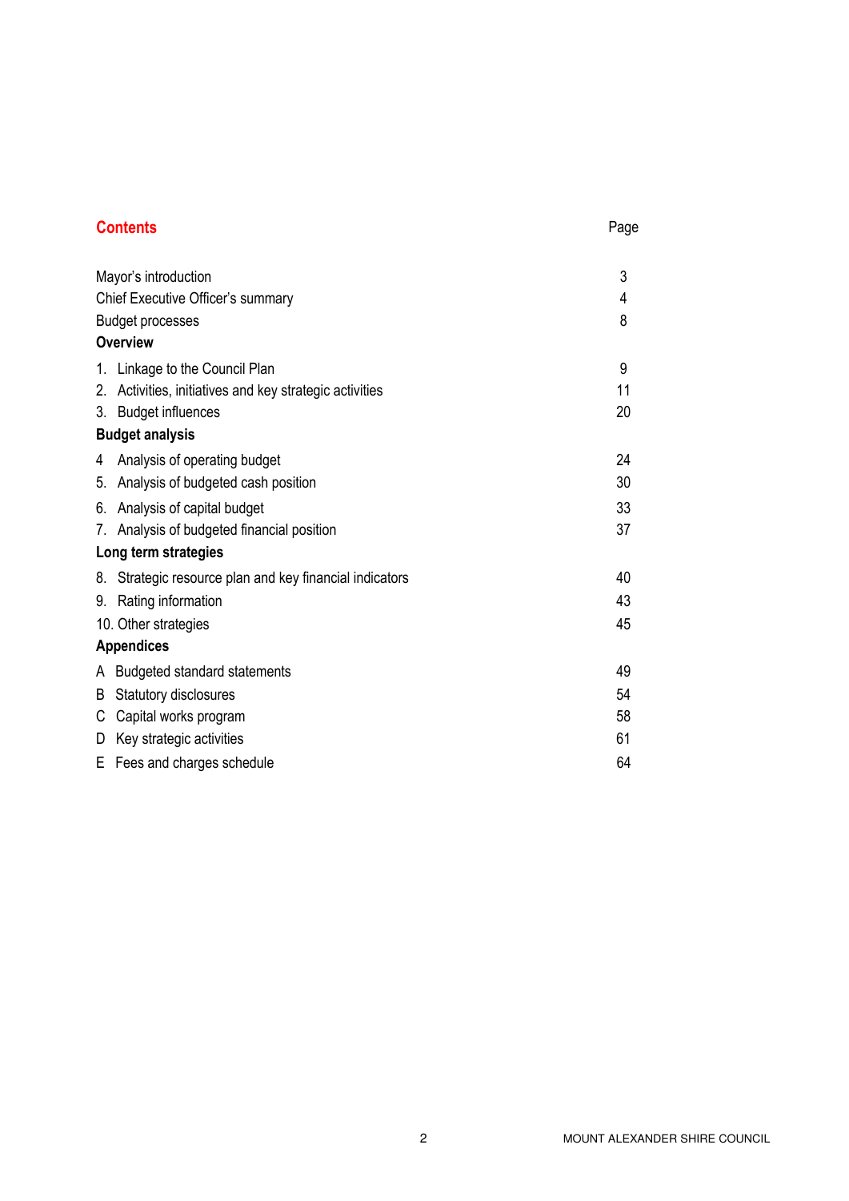# Contents

| | Page |
|---|---|
| Mayor's introduction | 3 |
| Chief Executive Officer's summary | 4 |
| Budget processes | 8 |
| **Overview** | |
| 1. Linkage to the Council Plan | 9 |
| 2. Activities, initiatives and key strategic activities | 11 |
| 3. Budget influences | 20 |
| **Budget analysis** | |
| 4 Analysis of operating budget | 24 |
| 5. Analysis of budgeted cash position | 30 |
| 6. Analysis of capital budget | 33 |
| 7. Analysis of budgeted financial position | 37 |
| **Long term strategies** | |
| 8. Strategic resource plan and key financial indicators | 40 |
| 9. Rating information | 43 |
| 10. Other strategies | 45 |
| **Appendices** | |
| A Budgeted standard statements | 49 |
| B Statutory disclosures | 54 |
| C Capital works program | 58 |
| D Key strategic activities | 61 |
| E Fees and charges schedule | 64 |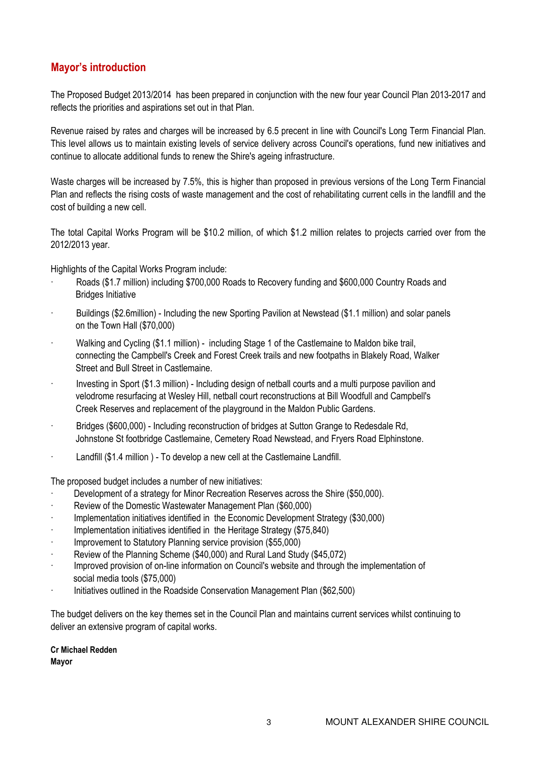## Mayor's introduction

The Proposed Budget 2013/2014 has been prepared in conjunction with the new four year Council Plan 2013-2017 and reflects the priorities and aspirations set out in that Plan.

Revenue raised by rates and charges will be increased by 6.5 precent in line with Council's Long Term Financial Plan. This level allows us to maintain existing levels of service delivery across Council's operations, fund new initiatives and continue to allocate additional funds to renew the Shire's ageing infrastructure.

Waste charges will be increased by 7.5%, this is higher than proposed in previous versions of the Long Term Financial Plan and reflects the rising costs of waste management and the cost of rehabilitating current cells in the landfill and the cost of building a new cell.

The total Capital Works Program will be $10.2 million, of which $1.2 million relates to projects carried over from the 2012/2013 year.

Highlights of the Capital Works Program include:

- Roads ($1.7 million) including $700,000 Roads to Recovery funding and $600,000 Country Roads and Bridges Initiative
- Buildings ($2.6million) - Including the new Sporting Pavilion at Newstead ($1.1 million) and solar panels on the Town Hall ($70,000)
- Walking and Cycling ($1.1 million) - including Stage 1 of the Castlemaine to Maldon bike trail, connecting the Campbell's Creek and Forest Creek trails and new footpaths in Blakely Road, Walker Street and Bull Street in Castlemaine.
- Investing in Sport ($1.3 million) - Including design of netball courts and a multi purpose pavilion and velodrome resurfacing at Wesley Hill, netball court reconstructions at Bill Woodfull and Campbell's Creek Reserves and replacement of the playground in the Maldon Public Gardens.
- Bridges ($600,000) - Including reconstruction of bridges at Sutton Grange to Redesdale Rd, Johnstone St footbridge Castlemaine, Cemetery Road Newstead, and Fryers Road Elphinstone.
- Landfill ($1.4 million ) - To develop a new cell at the Castlemaine Landfill.

The proposed budget includes a number of new initiatives:

- Development of a strategy for Minor Recreation Reserves across the Shire ($50,000).
- Review of the Domestic Wastewater Management Plan ($60,000)
- Implementation initiatives identified in the Economic Development Strategy ($30,000)
- Implementation initiatives identified in the Heritage Strategy ($75,840)
- Improvement to Statutory Planning service provision ($55,000)
- Review of the Planning Scheme ($40,000) and Rural Land Study ($45,072)
- Improved provision of on-line information on Council's website and through the implementation of social media tools ($75,000)
- Initiatives outlined in the Roadside Conservation Management Plan ($62,500)

The budget delivers on the key themes set in the Council Plan and maintains current services whilst continuing to deliver an extensive program of capital works.

**Cr Michael Redden**
**Mayor**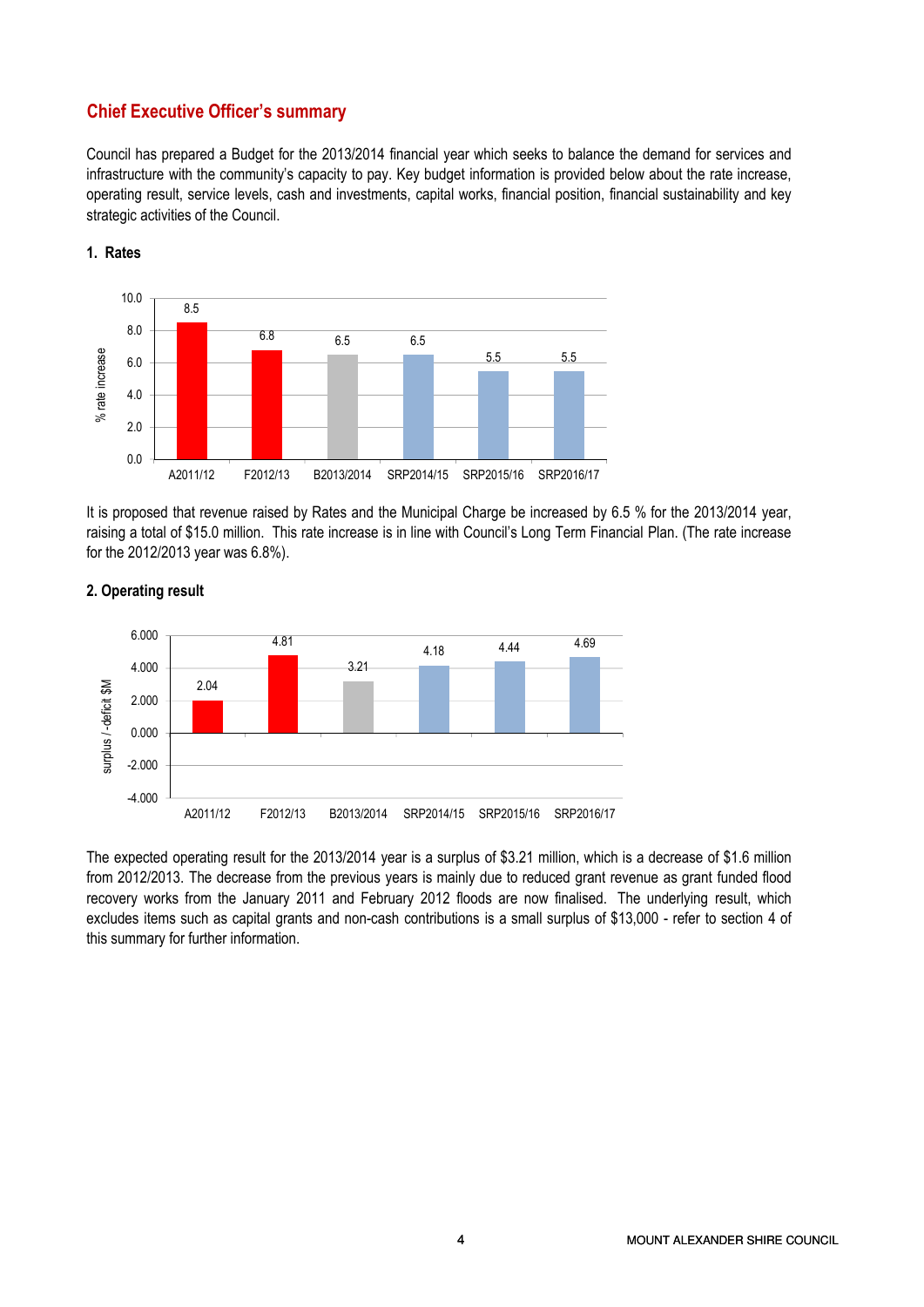## Chief Executive Officer's summary

Council has prepared a Budget for the 2013/2014 financial year which seeks to balance the demand for services and infrastructure with the community's capacity to pay. Key budget information is provided below about the rate increase, operating result, service levels, cash and investments, capital works, financial position, financial sustainability and key strategic activities of the Council.

### 1. Rates

| | A2011/12 | F2012/13 | B2013/2014 | SRP2014/15 | SRP2015/16 | SRP2016/17 |
|---|---|---|---|---|---|---|
| % rate increase | 8.5 | 6.8 | 6.5 | 6.5 | 5.5 | 5.5 |

It is proposed that revenue raised by Rates and the Municipal Charge be increased by 6.5 % for the 2013/2014 year, raising a total of $15.0 million. This rate increase is in line with Council's Long Term Financial Plan. (The rate increase for the 2012/2013 year was 6.8%).

### 2. Operating result

| | A2011/12 | F2012/13 | B2013/2014 | SRP2014/15 | SRP2015/16 | SRP2016/17 |
|---|---|---|---|---|---|---|
| surplus / -deficit $M | 2.04 | 4.81 | 3.21 | 4.18 | 4.44 | 4.69 |

The expected operating result for the 2013/2014 year is a surplus of $3.21 million, which is a decrease of $1.6 million from 2012/2013. The decrease from the previous years is mainly due to reduced grant revenue as grant funded flood recovery works from the January 2011 and February 2012 floods are now finalised. The underlying result, which excludes items such as capital grants and non-cash contributions is a small surplus of $13,000 - refer to section 4 of this summary for further information.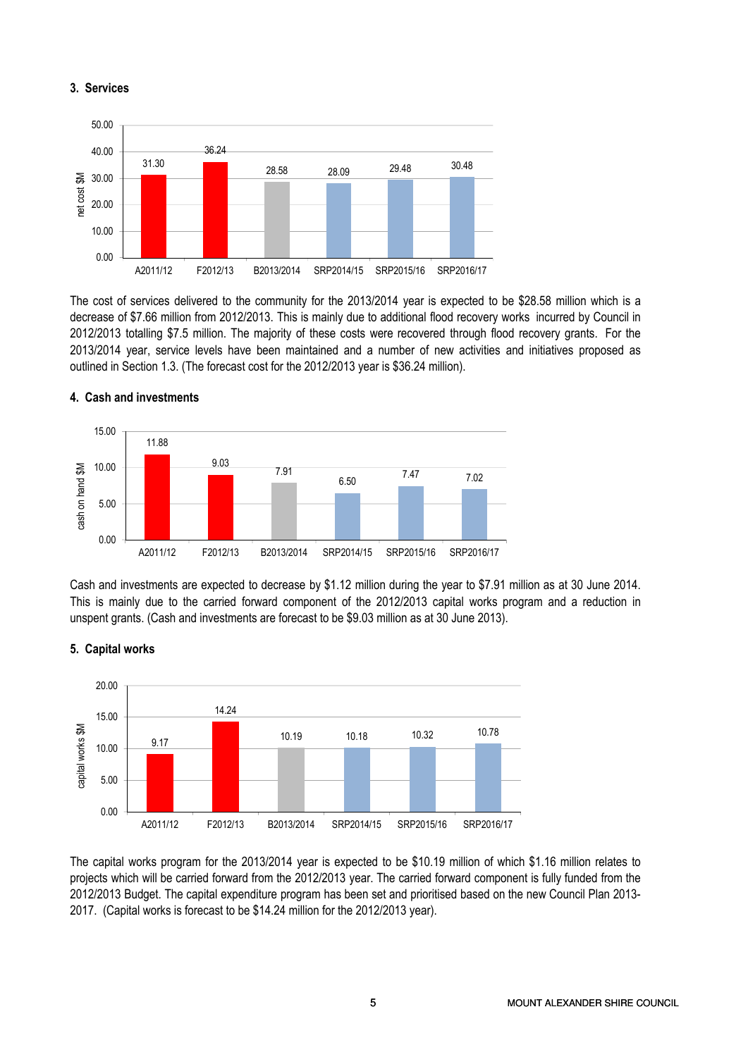### 3. Services

| | A2011/12 | F2012/13 | B2013/2014 | SRP2014/15 | SRP2015/16 | SRP2016/17 |
|---|---|---|---|---|---|---|
| net cost $M | 31.30 | 36.24 | 28.58 | 28.09 | 29.48 | 30.48 |

The cost of services delivered to the community for the 2013/2014 year is expected to be $28.58 million which is a decrease of $7.66 million from 2012/2013. This is mainly due to additional flood recovery works incurred by Council in 2012/2013 totalling $7.5 million. The majority of these costs were recovered through flood recovery grants. For the 2013/2014 year, service levels have been maintained and a number of new activities and initiatives proposed as outlined in Section 1.3. (The forecast cost for the 2012/2013 year is $36.24 million).

### 4. Cash and investments

| | A2011/12 | F2012/13 | B2013/2014 | SRP2014/15 | SRP2015/16 | SRP2016/17 |
|---|---|---|---|---|---|---|
| cash on hand $M | 11.88 | 9.03 | 7.91 | 6.50 | 7.47 | 7.02 |

Cash and investments are expected to decrease by $1.12 million during the year to $7.91 million as at 30 June 2014. This is mainly due to the carried forward component of the 2012/2013 capital works program and a reduction in unspent grants. (Cash and investments are forecast to be $9.03 million as at 30 June 2013).

### 5. Capital works

| | A2011/12 | F2012/13 | B2013/2014 | SRP2014/15 | SRP2015/16 | SRP2016/17 |
|---|---|---|---|---|---|---|
| capital works $M | 9.17 | 14.24 | 10.19 | 10.18 | 10.32 | 10.78 |

The capital works program for the 2013/2014 year is expected to be $10.19 million of which $1.16 million relates to projects which will be carried forward from the 2012/2013 year. The carried forward component is fully funded from the 2012/2013 Budget. The capital expenditure program has been set and prioritised based on the new Council Plan 2013-2017. (Capital works is forecast to be $14.24 million for the 2012/2013 year).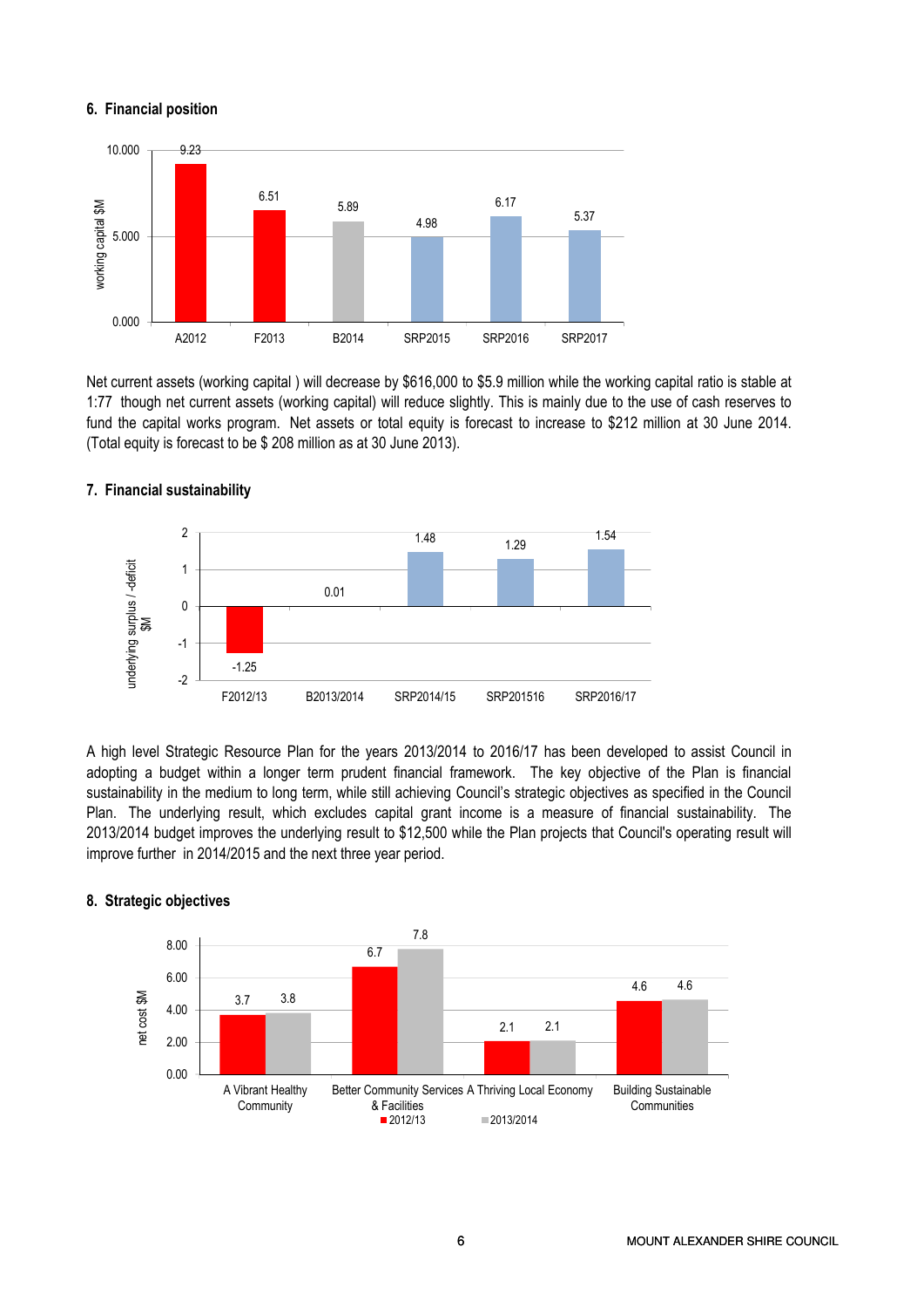## 6. Financial position

| | A2012 | F2013 | B2014 | SRP2015 | SRP2016 | SRP2017 |
|---|---|---|---|---|---|---|
| working capital $M | 9.23 | 6.51 | 5.89 | 4.98 | 6.17 | 5.37 |

Net current assets (working capital ) will decrease by $616,000 to $5.9 million while the working capital ratio is stable at 1:77 though net current assets (working capital) will reduce slightly. This is mainly due to the use of cash reserves to fund the capital works program. Net assets or total equity is forecast to increase to $212 million at 30 June 2014. (Total equity is forecast to be $ 208 million as at 30 June 2013).

## 7. Financial sustainability

| | F2012/13 | B2013/2014 | SRP2014/15 | SRP201516 | SRP2016/17 |
|---|---|---|---|---|---|
| underlying surplus / -deficit $M | -1.25 | 0.01 | 1.48 | 1.29 | 1.54 |

A high level Strategic Resource Plan for the years 2013/2014 to 2016/17 has been developed to assist Council in adopting a budget within a longer term prudent financial framework. The key objective of the Plan is financial sustainability in the medium to long term, while still achieving Council's strategic objectives as specified in the Council Plan. The underlying result, which excludes capital grant income is a measure of financial sustainability. The 2013/2014 budget improves the underlying result to $12,500 while the Plan projects that Council's operating result will improve further in 2014/2015 and the next three year period.

## 8. Strategic objectives

| net cost $M | A Vibrant Healthy Community | Better Community Services & Facilities | A Thriving Local Economy | Building Sustainable Communities |
|---|---|---|---|---|
| 2012/13 | 3.7 | 6.7 | 2.1 | 4.6 |
| 2013/2014 | 3.8 | 7.8 | 2.1 | 4.6 |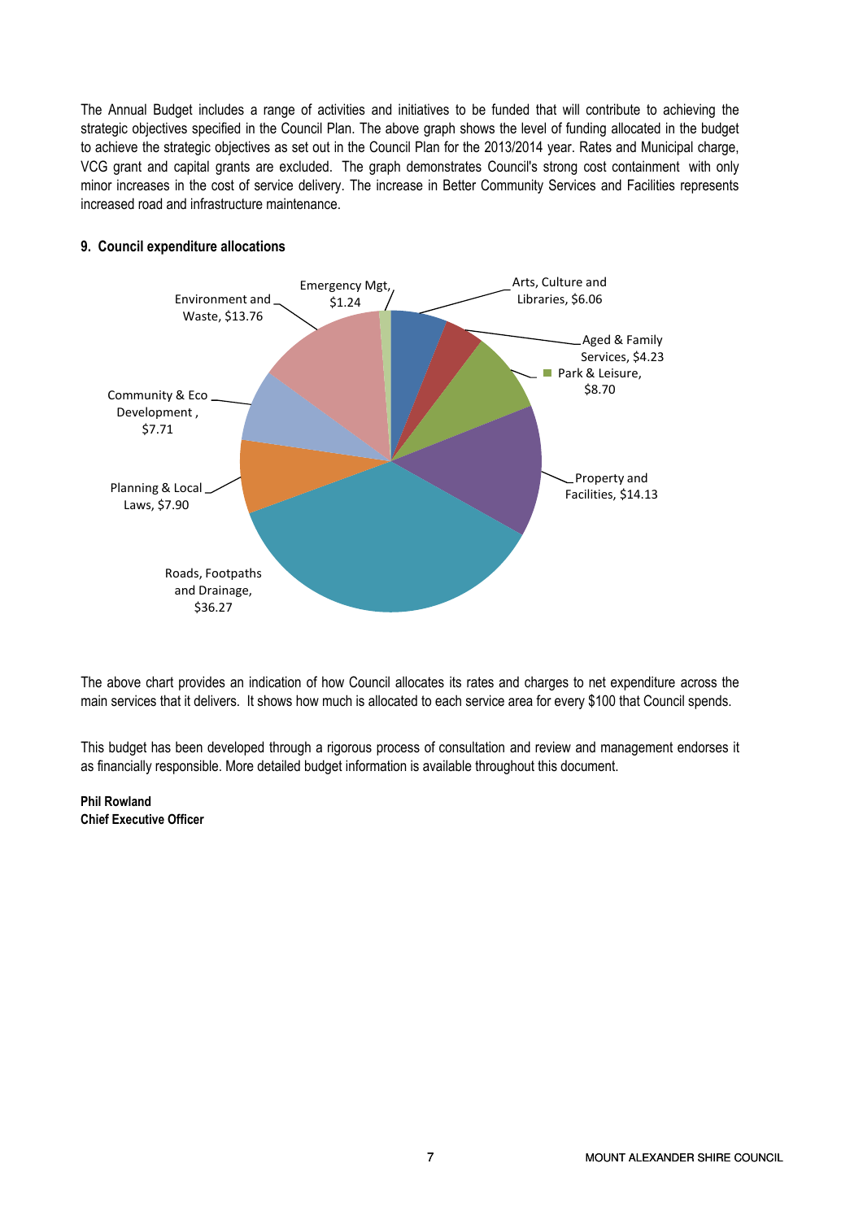The Annual Budget includes a range of activities and initiatives to be funded that will contribute to achieving the strategic objectives specified in the Council Plan. The above graph shows the level of funding allocated in the budget to achieve the strategic objectives as set out in the Council Plan for the 2013/2014 year. Rates and Municipal charge, VCG grant and capital grants are excluded. The graph demonstrates Council's strong cost containment with only minor increases in the cost of service delivery. The increase in Better Community Services and Facilities represents increased road and infrastructure maintenance.

**9. Council expenditure allocations**

| Service area | Allocation |
|---|---|
| Arts, Culture and Libraries | $6.06 |
| Aged & Family Services | $4.23 |
| Park & Leisure | $8.70 |
| Property and Facilities | $14.13 |
| Roads, Footpaths and Drainage | $36.27 |
| Planning & Local Laws | $7.90 |
| Community & Eco Development | $7.71 |
| Environment and Waste | $13.76 |
| Emergency Mgt | $1.24 |

The above chart provides an indication of how Council allocates its rates and charges to net expenditure across the main services that it delivers. It shows how much is allocated to each service area for every $100 that Council spends.

This budget has been developed through a rigorous process of consultation and review and management endorses it as financially responsible. More detailed budget information is available throughout this document.

**Phil Rowland**
**Chief Executive Officer**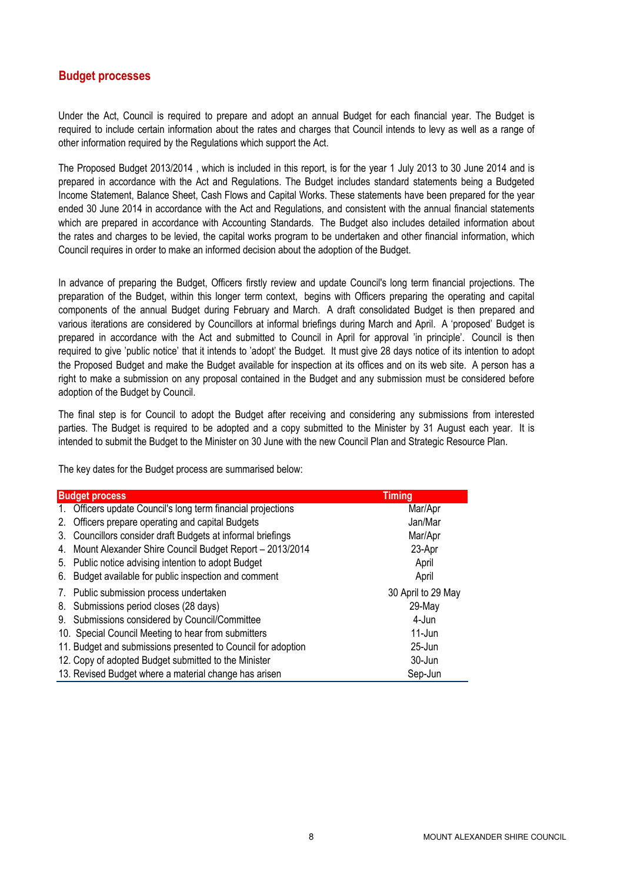## Budget processes

Under the Act, Council is required to prepare and adopt an annual Budget for each financial year. The Budget is required to include certain information about the rates and charges that Council intends to levy as well as a range of other information required by the Regulations which support the Act.

The Proposed Budget 2013/2014 , which is included in this report, is for the year 1 July 2013 to 30 June 2014 and is prepared in accordance with the Act and Regulations. The Budget includes standard statements being a Budgeted Income Statement, Balance Sheet, Cash Flows and Capital Works. These statements have been prepared for the year ended 30 June 2014 in accordance with the Act and Regulations, and consistent with the annual financial statements which are prepared in accordance with Accounting Standards. The Budget also includes detailed information about the rates and charges to be levied, the capital works program to be undertaken and other financial information, which Council requires in order to make an informed decision about the adoption of the Budget.

In advance of preparing the Budget, Officers firstly review and update Council's long term financial projections. The preparation of the Budget, within this longer term context, begins with Officers preparing the operating and capital components of the annual Budget during February and March. A draft consolidated Budget is then prepared and various iterations are considered by Councillors at informal briefings during March and April. A 'proposed' Budget is prepared in accordance with the Act and submitted to Council in April for approval 'in principle'. Council is then required to give 'public notice' that it intends to 'adopt' the Budget. It must give 28 days notice of its intention to adopt the Proposed Budget and make the Budget available for inspection at its offices and on its web site. A person has a right to make a submission on any proposal contained in the Budget and any submission must be considered before adoption of the Budget by Council.

The final step is for Council to adopt the Budget after receiving and considering any submissions from interested parties. The Budget is required to be adopted and a copy submitted to the Minister by 31 August each year. It is intended to submit the Budget to the Minister on 30 June with the new Council Plan and Strategic Resource Plan.

The key dates for the Budget process are summarised below:

| Budget process | Timing |
|---|---|
| 1. Officers update Council's long term financial projections | Mar/Apr |
| 2. Officers prepare operating and capital Budgets | Jan/Mar |
| 3. Councillors consider draft Budgets at informal briefings | Mar/Apr |
| 4. Mount Alexander Shire Council Budget Report – 2013/2014 | 23-Apr |
| 5. Public notice advising intention to adopt Budget | April |
| 6. Budget available for public inspection and comment | April |
| 7. Public submission process undertaken | 30 April to 29 May |
| 8. Submissions period closes (28 days) | 29-May |
| 9. Submissions considered by Council/Committee | 4-Jun |
| 10. Special Council Meeting to hear from submitters | 11-Jun |
| 11. Budget and submissions presented to Council for adoption | 25-Jun |
| 12. Copy of adopted Budget submitted to the Minister | 30-Jun |
| 13. Revised Budget where a material change has arisen | Sep-Jun |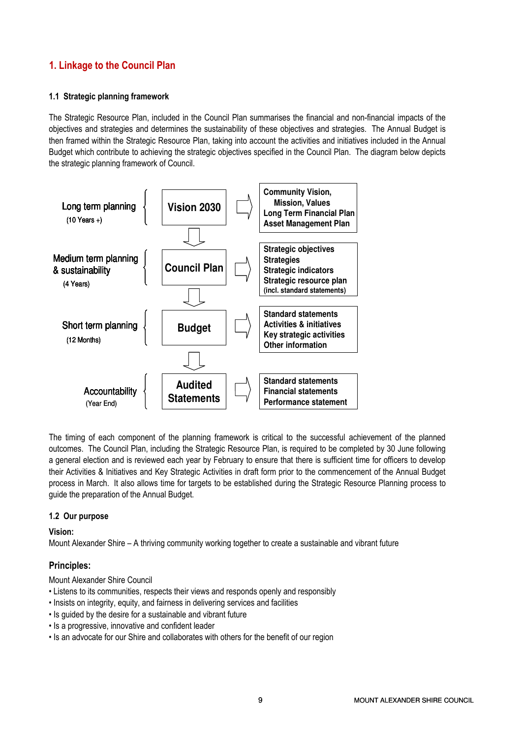## 1. Linkage to the Council Plan

### 1.1 Strategic planning framework

The Strategic Resource Plan, included in the Council Plan summarises the financial and non-financial impacts of the objectives and strategies and determines the sustainability of these objectives and strategies. The Annual Budget is then framed within the Strategic Resource Plan, taking into account the activities and initiatives included in the Annual Budget which contribute to achieving the strategic objectives specified in the Council Plan. The diagram below depicts the strategic planning framework of Council.

| Planning horizon | Component | Outputs |
| --- | --- | --- |
| Long term planning (10 Years +) | Vision 2030 | Community Vision, Mission, Values; Long Term Financial Plan; Asset Management Plan |
| Medium term planning & sustainability (4 Years) | Council Plan | Strategic objectives; Strategies; Strategic indicators; Strategic resource plan (incl. standard statements) |
| Short term planning (12 Months) | Budget | Standard statements; Activities & initiatives; Key strategic activities; Other information |
| Accountability (Year End) | Audited Statements | Standard statements; Financial statements; Performance statement |

The timing of each component of the planning framework is critical to the successful achievement of the planned outcomes. The Council Plan, including the Strategic Resource Plan, is required to be completed by 30 June following a general election and is reviewed each year by February to ensure that there is sufficient time for officers to develop their Activities & Initiatives and Key Strategic Activities in draft form prior to the commencement of the Annual Budget process in March. It also allows time for targets to be established during the Strategic Resource Planning process to guide the preparation of the Annual Budget.

### 1.2 Our purpose

**Vision:**

Mount Alexander Shire – A thriving community working together to create a sustainable and vibrant future

**Principles:**

Mount Alexander Shire Council

- Listens to its communities, respects their views and responds openly and responsibly
- Insists on integrity, equity, and fairness in delivering services and facilities
- Is guided by the desire for a sustainable and vibrant future
- Is a progressive, innovative and confident leader
- Is an advocate for our Shire and collaborates with others for the benefit of our region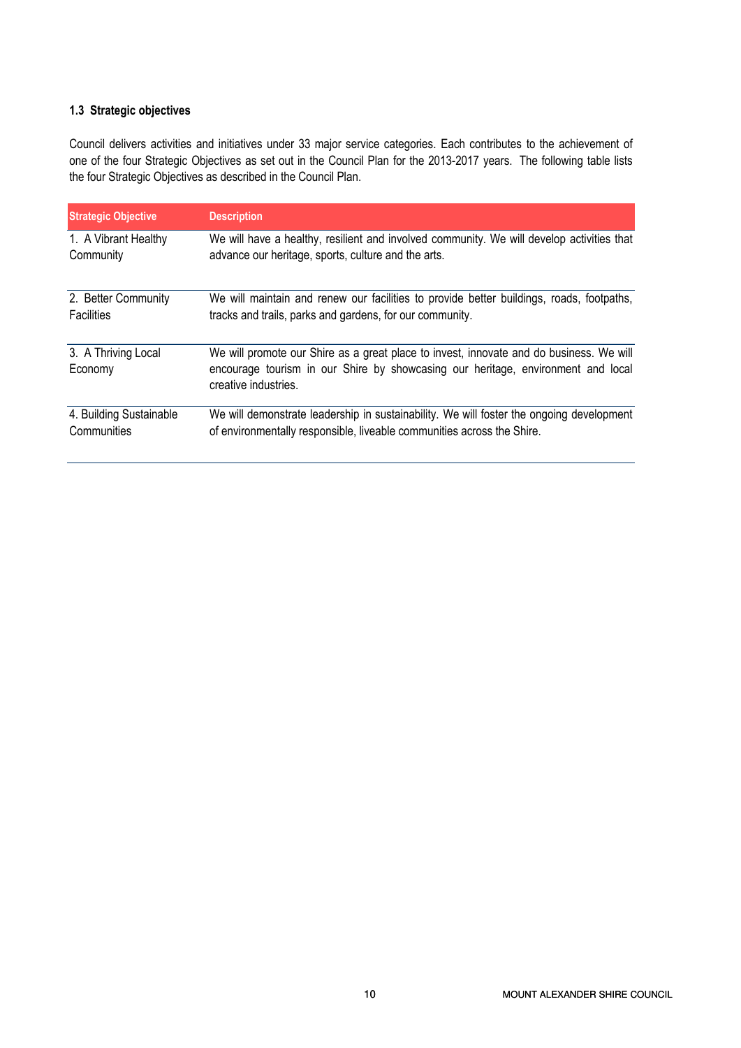### 1.3 Strategic objectives

Council delivers activities and initiatives under 33 major service categories. Each contributes to the achievement of one of the four Strategic Objectives as set out in the Council Plan for the 2013-2017 years. The following table lists the four Strategic Objectives as described in the Council Plan.

| Strategic Objective | Description |
|---|---|
| 1. A Vibrant Healthy Community | We will have a healthy, resilient and involved community. We will develop activities that advance our heritage, sports, culture and the arts. |
| 2. Better Community Facilities | We will maintain and renew our facilities to provide better buildings, roads, footpaths, tracks and trails, parks and gardens, for our community. |
| 3. A Thriving Local Economy | We will promote our Shire as a great place to invest, innovate and do business. We will encourage tourism in our Shire by showcasing our heritage, environment and local creative industries. |
| 4. Building Sustainable Communities | We will demonstrate leadership in sustainability. We will foster the ongoing development of environmentally responsible, liveable communities across the Shire. |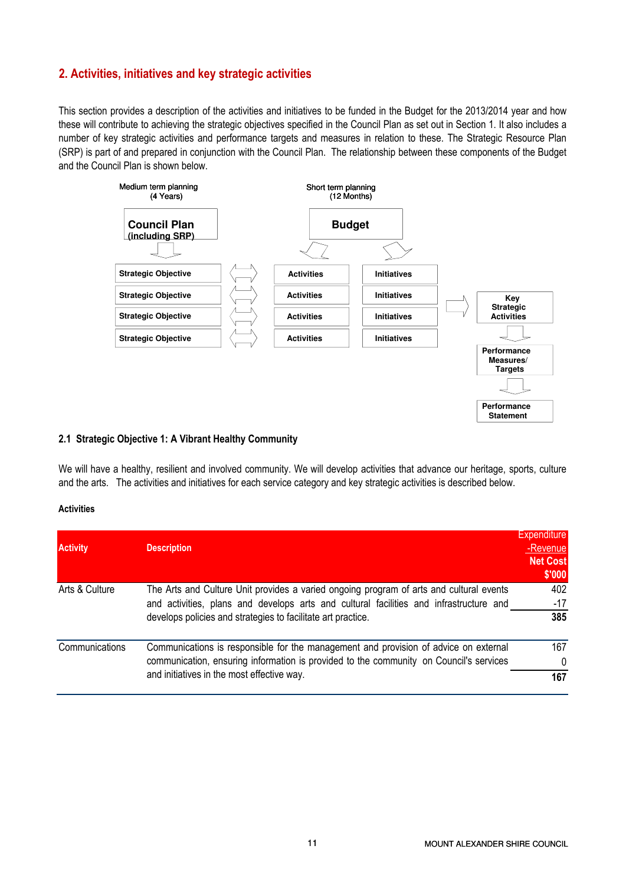## 2. Activities, initiatives and key strategic activities

This section provides a description of the activities and initiatives to be funded in the Budget for the 2013/2014 year and how these will contribute to achieving the strategic objectives specified in the Council Plan as set out in Section 1. It also includes a number of key strategic activities and performance targets and measures in relation to these. The Strategic Resource Plan (SRP) is part of and prepared in conjunction with the Council Plan. The relationship between these components of the Budget and the Council Plan is shown below.

Medium term planning (4 Years)

Council Plan (including SRP)

- Strategic Objective
- Strategic Objective
- Strategic Objective
- Strategic Objective

Short term planning (12 Months)

Budget

- Activities — Initiatives
- Activities — Initiatives
- Activities — Initiatives
- Activities — Initiatives

Key Strategic Activities → Performance Measures/ Targets → Performance Statement

### 2.1 Strategic Objective 1: A Vibrant Healthy Community

We will have a healthy, resilient and involved community. We will develop activities that advance our heritage, sports, culture and the arts. The activities and initiatives for each service category and key strategic activities is described below.

**Activities**

| Activity | Description | Expenditure<br>-Revenue<br>Net Cost<br>$'000 |
|---|---|---|
| Arts & Culture | The Arts and Culture Unit provides a varied ongoing program of arts and cultural events and activities, plans and develops arts and cultural facilities and infrastructure and develops policies and strategies to facilitate art practice. | 402<br>-17<br>**385** |
| Communications | Communications is responsible for the management and provision of advice on external communication, ensuring information is provided to the community on Council's services and initiatives in the most effective way. | 167<br>0<br>**167** |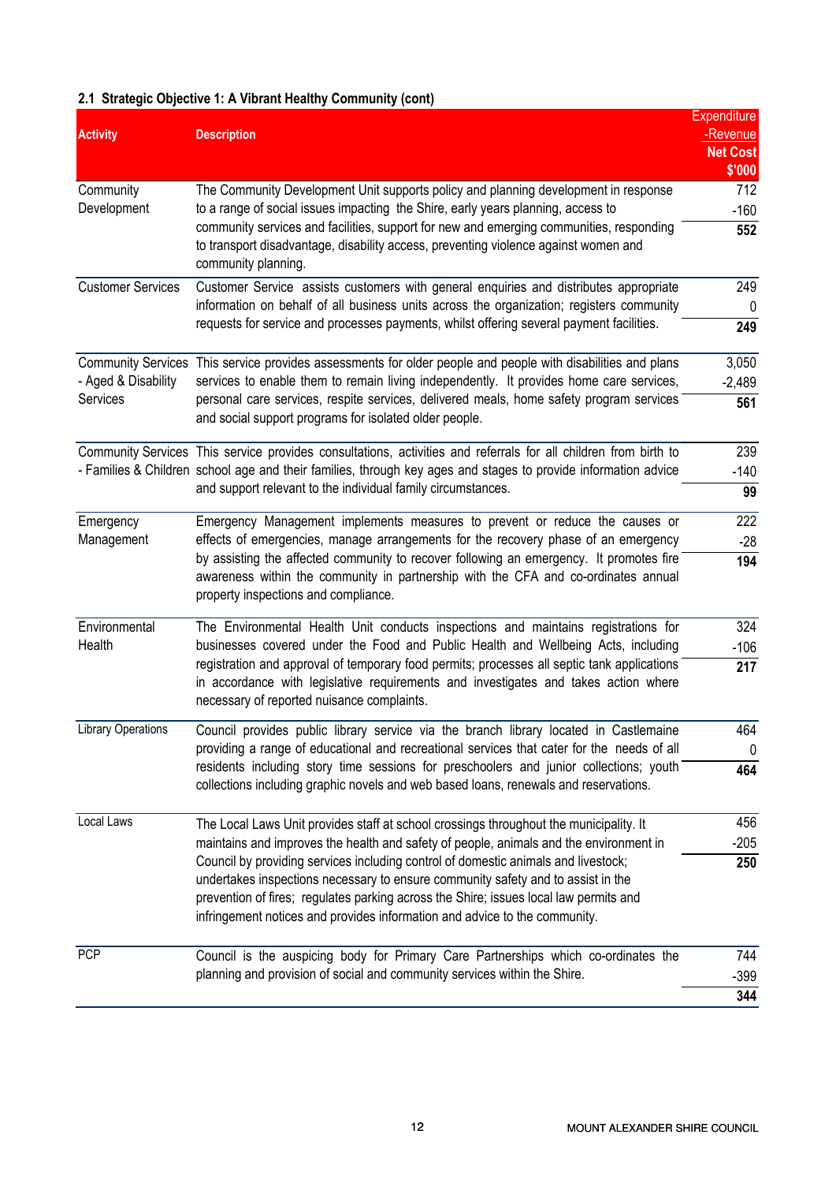### 2.1 Strategic Objective 1: A Vibrant Healthy Community (cont)

| Activity | Description | Expenditure<br>-Revenue<br>**Net Cost**<br>**$'000** |
|---|---|---|
| Community Development | The Community Development Unit supports policy and planning development in response to a range of social issues impacting the Shire, early years planning, access to community services and facilities, support for new and emerging communities, responding to transport disadvantage, disability access, preventing violence against women and community planning. | 712<br>-160<br>**552** |
| Customer Services | Customer Service assists customers with general enquiries and distributes appropriate information on behalf of all business units across the organization; registers community requests for service and processes payments, whilst offering several payment facilities. | 249<br>0<br>**249** |
| Community Services - Aged & Disability Services | This service provides assessments for older people and people with disabilities and plans services to enable them to remain living independently. It provides home care services, personal care services, respite services, delivered meals, home safety program services and social support programs for isolated older people. | 3,050<br>-2,489<br>**561** |
| Community Services - Families & Children | This service provides consultations, activities and referrals for all children from birth to school age and their families, through key ages and stages to provide information advice and support relevant to the individual family circumstances. | 239<br>-140<br>**99** |
| Emergency Management | Emergency Management implements measures to prevent or reduce the causes or effects of emergencies, manage arrangements for the recovery phase of an emergency by assisting the affected community to recover following an emergency. It promotes fire awareness within the community in partnership with the CFA and co-ordinates annual property inspections and compliance. | 222<br>-28<br>**194** |
| Environmental Health | The Environmental Health Unit conducts inspections and maintains registrations for businesses covered under the Food and Public Health and Wellbeing Acts, including registration and approval of temporary food permits; processes all septic tank applications in accordance with legislative requirements and investigates and takes action where necessary of reported nuisance complaints. | 324<br>-106<br>**217** |
| Library Operations | Council provides public library service via the branch library located in Castlemaine providing a range of educational and recreational services that cater for the needs of all residents including story time sessions for preschoolers and junior collections; youth collections including graphic novels and web based loans, renewals and reservations. | 464<br>0<br>**464** |
| Local Laws | The Local Laws Unit provides staff at school crossings throughout the municipality. It maintains and improves the health and safety of people, animals and the environment in Council by providing services including control of domestic animals and livestock; undertakes inspections necessary to ensure community safety and to assist in the prevention of fires; regulates parking across the Shire; issues local law permits and infringement notices and provides information and advice to the community. | 456<br>-205<br>**250** |
| PCP | Council is the auspicing body for Primary Care Partnerships which co-ordinates the planning and provision of social and community services within the Shire. | 744<br>-399<br>**344** |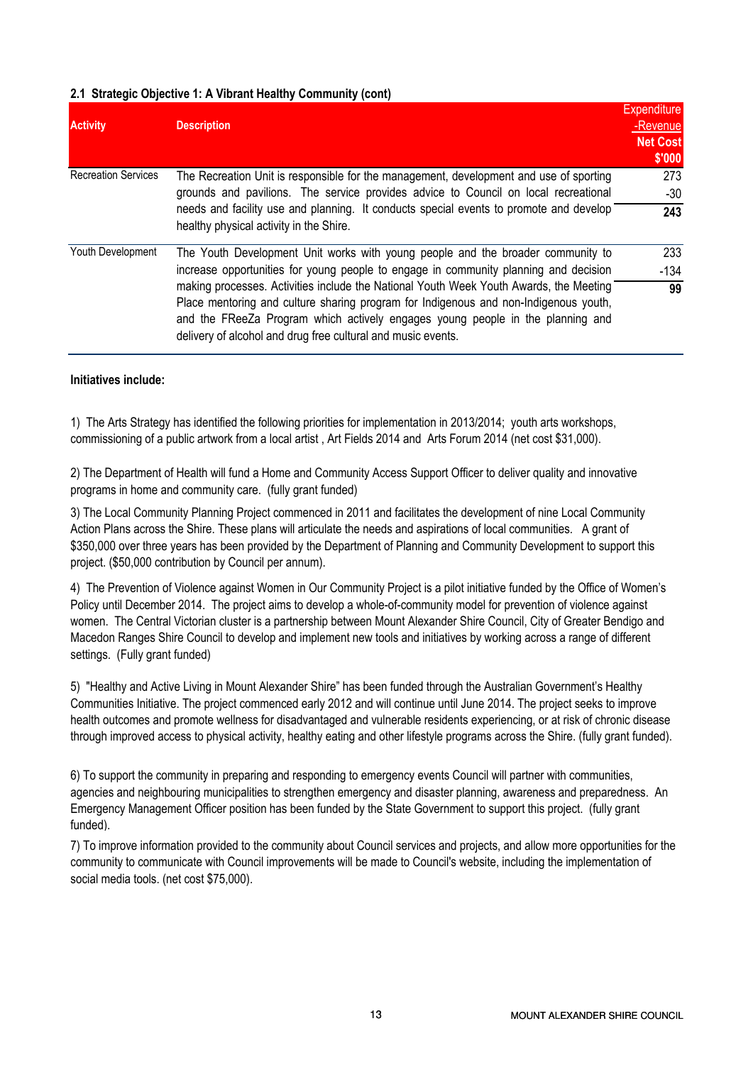### 2.1 Strategic Objective 1: A Vibrant Healthy Community (cont)

| Activity | Description | Expenditure<br>-Revenue<br>**Net Cost**<br>**$'000** |
|---|---|---|
| Recreation Services | The Recreation Unit is responsible for the management, development and use of sporting grounds and pavilions. The service provides advice to Council on local recreational needs and facility use and planning. It conducts special events to promote and develop healthy physical activity in the Shire. | 273<br>-30<br>**243** |
| Youth Development | The Youth Development Unit works with young people and the broader community to increase opportunities for young people to engage in community planning and decision making processes. Activities include the National Youth Week Youth Awards, the Meeting Place mentoring and culture sharing program for Indigenous and non-Indigenous youth, and the FReeZa Program which actively engages young people in the planning and delivery of alcohol and drug free cultural and music events. | 233<br>-134<br>**99** |

**Initiatives include:**

1) The Arts Strategy has identified the following priorities for implementation in 2013/2014; youth arts workshops, commissioning of a public artwork from a local artist , Art Fields 2014 and Arts Forum 2014 (net cost $31,000).

2) The Department of Health will fund a Home and Community Access Support Officer to deliver quality and innovative programs in home and community care. (fully grant funded)

3) The Local Community Planning Project commenced in 2011 and facilitates the development of nine Local Community Action Plans across the Shire. These plans will articulate the needs and aspirations of local communities. A grant of $350,000 over three years has been provided by the Department of Planning and Community Development to support this project. ($50,000 contribution by Council per annum).

4) The Prevention of Violence against Women in Our Community Project is a pilot initiative funded by the Office of Women's Policy until December 2014. The project aims to develop a whole-of-community model for prevention of violence against women. The Central Victorian cluster is a partnership between Mount Alexander Shire Council, City of Greater Bendigo and Macedon Ranges Shire Council to develop and implement new tools and initiatives by working across a range of different settings. (Fully grant funded)

5) "Healthy and Active Living in Mount Alexander Shire" has been funded through the Australian Government's Healthy Communities Initiative. The project commenced early 2012 and will continue until June 2014. The project seeks to improve health outcomes and promote wellness for disadvantaged and vulnerable residents experiencing, or at risk of chronic disease through improved access to physical activity, healthy eating and other lifestyle programs across the Shire. (fully grant funded).

6) To support the community in preparing and responding to emergency events Council will partner with communities, agencies and neighbouring municipalities to strengthen emergency and disaster planning, awareness and preparedness. An Emergency Management Officer position has been funded by the State Government to support this project. (fully grant funded).

7) To improve information provided to the community about Council services and projects, and allow more opportunities for the community to communicate with Council improvements will be made to Council's website, including the implementation of social media tools. (net cost $75,000).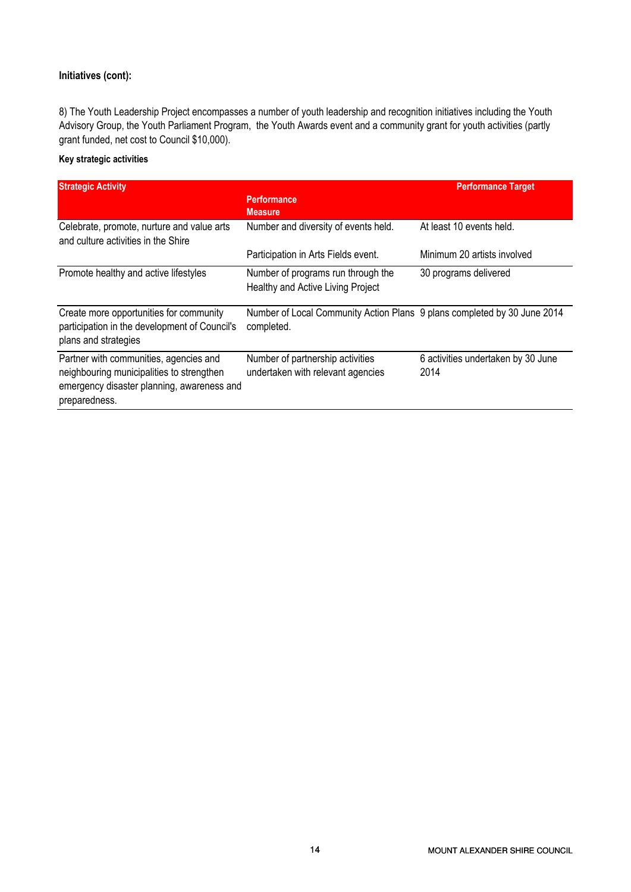**Initiatives (cont):**

8) The Youth Leadership Project encompasses a number of youth leadership and recognition initiatives including the Youth Advisory Group, the Youth Parliament Program, the Youth Awards event and a community grant for youth activities (partly grant funded, net cost to Council $10,000).

**Key strategic activities**

| Strategic Activity | Performance Measure | Performance Target |
|---|---|---|
| Celebrate, promote, nurture and value arts and culture activities in the Shire | Number and diversity of events held. | At least 10 events held. |
| | Participation in Arts Fields event. | Minimum 20 artists involved |
| Promote healthy and active lifestyles | Number of programs run through the Healthy and Active Living Project | 30 programs delivered |
| Create more opportunities for community participation in the development of Council's plans and strategies | Number of Local Community Action Plans completed. | 9 plans completed by 30 June 2014 |
| Partner with communities, agencies and neighbouring municipalities to strengthen emergency disaster planning, awareness and preparedness. | Number of partnership activities undertaken with relevant agencies | 6 activities undertaken by 30 June 2014 |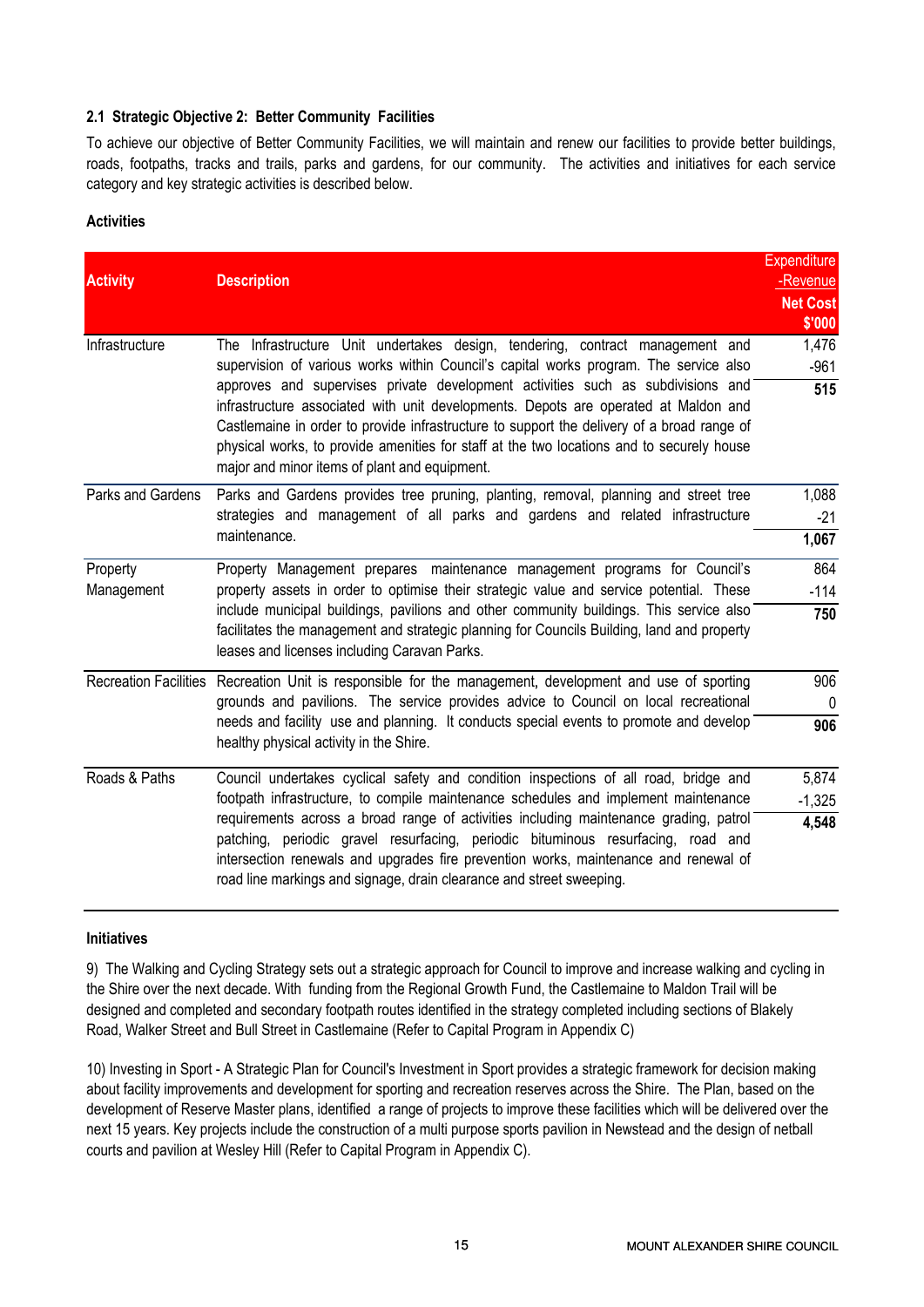### 2.1 Strategic Objective 2: Better Community Facilities

To achieve our objective of Better Community Facilities, we will maintain and renew our facilities to provide better buildings, roads, footpaths, tracks and trails, parks and gardens, for our community. The activities and initiatives for each service category and key strategic activities is described below.

**Activities**

| Activity | Description | Expenditure -Revenue **Net Cost** **$'000** |
|---|---|---|
| Infrastructure | The Infrastructure Unit undertakes design, tendering, contract management and supervision of various works within Council's capital works program. The service also approves and supervises private development activities such as subdivisions and infrastructure associated with unit developments. Depots are operated at Maldon and Castlemaine in order to provide infrastructure to support the delivery of a broad range of physical works, to provide amenities for staff at the two locations and to securely house major and minor items of plant and equipment. | 1,476<br>-961<br>**515** |
| Parks and Gardens | Parks and Gardens provides tree pruning, planting, removal, planning and street tree strategies and management of all parks and gardens and related infrastructure maintenance. | 1,088<br>-21<br>**1,067** |
| Property Management | Property Management prepares maintenance management programs for Council's property assets in order to optimise their strategic value and service potential. These include municipal buildings, pavilions and other community buildings. This service also facilitates the management and strategic planning for Councils Building, land and property leases and licenses including Caravan Parks. | 864<br>-114<br>**750** |
| Recreation Facilities | Recreation Unit is responsible for the management, development and use of sporting grounds and pavilions. The service provides advice to Council on local recreational needs and facility use and planning. It conducts special events to promote and develop healthy physical activity in the Shire. | 906<br>0<br>**906** |
| Roads & Paths | Council undertakes cyclical safety and condition inspections of all road, bridge and footpath infrastructure, to compile maintenance schedules and implement maintenance requirements across a broad range of activities including maintenance grading, patrol patching, periodic gravel resurfacing, periodic bituminous resurfacing, road and intersection renewals and upgrades fire prevention works, maintenance and renewal of road line markings and signage, drain clearance and street sweeping. | 5,874<br>-1,325<br>**4,548** |

**Initiatives**

9) The Walking and Cycling Strategy sets out a strategic approach for Council to improve and increase walking and cycling in the Shire over the next decade. With funding from the Regional Growth Fund, the Castlemaine to Maldon Trail will be designed and completed and secondary footpath routes identified in the strategy completed including sections of Blakely Road, Walker Street and Bull Street in Castlemaine (Refer to Capital Program in Appendix C)

10) Investing in Sport - A Strategic Plan for Council's Investment in Sport provides a strategic framework for decision making about facility improvements and development for sporting and recreation reserves across the Shire. The Plan, based on the development of Reserve Master plans, identified a range of projects to improve these facilities which will be delivered over the next 15 years. Key projects include the construction of a multi purpose sports pavilion in Newstead and the design of netball courts and pavilion at Wesley Hill (Refer to Capital Program in Appendix C).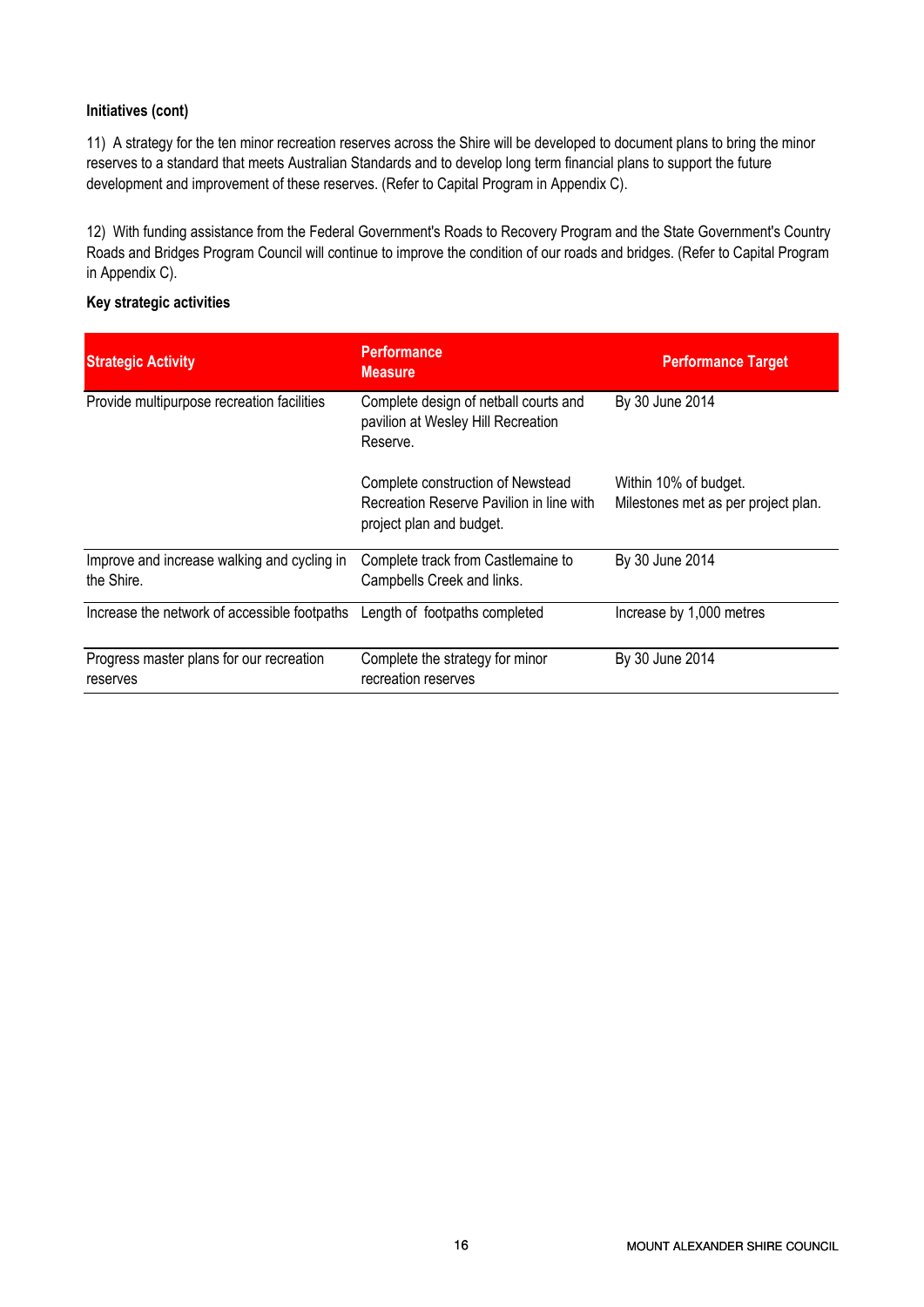**Initiatives (cont)**

11) A strategy for the ten minor recreation reserves across the Shire will be developed to document plans to bring the minor reserves to a standard that meets Australian Standards and to develop long term financial plans to support the future development and improvement of these reserves. (Refer to Capital Program in Appendix C).

12) With funding assistance from the Federal Government's Roads to Recovery Program and the State Government's Country Roads and Bridges Program Council will continue to improve the condition of our roads and bridges. (Refer to Capital Program in Appendix C).

**Key strategic activities**

| Strategic Activity | Performance Measure | Performance Target |
|---|---|---|
| Provide multipurpose recreation facilities | Complete design of netball courts and pavilion at Wesley Hill Recreation Reserve. | By 30 June 2014 |
| | Complete construction of Newstead Recreation Reserve Pavilion in line with project plan and budget. | Within 10% of budget. Milestones met as per project plan. |
| Improve and increase walking and cycling in the Shire. | Complete track from Castlemaine to Campbells Creek and links. | By 30 June 2014 |
| Increase the network of accessible footpaths | Length of footpaths completed | Increase by 1,000 metres |
| Progress master plans for our recreation reserves | Complete the strategy for minor recreation reserves | By 30 June 2014 |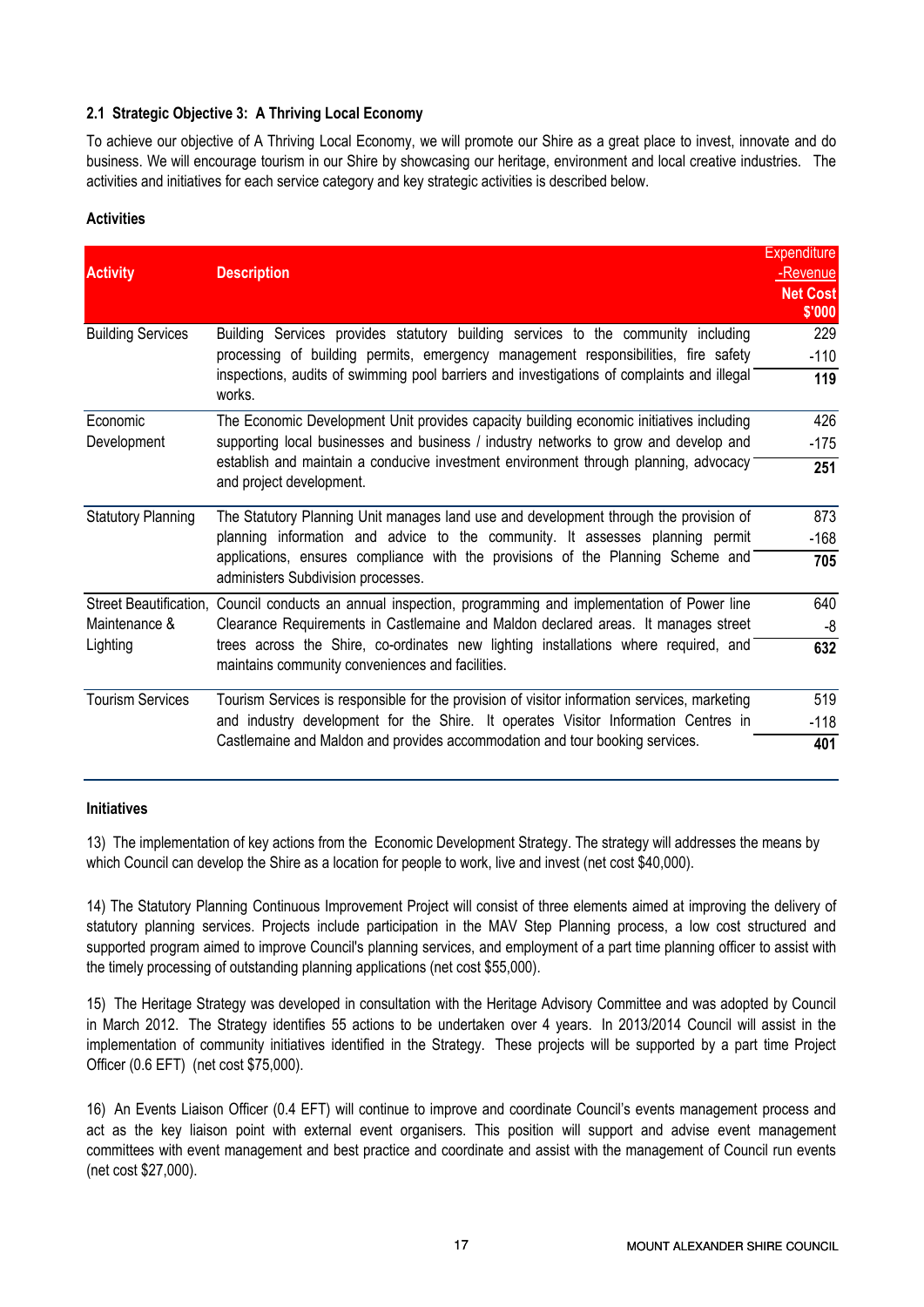## 2.1 Strategic Objective 3: A Thriving Local Economy

To achieve our objective of A Thriving Local Economy, we will promote our Shire as a great place to invest, innovate and do business. We will encourage tourism in our Shire by showcasing our heritage, environment and local creative industries. The activities and initiatives for each service category and key strategic activities is described below.

### Activities

| Activity | Description | Expenditure<br>-Revenue<br>**Net Cost**<br>**$'000** |
|---|---|---|
| Building Services | Building Services provides statutory building services to the community including processing of building permits, emergency management responsibilities, fire safety inspections, audits of swimming pool barriers and investigations of complaints and illegal works. | 229<br>-110<br>**119** |
| Economic Development | The Economic Development Unit provides capacity building economic initiatives including supporting local businesses and business / industry networks to grow and develop and establish and maintain a conducive investment environment through planning, advocacy and project development. | 426<br>-175<br>**251** |
| Statutory Planning | The Statutory Planning Unit manages land use and development through the provision of planning information and advice to the community. It assesses planning permit applications, ensures compliance with the provisions of the Planning Scheme and administers Subdivision processes. | 873<br>-168<br>**705** |
| Street Beautification, Maintenance & Lighting | Council conducts an annual inspection, programming and implementation of Power line Clearance Requirements in Castlemaine and Maldon declared areas. It manages street trees across the Shire, co-ordinates new lighting installations where required, and maintains community conveniences and facilities. | 640<br>-8<br>**632** |
| Tourism Services | Tourism Services is responsible for the provision of visitor information services, marketing and industry development for the Shire. It operates Visitor Information Centres in Castlemaine and Maldon and provides accommodation and tour booking services. | 519<br>-118<br>**401** |

### Initiatives

13) The implementation of key actions from the Economic Development Strategy. The strategy will addresses the means by which Council can develop the Shire as a location for people to work, live and invest (net cost $40,000).

14) The Statutory Planning Continuous Improvement Project will consist of three elements aimed at improving the delivery of statutory planning services. Projects include participation in the MAV Step Planning process, a low cost structured and supported program aimed to improve Council's planning services, and employment of a part time planning officer to assist with the timely processing of outstanding planning applications (net cost $55,000).

15) The Heritage Strategy was developed in consultation with the Heritage Advisory Committee and was adopted by Council in March 2012. The Strategy identifies 55 actions to be undertaken over 4 years. In 2013/2014 Council will assist in the implementation of community initiatives identified in the Strategy. These projects will be supported by a part time Project Officer (0.6 EFT) (net cost $75,000).

16) An Events Liaison Officer (0.4 EFT) will continue to improve and coordinate Council's events management process and act as the key liaison point with external event organisers. This position will support and advise event management committees with event management and best practice and coordinate and assist with the management of Council run events (net cost $27,000).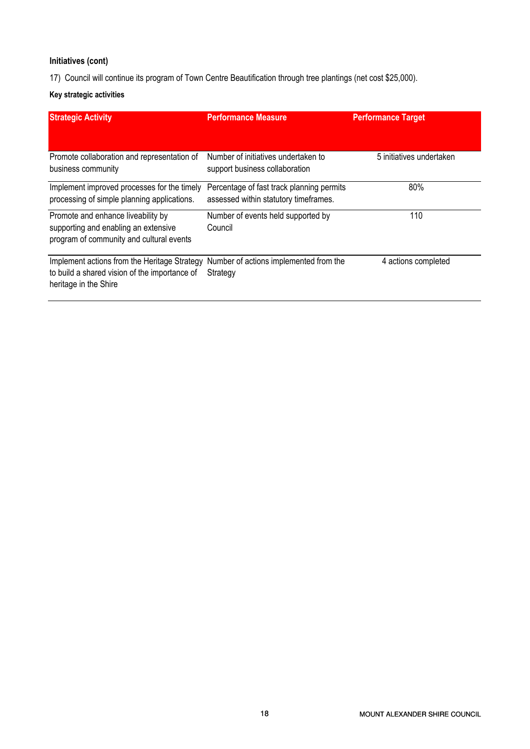**Initiatives (cont)**

17) Council will continue its program of Town Centre Beautification through tree plantings (net cost $25,000).

**Key strategic activities**

| Strategic Activity | Performance Measure | Performance Target |
| --- | --- | --- |
| Promote collaboration and representation of business community | Number of initiatives undertaken to support business collaboration | 5 initiatives undertaken |
| Implement improved processes for the timely processing of simple planning applications. | Percentage of fast track planning permits assessed within statutory timeframes. | 80% |
| Promote and enhance liveability by supporting and enabling an extensive program of community and cultural events | Number of events held supported by Council | 110 |
| Implement actions from the Heritage Strategy to build a shared vision of the importance of heritage in the Shire | Number of actions implemented from the Strategy | 4 actions completed |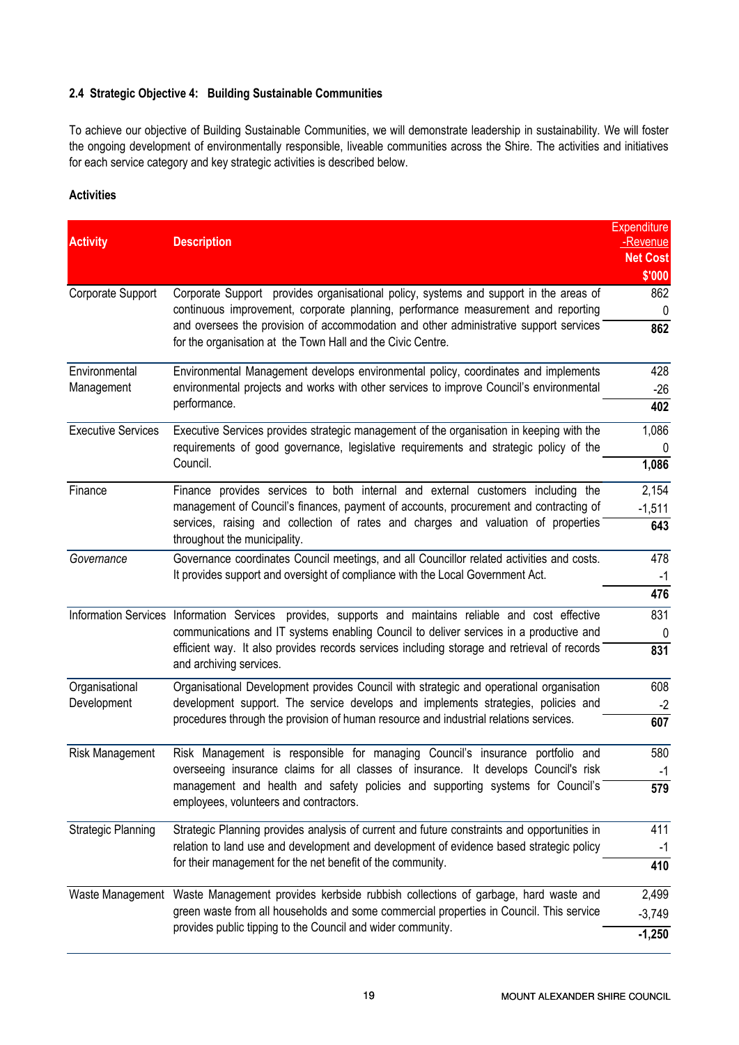### 2.4 Strategic Objective 4: Building Sustainable Communities

To achieve our objective of Building Sustainable Communities, we will demonstrate leadership in sustainability. We will foster the ongoing development of environmentally responsible, liveable communities across the Shire. The activities and initiatives for each service category and key strategic activities is described below.

**Activities**

| Activity | Description | Expenditure<br>-Revenue<br>**Net Cost**<br>**$'000** |
|---|---|---|
| Corporate Support | Corporate Support provides organisational policy, systems and support in the areas of continuous improvement, corporate planning, performance measurement and reporting and oversees the provision of accommodation and other administrative support services for the organisation at the Town Hall and the Civic Centre. | 862<br>0<br>**862** |
| Environmental Management | Environmental Management develops environmental policy, coordinates and implements environmental projects and works with other services to improve Council's environmental performance. | 428<br>-26<br>**402** |
| Executive Services | Executive Services provides strategic management of the organisation in keeping with the requirements of good governance, legislative requirements and strategic policy of the Council. | 1,086<br>0<br>**1,086** |
| Finance | Finance provides services to both internal and external customers including the management of Council's finances, payment of accounts, procurement and contracting of services, raising and collection of rates and charges and valuation of properties throughout the municipality. | 2,154<br>-1,511<br>**643** |
| *Governance* | Governance coordinates Council meetings, and all Councillor related activities and costs. It provides support and oversight of compliance with the Local Government Act. | 478<br>-1<br>**476** |
| Information Services | Information Services provides, supports and maintains reliable and cost effective communications and IT systems enabling Council to deliver services in a productive and efficient way. It also provides records services including storage and retrieval of records and archiving services. | 831<br>0<br>**831** |
| Organisational Development | Organisational Development provides Council with strategic and operational organisation development support. The service develops and implements strategies, policies and procedures through the provision of human resource and industrial relations services. | 608<br>-2<br>**607** |
| Risk Management | Risk Management is responsible for managing Council's insurance portfolio and overseeing insurance claims for all classes of insurance. It develops Council's risk management and health and safety policies and supporting systems for Council's employees, volunteers and contractors. | 580<br>-1<br>**579** |
| Strategic Planning | Strategic Planning provides analysis of current and future constraints and opportunities in relation to land use and development and development of evidence based strategic policy for their management for the net benefit of the community. | 411<br>-1<br>**410** |
| Waste Management | Waste Management provides kerbside rubbish collections of garbage, hard waste and green waste from all households and some commercial properties in Council. This service provides public tipping to the Council and wider community. | 2,499<br>-3,749<br>**-1,250** |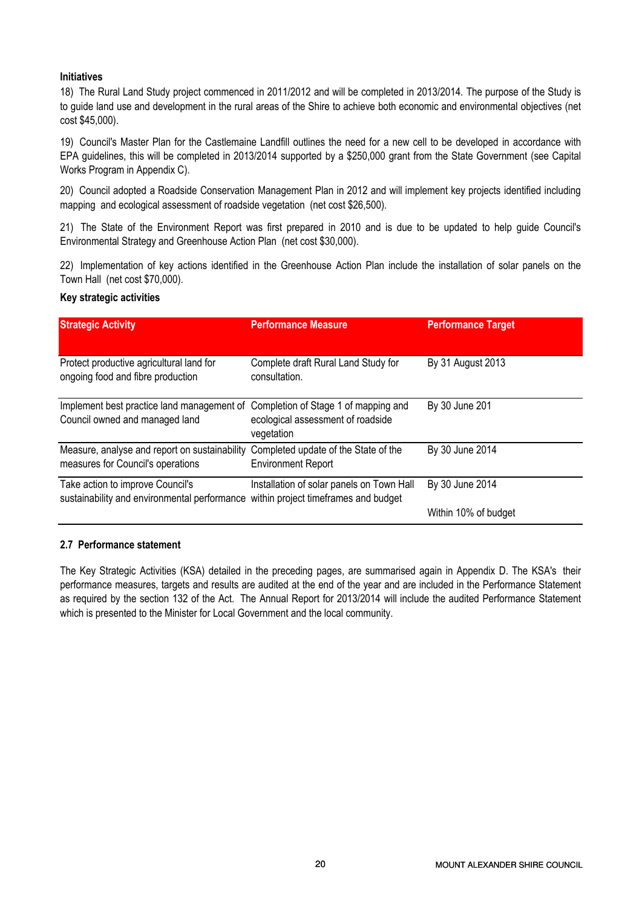**Initiatives**

18) The Rural Land Study project commenced in 2011/2012 and will be completed in 2013/2014. The purpose of the Study is to guide land use and development in the rural areas of the Shire to achieve both economic and environmental objectives (net cost $45,000).

19) Council's Master Plan for the Castlemaine Landfill outlines the need for a new cell to be developed in accordance with EPA guidelines, this will be completed in 2013/2014 supported by a $250,000 grant from the State Government (see Capital Works Program in Appendix C).

20) Council adopted a Roadside Conservation Management Plan in 2012 and will implement key projects identified including mapping and ecological assessment of roadside vegetation (net cost $26,500).

21) The State of the Environment Report was first prepared in 2010 and is due to be updated to help guide Council's Environmental Strategy and Greenhouse Action Plan (net cost $30,000).

22) Implementation of key actions identified in the Greenhouse Action Plan include the installation of solar panels on the Town Hall (net cost $70,000).

**Key strategic activities**

| Strategic Activity | Performance Measure | Performance Target |
|---|---|---|
| Protect productive agricultural land for ongoing food and fibre production | Complete draft Rural Land Study for consultation. | By 31 August 2013 |
| Implement best practice land management of Council owned and managed land | Completion of Stage 1 of mapping and ecological assessment of roadside vegetation | By 30 June 201 |
| Measure, analyse and report on sustainability measures for Council's operations | Completed update of the State of the Environment Report | By 30 June 2014 |
| Take action to improve Council's sustainability and environmental performance | Installation of solar panels on Town Hall within project timeframes and budget | By 30 June 2014<br><br>Within 10% of budget |

**2.7 Performance statement**

The Key Strategic Activities (KSA) detailed in the preceding pages, are summarised again in Appendix D. The KSA's their performance measures, targets and results are audited at the end of the year and are included in the Performance Statement as required by the section 132 of the Act. The Annual Report for 2013/2014 will include the audited Performance Statement which is presented to the Minister for Local Government and the local community.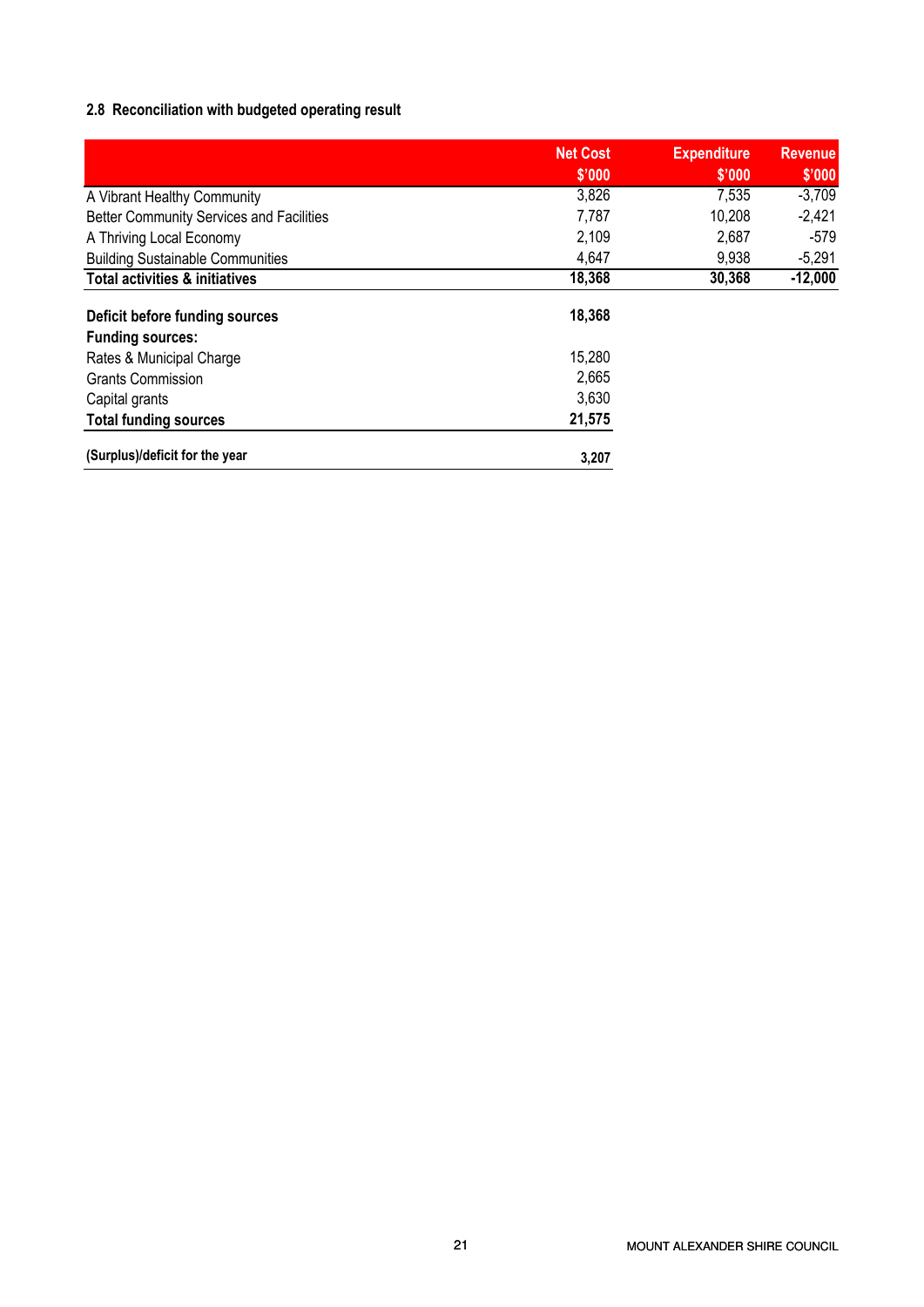## 2.8 Reconciliation with budgeted operating result

| | Net Cost $'000 | Expenditure $'000 | Revenue $'000 |
|---|---|---|---|
| A Vibrant Healthy Community | 3,826 | 7,535 | -3,709 |
| Better Community Services and Facilities | 7,787 | 10,208 | -2,421 |
| A Thriving Local Economy | 2,109 | 2,687 | -579 |
| Building Sustainable Communities | 4,647 | 9,938 | -5,291 |
| **Total activities & initiatives** | **18,368** | **30,368** | **-12,000** |
| | | | |
| **Deficit before funding sources** | **18,368** | | |
| **Funding sources:** | | | |
| Rates & Municipal Charge | 15,280 | | |
| Grants Commission | 2,665 | | |
| Capital grants | 3,630 | | |
| **Total funding sources** | **21,575** | | |
| | | | |
| **(Surplus)/deficit for the year** | **3,207** | | |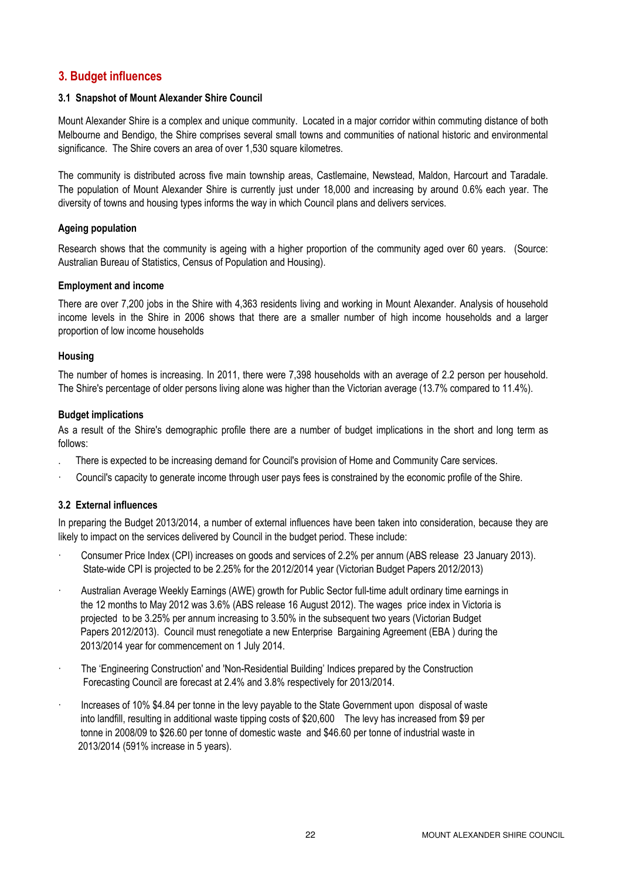## 3. Budget influences

### 3.1 Snapshot of Mount Alexander Shire Council

Mount Alexander Shire is a complex and unique community. Located in a major corridor within commuting distance of both Melbourne and Bendigo, the Shire comprises several small towns and communities of national historic and environmental significance. The Shire covers an area of over 1,530 square kilometres.

The community is distributed across five main township areas, Castlemaine, Newstead, Maldon, Harcourt and Taradale. The population of Mount Alexander Shire is currently just under 18,000 and increasing by around 0.6% each year. The diversity of towns and housing types informs the way in which Council plans and delivers services.

**Ageing population**

Research shows that the community is ageing with a higher proportion of the community aged over 60 years. (Source: Australian Bureau of Statistics, Census of Population and Housing).

**Employment and income**

There are over 7,200 jobs in the Shire with 4,363 residents living and working in Mount Alexander. Analysis of household income levels in the Shire in 2006 shows that there are a smaller number of high income households and a larger proportion of low income households

**Housing**

The number of homes is increasing. In 2011, there were 7,398 households with an average of 2.2 person per household. The Shire's percentage of older persons living alone was higher than the Victorian average (13.7% compared to 11.4%).

**Budget implications**

As a result of the Shire's demographic profile there are a number of budget implications in the short and long term as follows:

- There is expected to be increasing demand for Council's provision of Home and Community Care services.
- Council's capacity to generate income through user pays fees is constrained by the economic profile of the Shire.

### 3.2 External influences

In preparing the Budget 2013/2014, a number of external influences have been taken into consideration, because they are likely to impact on the services delivered by Council in the budget period. These include:

- Consumer Price Index (CPI) increases on goods and services of 2.2% per annum (ABS release 23 January 2013). State-wide CPI is projected to be 2.25% for the 2012/2014 year (Victorian Budget Papers 2012/2013)
- Australian Average Weekly Earnings (AWE) growth for Public Sector full-time adult ordinary time earnings in the 12 months to May 2012 was 3.6% (ABS release 16 August 2012). The wages price index in Victoria is projected to be 3.25% per annum increasing to 3.50% in the subsequent two years (Victorian Budget Papers 2012/2013). Council must renegotiate a new Enterprise Bargaining Agreement (EBA ) during the 2013/2014 year for commencement on 1 July 2014.
- The 'Engineering Construction' and 'Non-Residential Building' Indices prepared by the Construction Forecasting Council are forecast at 2.4% and 3.8% respectively for 2013/2014.
- Increases of 10% $4.84 per tonne in the levy payable to the State Government upon disposal of waste into landfill, resulting in additional waste tipping costs of $20,600 The levy has increased from $9 per tonne in 2008/09 to $26.60 per tonne of domestic waste and $46.60 per tonne of industrial waste in 2013/2014 (591% increase in 5 years).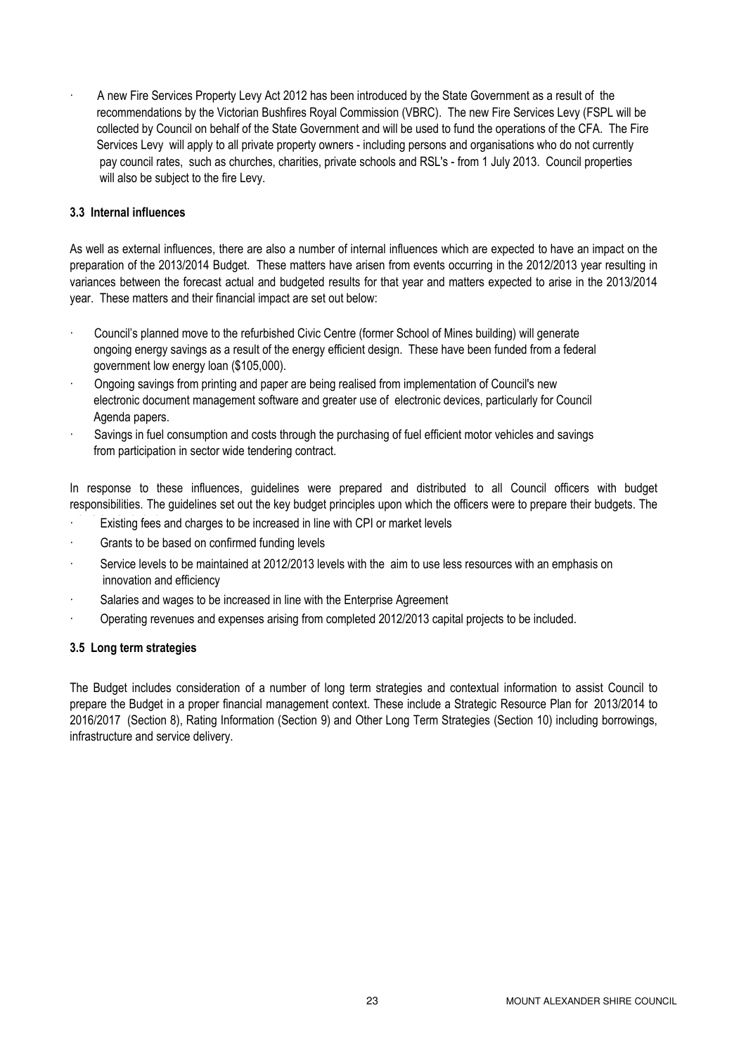- A new Fire Services Property Levy Act 2012 has been introduced by the State Government as a result of the recommendations by the Victorian Bushfires Royal Commission (VBRC). The new Fire Services Levy (FSPL will be collected by Council on behalf of the State Government and will be used to fund the operations of the CFA. The Fire Services Levy will apply to all private property owners - including persons and organisations who do not currently pay council rates, such as churches, charities, private schools and RSL's - from 1 July 2013. Council properties will also be subject to the fire Levy.

### 3.3 Internal influences

As well as external influences, there are also a number of internal influences which are expected to have an impact on the preparation of the 2013/2014 Budget. These matters have arisen from events occurring in the 2012/2013 year resulting in variances between the forecast actual and budgeted results for that year and matters expected to arise in the 2013/2014 year. These matters and their financial impact are set out below:

- Council's planned move to the refurbished Civic Centre (former School of Mines building) will generate ongoing energy savings as a result of the energy efficient design. These have been funded from a federal government low energy loan ($105,000).
- Ongoing savings from printing and paper are being realised from implementation of Council's new electronic document management software and greater use of electronic devices, particularly for Council Agenda papers.
- Savings in fuel consumption and costs through the purchasing of fuel efficient motor vehicles and savings from participation in sector wide tendering contract.

In response to these influences, guidelines were prepared and distributed to all Council officers with budget responsibilities. The guidelines set out the key budget principles upon which the officers were to prepare their budgets. The

- Existing fees and charges to be increased in line with CPI or market levels
- Grants to be based on confirmed funding levels
- Service levels to be maintained at 2012/2013 levels with the aim to use less resources with an emphasis on innovation and efficiency
- Salaries and wages to be increased in line with the Enterprise Agreement
- Operating revenues and expenses arising from completed 2012/2013 capital projects to be included.

### 3.5 Long term strategies

The Budget includes consideration of a number of long term strategies and contextual information to assist Council to prepare the Budget in a proper financial management context. These include a Strategic Resource Plan for 2013/2014 to 2016/2017 (Section 8), Rating Information (Section 9) and Other Long Term Strategies (Section 10) including borrowings, infrastructure and service delivery.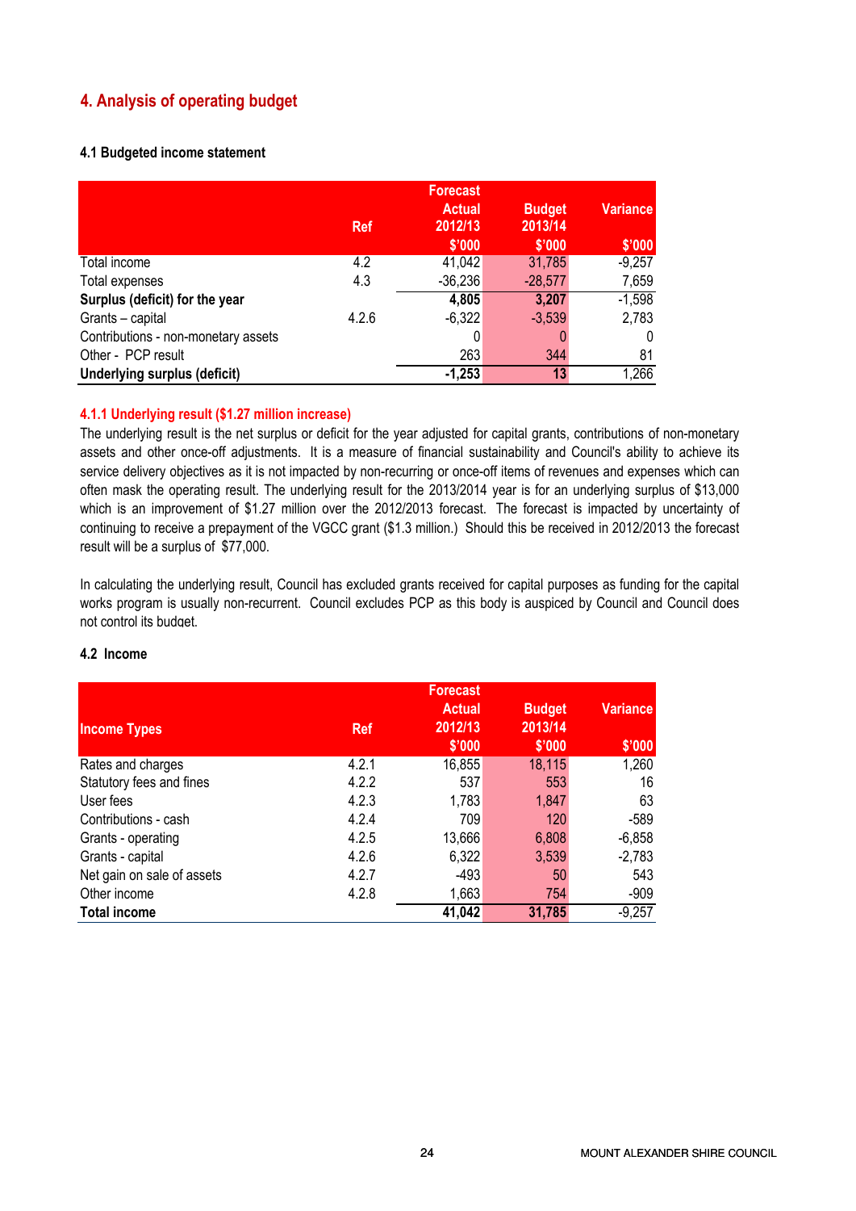# 4. Analysis of operating budget

### 4.1 Budgeted income statement

| | Ref | Forecast Actual 2012/13 $'000 | Budget 2013/14 $'000 | Variance $'000 |
|---|---|---|---|---|
| Total income | 4.2 | 41,042 | 31,785 | -9,257 |
| Total expenses | 4.3 | -36,236 | -28,577 | 7,659 |
| **Surplus (deficit) for the year** | | **4,805** | **3,207** | -1,598 |
| Grants – capital | 4.2.6 | -6,322 | -3,539 | 2,783 |
| Contributions - non-monetary assets | | 0 | 0 | 0 |
| Other - PCP result | | 263 | 344 | 81 |
| **Underlying surplus (deficit)** | | **-1,253** | **13** | 1,266 |

#### 4.1.1 Underlying result ($1.27 million increase)

The underlying result is the net surplus or deficit for the year adjusted for capital grants, contributions of non-monetary assets and other once-off adjustments. It is a measure of financial sustainability and Council's ability to achieve its service delivery objectives as it is not impacted by non-recurring or once-off items of revenues and expenses which can often mask the operating result. The underlying result for the 2013/2014 year is for an underlying surplus of $13,000 which is an improvement of $1.27 million over the 2012/2013 forecast. The forecast is impacted by uncertainty of continuing to receive a prepayment of the VGCC grant ($1.3 million.) Should this be received in 2012/2013 the forecast result will be a surplus of $77,000.

In calculating the underlying result, Council has excluded grants received for capital purposes as funding for the capital works program is usually non-recurrent. Council excludes PCP as this body is auspiced by Council and Council does not control its budget.

### 4.2 Income

| Income Types | Ref | Forecast Actual 2012/13 $'000 | Budget 2013/14 $'000 | Variance $'000 |
|---|---|---|---|---|
| Rates and charges | 4.2.1 | 16,855 | 18,115 | 1,260 |
| Statutory fees and fines | 4.2.2 | 537 | 553 | 16 |
| User fees | 4.2.3 | 1,783 | 1,847 | 63 |
| Contributions - cash | 4.2.4 | 709 | 120 | -589 |
| Grants - operating | 4.2.5 | 13,666 | 6,808 | -6,858 |
| Grants - capital | 4.2.6 | 6,322 | 3,539 | -2,783 |
| Net gain on sale of assets | 4.2.7 | -493 | 50 | 543 |
| Other income | 4.2.8 | 1,663 | 754 | -909 |
| **Total income** | | **41,042** | **31,785** | -9,257 |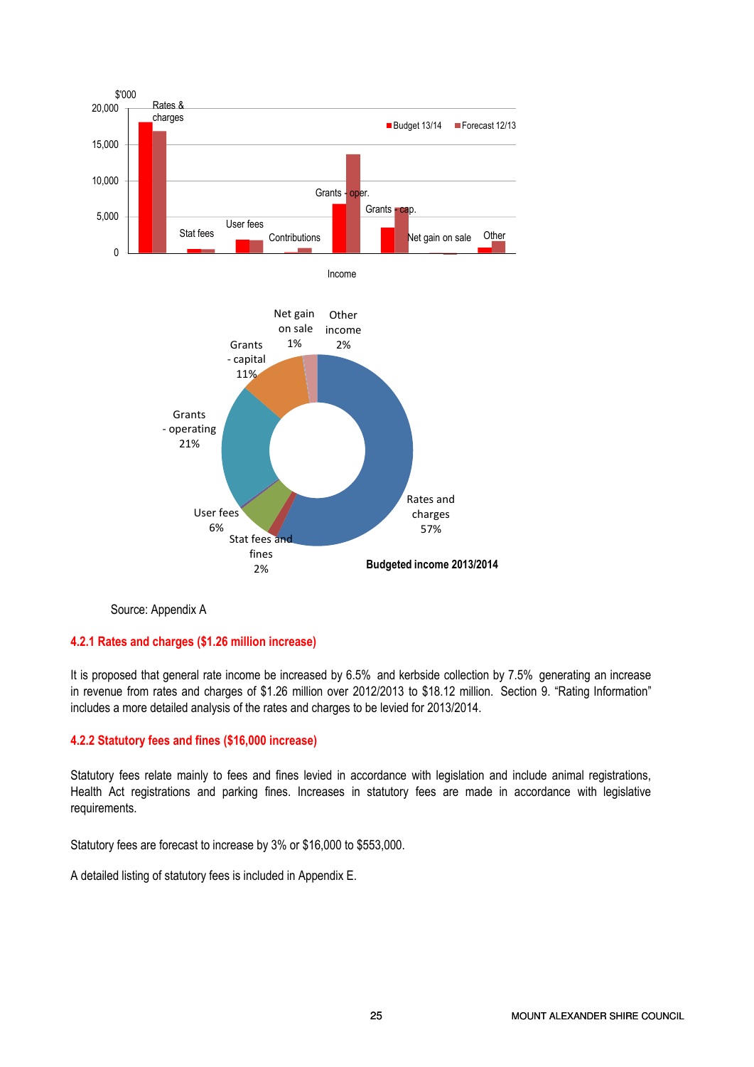Source: Appendix A

### 4.2.1 Rates and charges ($1.26 million increase)

It is proposed that general rate income be increased by 6.5% and kerbside collection by 7.5% generating an increase in revenue from rates and charges of $1.26 million over 2012/2013 to $18.12 million. Section 9. "Rating Information" includes a more detailed analysis of the rates and charges to be levied for 2013/2014.

### 4.2.2 Statutory fees and fines ($16,000 increase)

Statutory fees relate mainly to fees and fines levied in accordance with legislation and include animal registrations, Health Act registrations and parking fines. Increases in statutory fees are made in accordance with legislative requirements.

Statutory fees are forecast to increase by 3% or $16,000 to $553,000.

A detailed listing of statutory fees is included in Appendix E.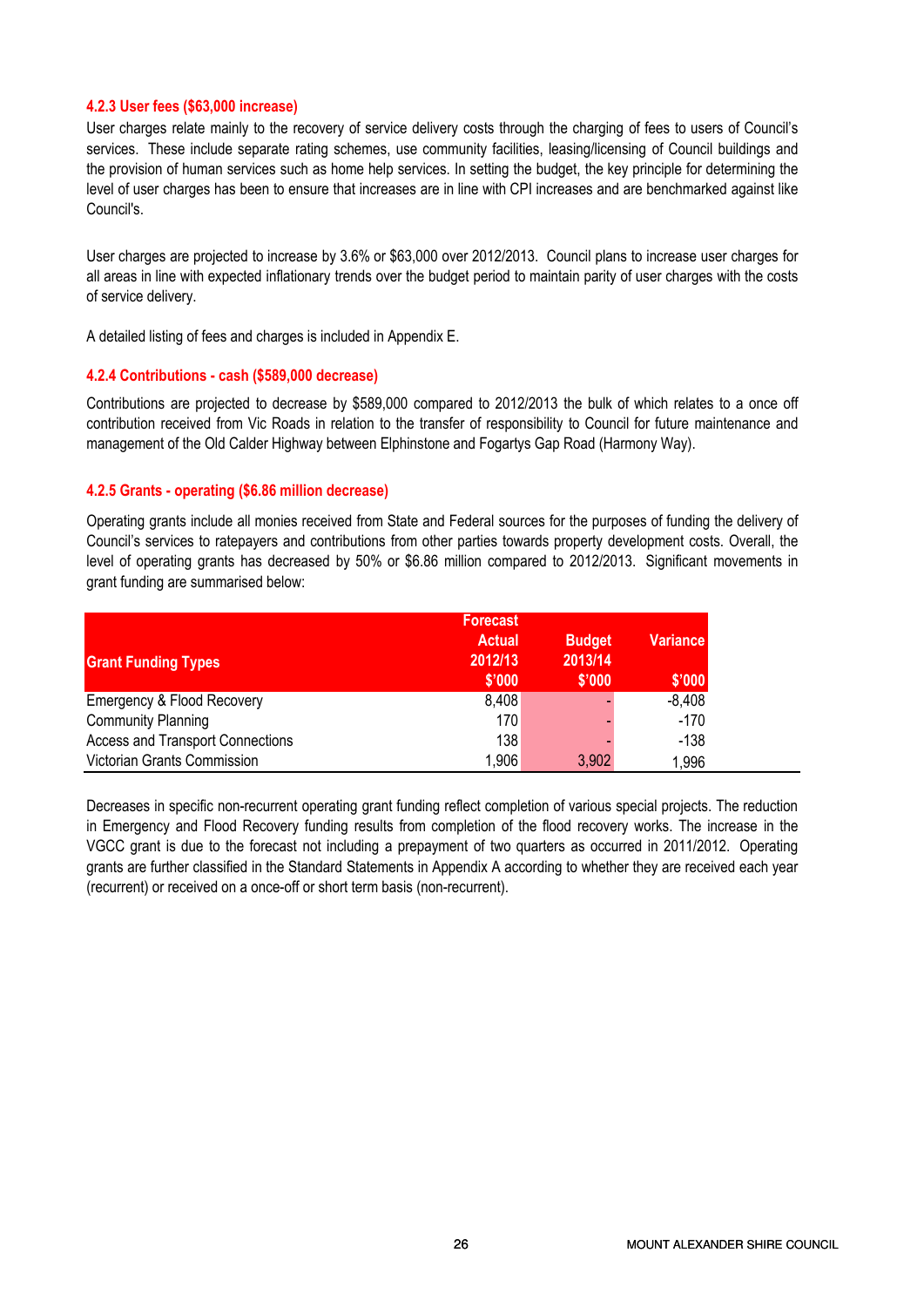#### 4.2.3 User fees ($63,000 increase)

User charges relate mainly to the recovery of service delivery costs through the charging of fees to users of Council's services. These include separate rating schemes, use community facilities, leasing/licensing of Council buildings and the provision of human services such as home help services. In setting the budget, the key principle for determining the level of user charges has been to ensure that increases are in line with CPI increases and are benchmarked against like Council's.

User charges are projected to increase by 3.6% or $63,000 over 2012/2013. Council plans to increase user charges for all areas in line with expected inflationary trends over the budget period to maintain parity of user charges with the costs of service delivery.

A detailed listing of fees and charges is included in Appendix E.

#### 4.2.4 Contributions - cash ($589,000 decrease)

Contributions are projected to decrease by $589,000 compared to 2012/2013 the bulk of which relates to a once off contribution received from Vic Roads in relation to the transfer of responsibility to Council for future maintenance and management of the Old Calder Highway between Elphinstone and Fogartys Gap Road (Harmony Way).

#### 4.2.5 Grants - operating ($6.86 million decrease)

Operating grants include all monies received from State and Federal sources for the purposes of funding the delivery of Council's services to ratepayers and contributions from other parties towards property development costs. Overall, the level of operating grants has decreased by 50% or $6.86 million compared to 2012/2013. Significant movements in grant funding are summarised below:

| Grant Funding Types | Forecast Actual 2012/13 $'000 | Budget 2013/14 $'000 | Variance $'000 |
|---|---|---|---|
| Emergency & Flood Recovery | 8,408 | - | -8,408 |
| Community Planning | 170 | - | -170 |
| Access and Transport Connections | 138 | - | -138 |
| Victorian Grants Commission | 1,906 | 3,902 | 1,996 |

Decreases in specific non-recurrent operating grant funding reflect completion of various special projects. The reduction in Emergency and Flood Recovery funding results from completion of the flood recovery works. The increase in the VGCC grant is due to the forecast not including a prepayment of two quarters as occurred in 2011/2012. Operating grants are further classified in the Standard Statements in Appendix A according to whether they are received each year (recurrent) or received on a once-off or short term basis (non-recurrent).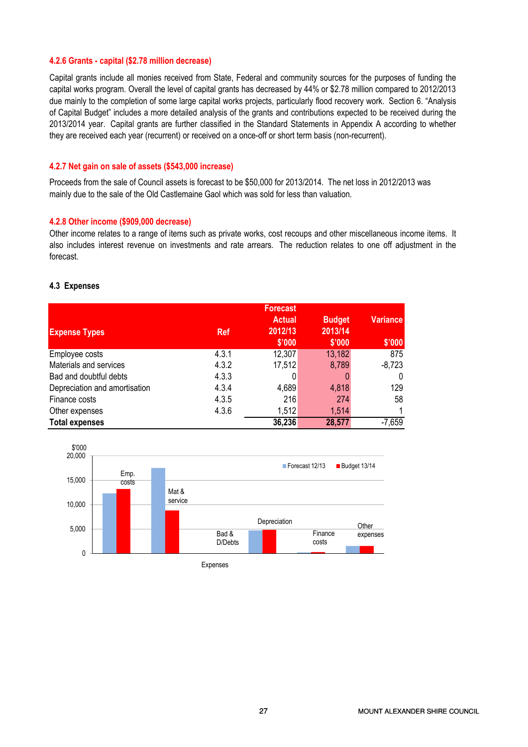### 4.2.6 Grants - capital ($2.78 million decrease)

Capital grants include all monies received from State, Federal and community sources for the purposes of funding the capital works program. Overall the level of capital grants has decreased by 44% or $2.78 million compared to 2012/2013 due mainly to the completion of some large capital works projects, particularly flood recovery work. Section 6. "Analysis of Capital Budget" includes a more detailed analysis of the grants and contributions expected to be received during the 2013/2014 year. Capital grants are further classified in the Standard Statements in Appendix A according to whether they are received each year (recurrent) or received on a once-off or short term basis (non-recurrent).

### 4.2.7 Net gain on sale of assets ($543,000 increase)

Proceeds from the sale of Council assets is forecast to be $50,000 for 2013/2014. The net loss in 2012/2013 was mainly due to the sale of the Old Castlemaine Gaol which was sold for less than valuation.

### 4.2.8 Other income ($909,000 decrease)

Other income relates to a range of items such as private works, cost recoups and other miscellaneous income items. It also includes interest revenue on investments and rate arrears. The reduction relates to one off adjustment in the forecast.

## 4.3 Expenses

| Expense Types | Ref | Forecast Actual 2012/13 $'000 | Budget 2013/14 $'000 | Variance $'000 |
|---|---|---|---|---|
| Employee costs | 4.3.1 | 12,307 | 13,182 | 875 |
| Materials and services | 4.3.2 | 17,512 | 8,789 | -8,723 |
| Bad and doubtful debts | 4.3.3 | 0 | 0 | 0 |
| Depreciation and amortisation | 4.3.4 | 4,689 | 4,818 | 129 |
| Finance costs | 4.3.5 | 216 | 274 | 58 |
| Other expenses | 4.3.6 | 1,512 | 1,514 | 1 |
| **Total expenses** | | **36,236** | **28,577** | -7,659 |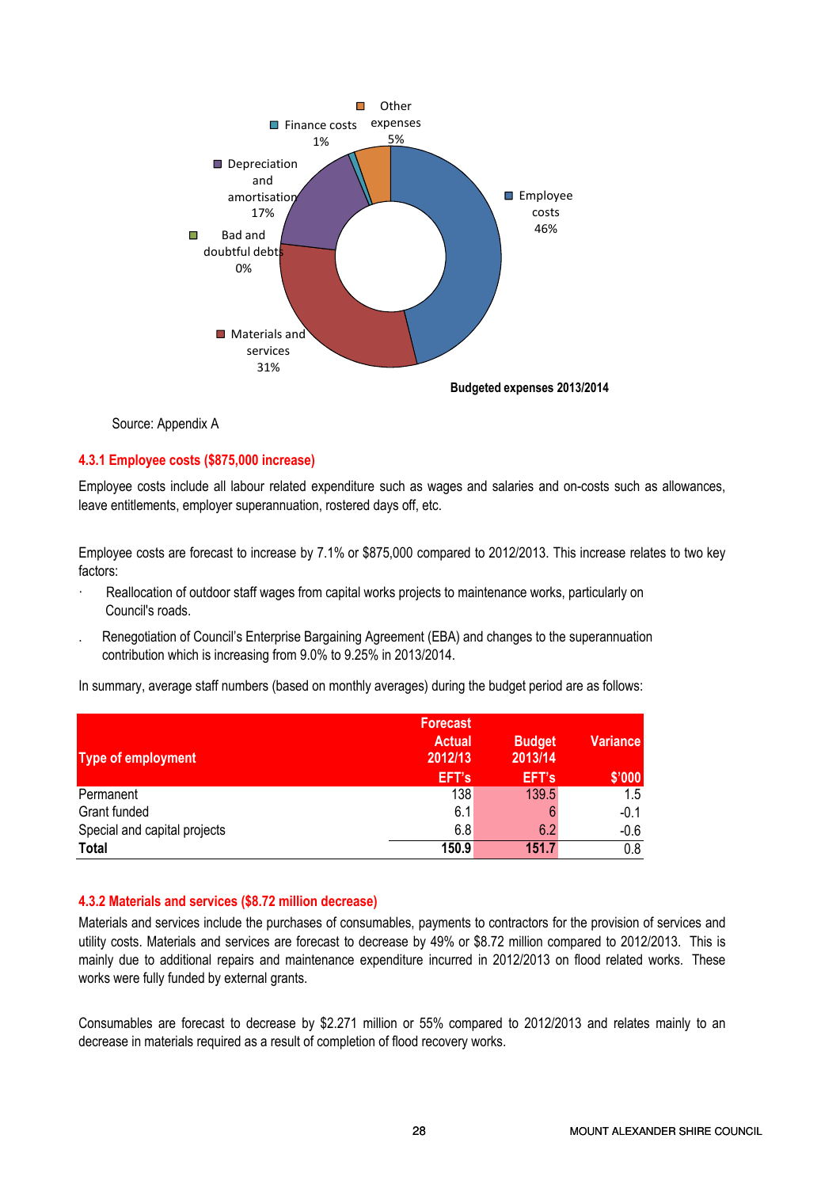Other expenses 5%

Finance costs 1%

Depreciation and amortisation 17%

Bad and doubtful debts 0%

Materials and services 31%

Employee costs 46%

**Budgeted expenses 2013/2014**

Source: Appendix A

#### 4.3.1 Employee costs ($875,000 increase)

Employee costs include all labour related expenditure such as wages and salaries and on-costs such as allowances, leave entitlements, employer superannuation, rostered days off, etc.

Employee costs are forecast to increase by 7.1% or $875,000 compared to 2012/2013. This increase relates to two key factors:

- Reallocation of outdoor staff wages from capital works projects to maintenance works, particularly on Council's roads.
- Renegotiation of Council's Enterprise Bargaining Agreement (EBA) and changes to the superannuation contribution which is increasing from 9.0% to 9.25% in 2013/2014.

In summary, average staff numbers (based on monthly averages) during the budget period are as follows:

| Type of employment | Forecast Actual 2012/13 EFT's | Budget 2013/14 EFT's | Variance $'000 |
|---|---|---|---|
| Permanent | 138 | 139.5 | 1.5 |
| Grant funded | 6.1 | 6 | -0.1 |
| Special and capital projects | 6.8 | 6.2 | -0.6 |
| **Total** | **150.9** | **151.7** | 0.8 |

#### 4.3.2 Materials and services ($8.72 million decrease)

Materials and services include the purchases of consumables, payments to contractors for the provision of services and utility costs. Materials and services are forecast to decrease by 49% or $8.72 million compared to 2012/2013. This is mainly due to additional repairs and maintenance expenditure incurred in 2012/2013 on flood related works. These works were fully funded by external grants.

Consumables are forecast to decrease by $2.271 million or 55% compared to 2012/2013 and relates mainly to an decrease in materials required as a result of completion of flood recovery works.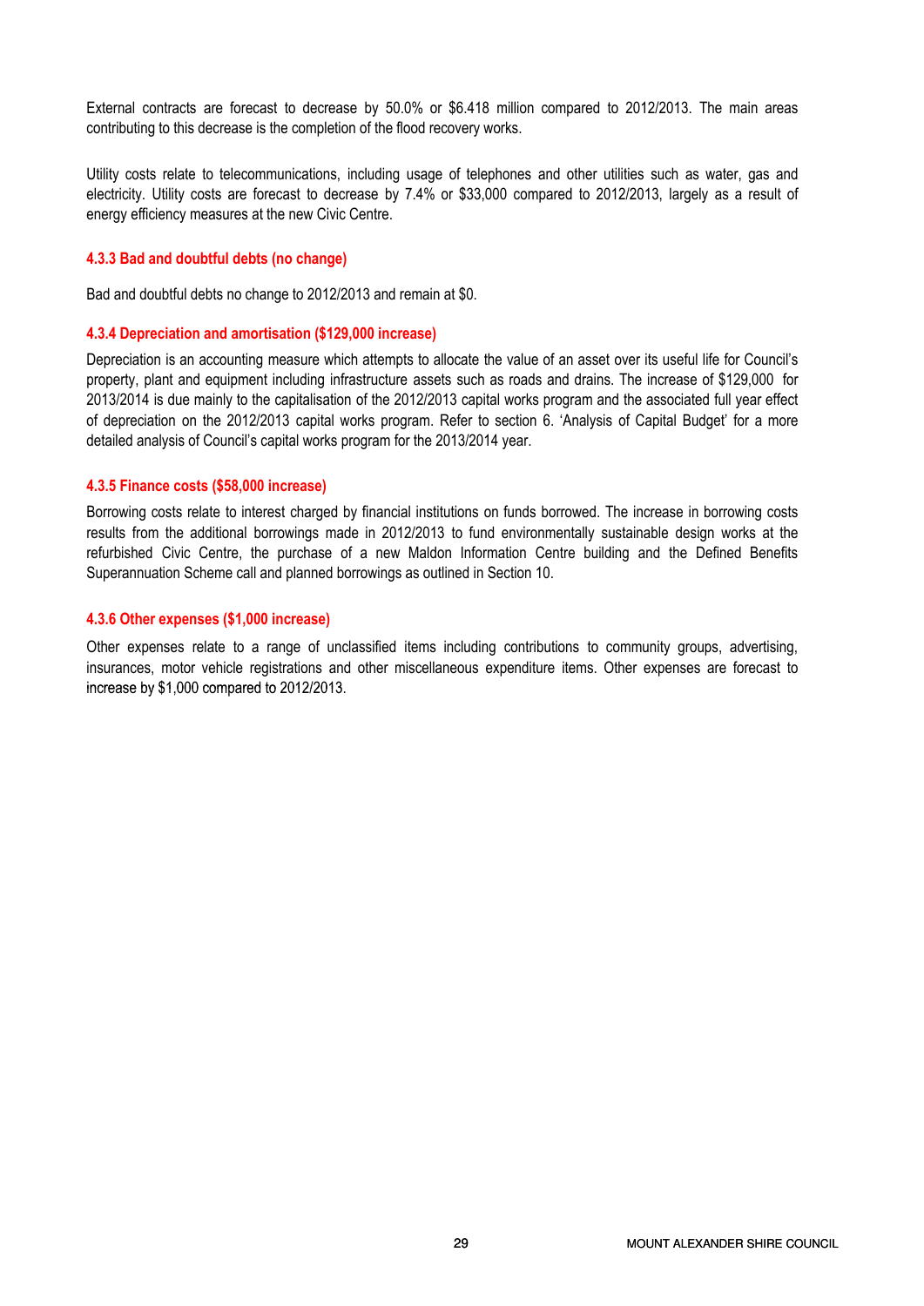External contracts are forecast to decrease by 50.0% or $6.418 million compared to 2012/2013. The main areas contributing to this decrease is the completion of the flood recovery works.

Utility costs relate to telecommunications, including usage of telephones and other utilities such as water, gas and electricity. Utility costs are forecast to decrease by 7.4% or $33,000 compared to 2012/2013, largely as a result of energy efficiency measures at the new Civic Centre.

#### 4.3.3 Bad and doubtful debts (no change)

Bad and doubtful debts no change to 2012/2013 and remain at $0.

#### 4.3.4 Depreciation and amortisation ($129,000 increase)

Depreciation is an accounting measure which attempts to allocate the value of an asset over its useful life for Council's property, plant and equipment including infrastructure assets such as roads and drains. The increase of $129,000 for 2013/2014 is due mainly to the capitalisation of the 2012/2013 capital works program and the associated full year effect of depreciation on the 2012/2013 capital works program. Refer to section 6. 'Analysis of Capital Budget' for a more detailed analysis of Council's capital works program for the 2013/2014 year.

#### 4.3.5 Finance costs ($58,000 increase)

Borrowing costs relate to interest charged by financial institutions on funds borrowed. The increase in borrowing costs results from the additional borrowings made in 2012/2013 to fund environmentally sustainable design works at the refurbished Civic Centre, the purchase of a new Maldon Information Centre building and the Defined Benefits Superannuation Scheme call and planned borrowings as outlined in Section 10.

#### 4.3.6 Other expenses ($1,000 increase)

Other expenses relate to a range of unclassified items including contributions to community groups, advertising, insurances, motor vehicle registrations and other miscellaneous expenditure items. Other expenses are forecast to increase by $1,000 compared to 2012/2013.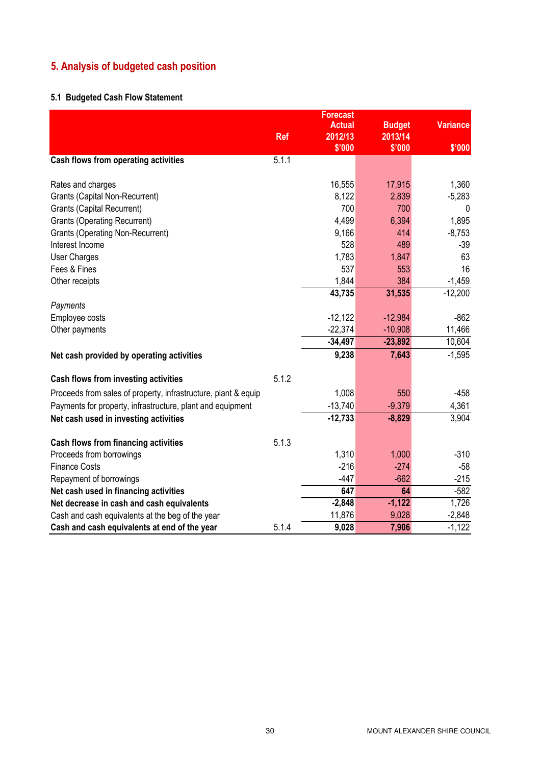## 5. Analysis of budgeted cash position

### 5.1 Budgeted Cash Flow Statement

| | Ref | Forecast Actual 2012/13 $'000 | Budget 2013/14 $'000 | Variance $'000 |
|---|---|---|---|---|
| **Cash flows from operating activities** | 5.1.1 | | | |
| Rates and charges | | 16,555 | 17,915 | 1,360 |
| Grants (Capital Non-Recurrent) | | 8,122 | 2,839 | -5,283 |
| Grants (Capital Recurrent) | | 700 | 700 | 0 |
| Grants (Operating Recurrent) | | 4,499 | 6,394 | 1,895 |
| Grants (Operating Non-Recurrent) | | 9,166 | 414 | -8,753 |
| Interest Income | | 528 | 489 | -39 |
| User Charges | | 1,783 | 1,847 | 63 |
| Fees & Fines | | 537 | 553 | 16 |
| Other receipts | | 1,844 | 384 | -1,459 |
| | | **43,735** | **31,535** | -12,200 |
| *Payments* | | | | |
| Employee costs | | -12,122 | -12,984 | -862 |
| Other payments | | -22,374 | -10,908 | 11,466 |
| | | **-34,497** | **-23,892** | 10,604 |
| **Net cash provided by operating activities** | | **9,238** | **7,643** | -1,595 |
| **Cash flows from investing activities** | 5.1.2 | | | |
| Proceeds from sales of property, infrastructure, plant & equip | | 1,008 | 550 | -458 |
| Payments for property, infrastructure, plant and equipment | | -13,740 | -9,379 | 4,361 |
| **Net cash used in investing activities** | | **-12,733** | **-8,829** | 3,904 |
| **Cash flows from financing activities** | 5.1.3 | | | |
| Proceeds from borrowings | | 1,310 | 1,000 | -310 |
| Finance Costs | | -216 | -274 | -58 |
| Repayment of borrowings | | -447 | -662 | -215 |
| **Net cash used in financing activities** | | **647** | **64** | -582 |
| **Net decrease in cash and cash equivalents** | | **-2,848** | **-1,122** | 1,726 |
| Cash and cash equivalents at the beg of the year | | 11,876 | 9,028 | -2,848 |
| **Cash and cash equivalents at end of the year** | 5.1.4 | **9,028** | **7,906** | -1,122 |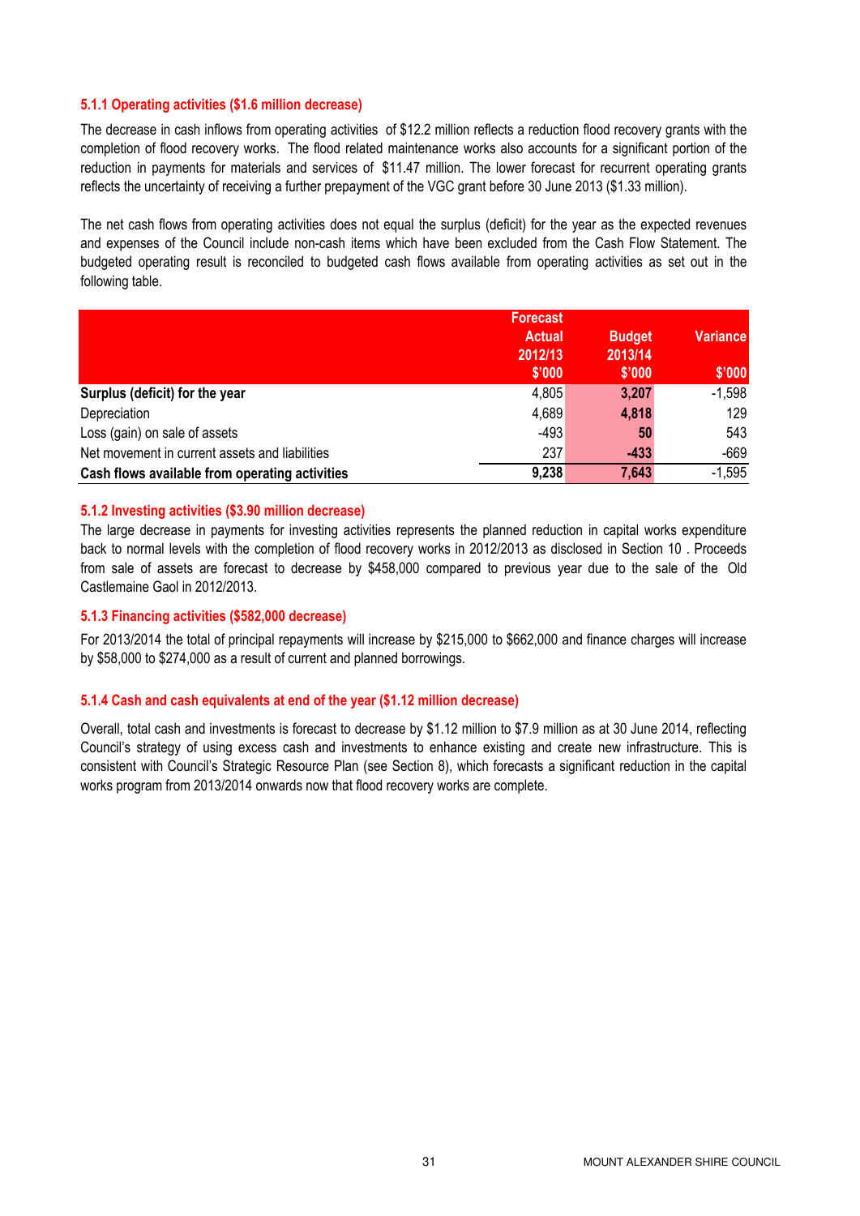### 5.1.1 Operating activities ($1.6 million decrease)

The decrease in cash inflows from operating activities of $12.2 million reflects a reduction flood recovery grants with the completion of flood recovery works. The flood related maintenance works also accounts for a significant portion of the reduction in payments for materials and services of $11.47 million. The lower forecast for recurrent operating grants reflects the uncertainty of receiving a further prepayment of the VGC grant before 30 June 2013 ($1.33 million).

The net cash flows from operating activities does not equal the surplus (deficit) for the year as the expected revenues and expenses of the Council include non-cash items which have been excluded from the Cash Flow Statement. The budgeted operating result is reconciled to budgeted cash flows available from operating activities as set out in the following table.

| | Forecast Actual 2012/13 $'000 | Budget 2013/14 $'000 | Variance $'000 |
|---|---|---|---|
| **Surplus (deficit) for the year** | 4,805 | **3,207** | -1,598 |
| Depreciation | 4,689 | **4,818** | 129 |
| Loss (gain) on sale of assets | -493 | **50** | 543 |
| Net movement in current assets and liabilities | 237 | **-433** | -669 |
| **Cash flows available from operating activities** | **9,238** | **7,643** | -1,595 |

### 5.1.2 Investing activities ($3.90 million decrease)

The large decrease in payments for investing activities represents the planned reduction in capital works expenditure back to normal levels with the completion of flood recovery works in 2012/2013 as disclosed in Section 10 . Proceeds from sale of assets are forecast to decrease by $458,000 compared to previous year due to the sale of the Old Castlemaine Gaol in 2012/2013.

### 5.1.3 Financing activities ($582,000 decrease)

For 2013/2014 the total of principal repayments will increase by $215,000 to $662,000 and finance charges will increase by $58,000 to $274,000 as a result of current and planned borrowings.

### 5.1.4 Cash and cash equivalents at end of the year ($1.12 million decrease)

Overall, total cash and investments is forecast to decrease by $1.12 million to $7.9 million as at 30 June 2014, reflecting Council's strategy of using excess cash and investments to enhance existing and create new infrastructure. This is consistent with Council's Strategic Resource Plan (see Section 8), which forecasts a significant reduction in the capital works program from 2013/2014 onwards now that flood recovery works are complete.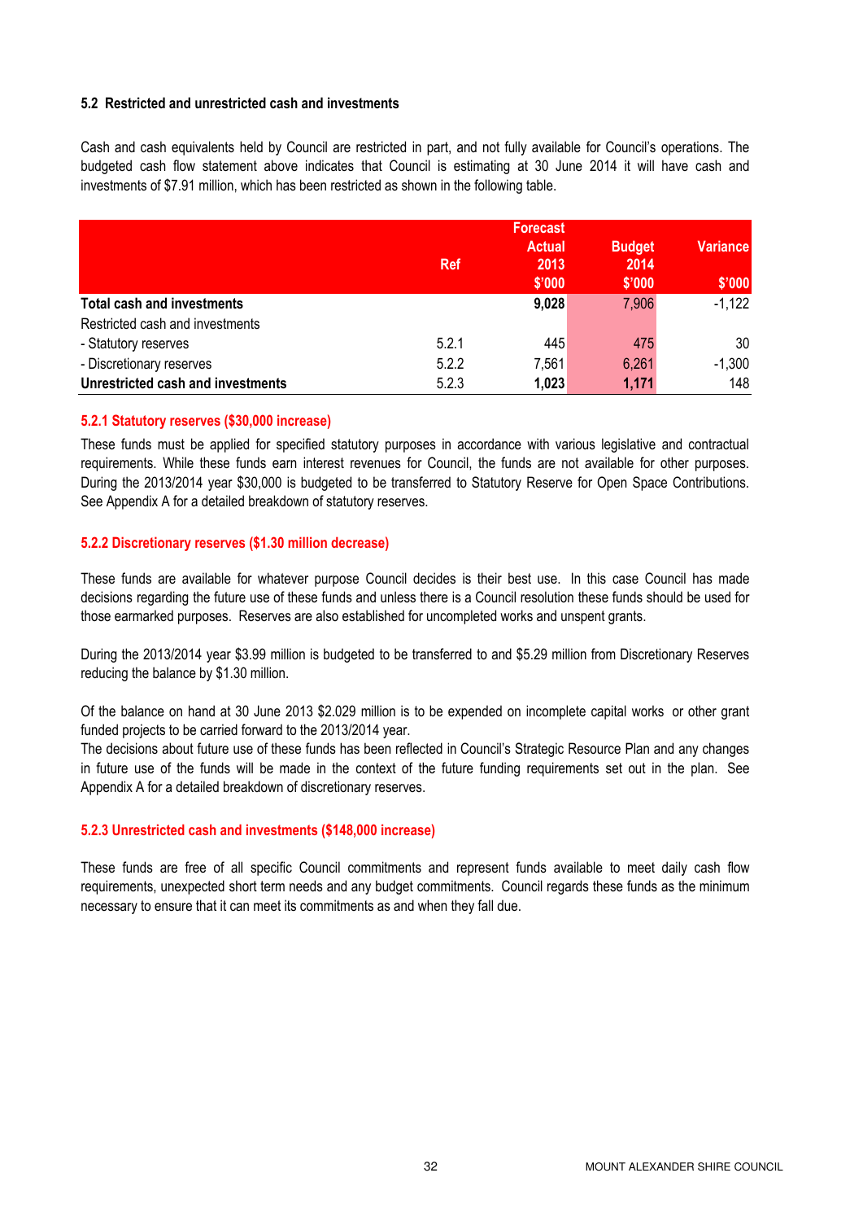### 5.2 Restricted and unrestricted cash and investments

Cash and cash equivalents held by Council are restricted in part, and not fully available for Council's operations. The budgeted cash flow statement above indicates that Council is estimating at 30 June 2014 it will have cash and investments of $7.91 million, which has been restricted as shown in the following table.

| | Ref | Forecast Actual 2013 $'000 | Budget 2014 $'000 | Variance $'000 |
|---|---|---|---|---|
| **Total cash and investments** | | **9,028** | 7,906 | -1,122 |
| Restricted cash and investments | | | | |
| - Statutory reserves | 5.2.1 | 445 | 475 | 30 |
| - Discretionary reserves | 5.2.2 | 7,561 | 6,261 | -1,300 |
| **Unrestricted cash and investments** | 5.2.3 | **1,023** | **1,171** | 148 |

#### 5.2.1 Statutory reserves ($30,000 increase)

These funds must be applied for specified statutory purposes in accordance with various legislative and contractual requirements. While these funds earn interest revenues for Council, the funds are not available for other purposes. During the 2013/2014 year $30,000 is budgeted to be transferred to Statutory Reserve for Open Space Contributions. See Appendix A for a detailed breakdown of statutory reserves.

#### 5.2.2 Discretionary reserves ($1.30 million decrease)

These funds are available for whatever purpose Council decides is their best use. In this case Council has made decisions regarding the future use of these funds and unless there is a Council resolution these funds should be used for those earmarked purposes. Reserves are also established for uncompleted works and unspent grants.

During the 2013/2014 year $3.99 million is budgeted to be transferred to and $5.29 million from Discretionary Reserves reducing the balance by $1.30 million.

Of the balance on hand at 30 June 2013 $2.029 million is to be expended on incomplete capital works or other grant funded projects to be carried forward to the 2013/2014 year.
The decisions about future use of these funds has been reflected in Council's Strategic Resource Plan and any changes in future use of the funds will be made in the context of the future funding requirements set out in the plan. See Appendix A for a detailed breakdown of discretionary reserves.

#### 5.2.3 Unrestricted cash and investments ($148,000 increase)

These funds are free of all specific Council commitments and represent funds available to meet daily cash flow requirements, unexpected short term needs and any budget commitments. Council regards these funds as the minimum necessary to ensure that it can meet its commitments as and when they fall due.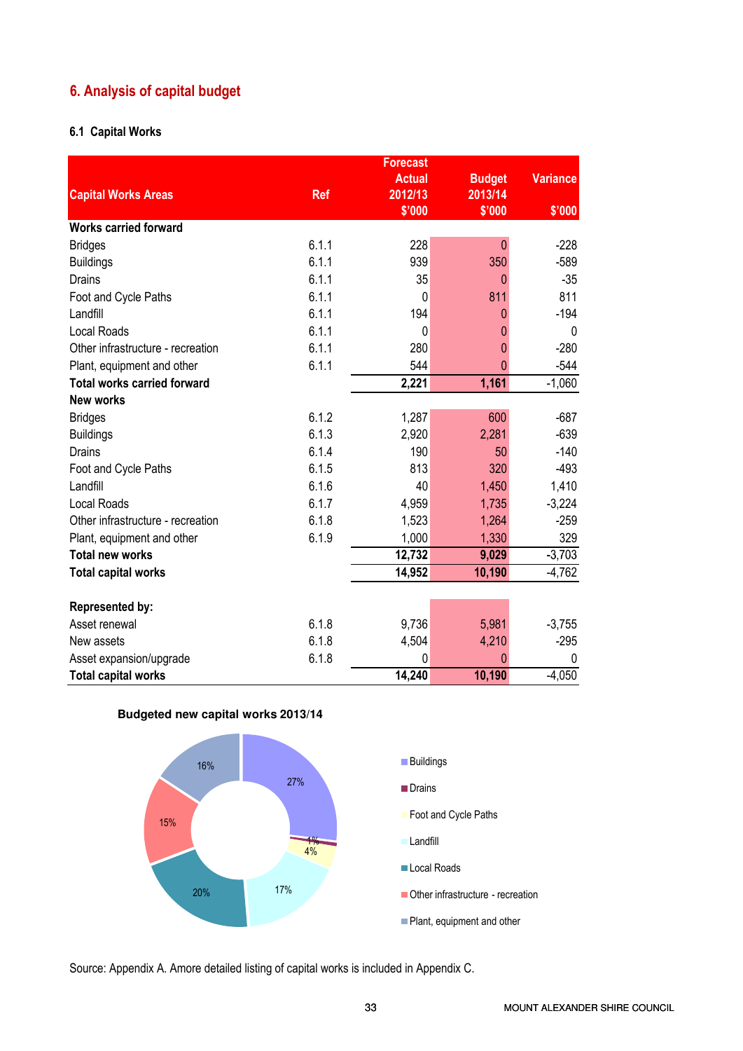# 6. Analysis of capital budget

### 6.1 Capital Works

| Capital Works Areas | Ref | Forecast Actual 2012/13 $'000 | Budget 2013/14 $'000 | Variance $'000 |
|---|---|---|---|---|
| **Works carried forward** | | | | |
| Bridges | 6.1.1 | 228 | 0 | -228 |
| Buildings | 6.1.1 | 939 | 350 | -589 |
| Drains | 6.1.1 | 35 | 0 | -35 |
| Foot and Cycle Paths | 6.1.1 | 0 | 811 | 811 |
| Landfill | 6.1.1 | 194 | 0 | -194 |
| Local Roads | 6.1.1 | 0 | 0 | 0 |
| Other infrastructure - recreation | 6.1.1 | 280 | 0 | -280 |
| Plant, equipment and other | 6.1.1 | 544 | 0 | -544 |
| **Total works carried forward** | | **2,221** | **1,161** | -1,060 |
| **New works** | | | | |
| Bridges | 6.1.2 | 1,287 | 600 | -687 |
| Buildings | 6.1.3 | 2,920 | 2,281 | -639 |
| Drains | 6.1.4 | 190 | 50 | -140 |
| Foot and Cycle Paths | 6.1.5 | 813 | 320 | -493 |
| Landfill | 6.1.6 | 40 | 1,450 | 1,410 |
| Local Roads | 6.1.7 | 4,959 | 1,735 | -3,224 |
| Other infrastructure - recreation | 6.1.8 | 1,523 | 1,264 | -259 |
| Plant, equipment and other | 6.1.9 | 1,000 | 1,330 | 329 |
| **Total new works** | | **12,732** | **9,029** | -3,703 |
| **Total capital works** | | **14,952** | **10,190** | -4,762 |
| | | | | |
| **Represented by:** | | | | |
| Asset renewal | 6.1.8 | 9,736 | 5,981 | -3,755 |
| New assets | 6.1.8 | 4,504 | 4,210 | -295 |
| Asset expansion/upgrade | 6.1.8 | 0 | 0 | 0 |
| **Total capital works** | | **14,240** | **10,190** | -4,050 |

**Budgeted new capital works 2013/14**

| Category | Share |
|---|---|
| Buildings | 27% |
| Drains | 1% |
| Foot and Cycle Paths | 4% |
| Landfill | 17% |
| Local Roads | 20% |
| Other infrastructure - recreation | 15% |
| Plant, equipment and other | 16% |

Source: Appendix A. Amore detailed listing of capital works is included in Appendix C.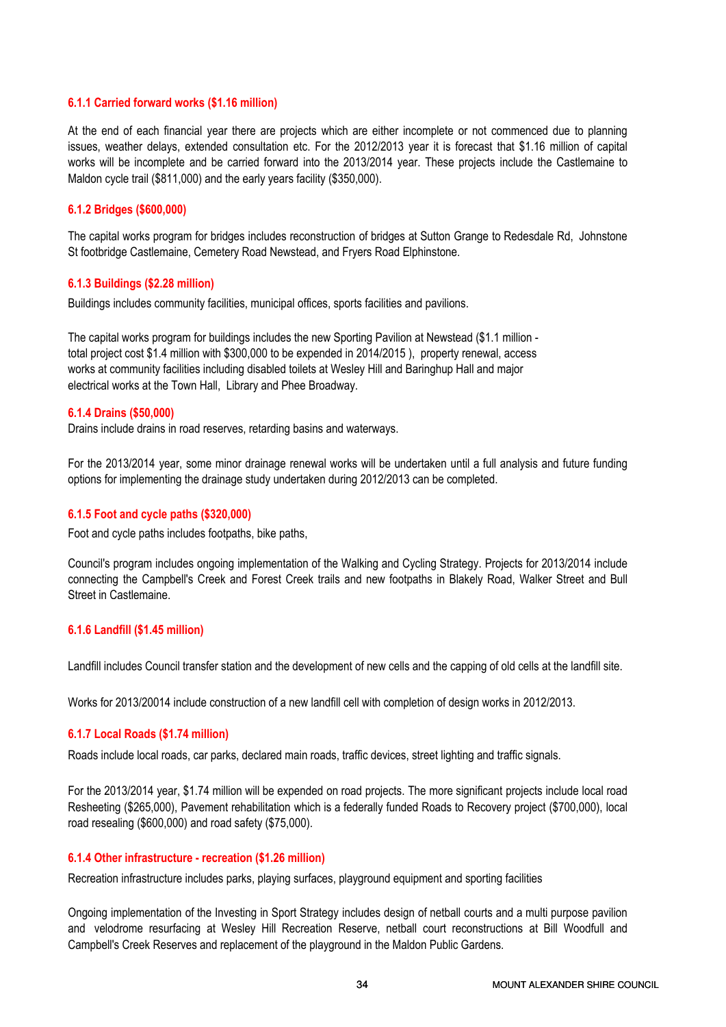#### 6.1.1 Carried forward works ($1.16 million)

At the end of each financial year there are projects which are either incomplete or not commenced due to planning issues, weather delays, extended consultation etc. For the 2012/2013 year it is forecast that $1.16 million of capital works will be incomplete and be carried forward into the 2013/2014 year. These projects include the Castlemaine to Maldon cycle trail ($811,000) and the early years facility ($350,000).

#### 6.1.2 Bridges ($600,000)

The capital works program for bridges includes reconstruction of bridges at Sutton Grange to Redesdale Rd, Johnstone St footbridge Castlemaine, Cemetery Road Newstead, and Fryers Road Elphinstone.

#### 6.1.3 Buildings ($2.28 million)

Buildings includes community facilities, municipal offices, sports facilities and pavilions.

The capital works program for buildings includes the new Sporting Pavilion at Newstead ($1.1 million - total project cost $1.4 million with $300,000 to be expended in 2014/2015 ), property renewal, access works at community facilities including disabled toilets at Wesley Hill and Baringhup Hall and major electrical works at the Town Hall, Library and Phee Broadway.

#### 6.1.4 Drains ($50,000)

Drains include drains in road reserves, retarding basins and waterways.

For the 2013/2014 year, some minor drainage renewal works will be undertaken until a full analysis and future funding options for implementing the drainage study undertaken during 2012/2013 can be completed.

#### 6.1.5 Foot and cycle paths ($320,000)

Foot and cycle paths includes footpaths, bike paths,

Council's program includes ongoing implementation of the Walking and Cycling Strategy. Projects for 2013/2014 include connecting the Campbell's Creek and Forest Creek trails and new footpaths in Blakely Road, Walker Street and Bull Street in Castlemaine.

#### 6.1.6 Landfill ($1.45 million)

Landfill includes Council transfer station and the development of new cells and the capping of old cells at the landfill site.

Works for 2013/20014 include construction of a new landfill cell with completion of design works in 2012/2013.

#### 6.1.7 Local Roads ($1.74 million)

Roads include local roads, car parks, declared main roads, traffic devices, street lighting and traffic signals.

For the 2013/2014 year, $1.74 million will be expended on road projects. The more significant projects include local road Resheeting ($265,000), Pavement rehabilitation which is a federally funded Roads to Recovery project ($700,000), local road resealing ($600,000) and road safety ($75,000).

#### 6.1.4 Other infrastructure - recreation ($1.26 million)

Recreation infrastructure includes parks, playing surfaces, playground equipment and sporting facilities

Ongoing implementation of the Investing in Sport Strategy includes design of netball courts and a multi purpose pavilion and velodrome resurfacing at Wesley Hill Recreation Reserve, netball court reconstructions at Bill Woodfull and Campbell's Creek Reserves and replacement of the playground in the Maldon Public Gardens.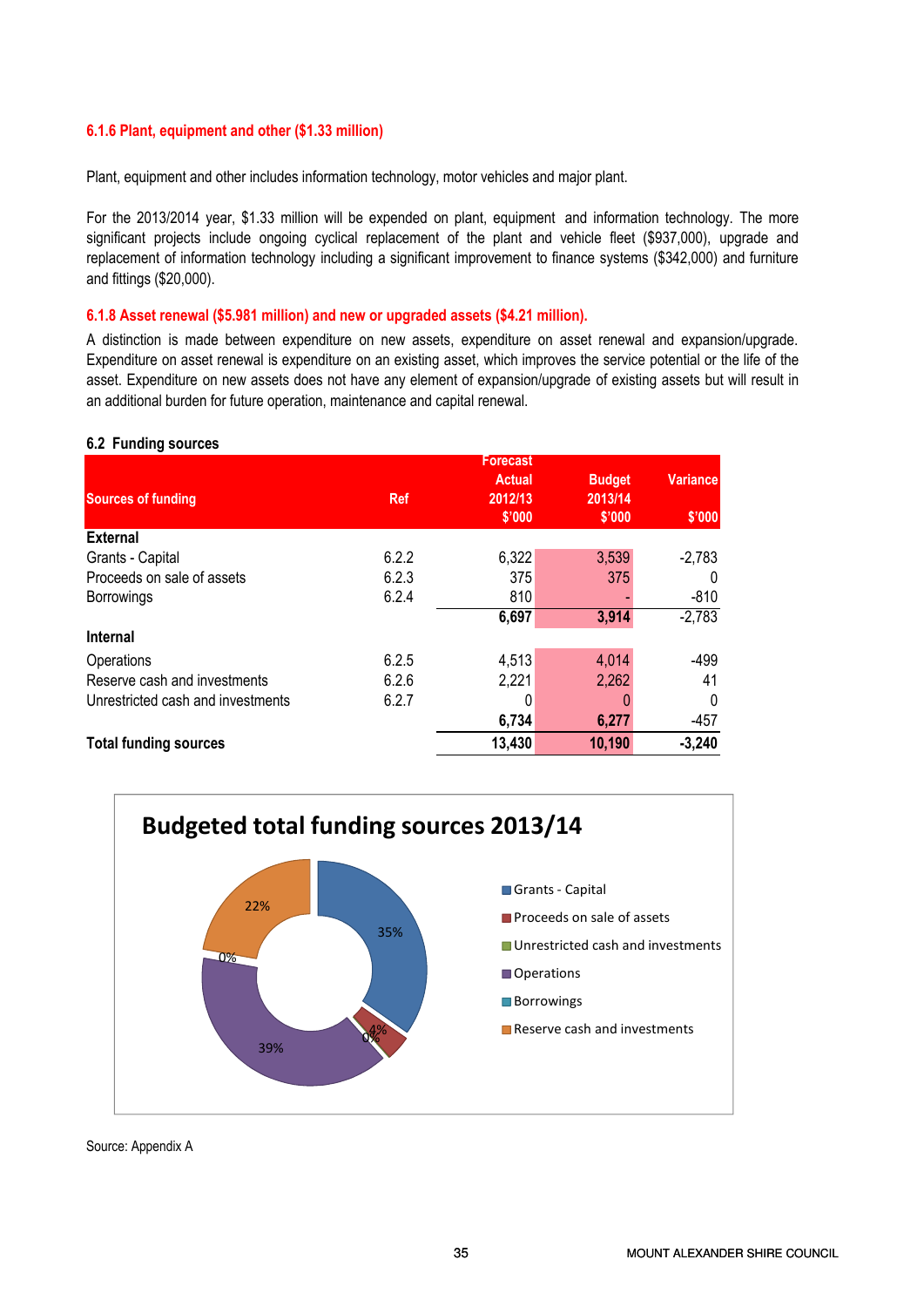### 6.1.6 Plant, equipment and other ($1.33 million)

Plant, equipment and other includes information technology, motor vehicles and major plant.

For the 2013/2014 year, $1.33 million will be expended on plant, equipment and information technology. The more significant projects include ongoing cyclical replacement of the plant and vehicle fleet ($937,000), upgrade and replacement of information technology including a significant improvement to finance systems ($342,000) and furniture and fittings ($20,000).

### 6.1.8 Asset renewal ($5.981 million) and new or upgraded assets ($4.21 million).

A distinction is made between expenditure on new assets, expenditure on asset renewal and expansion/upgrade. Expenditure on asset renewal is expenditure on an existing asset, which improves the service potential or the life of the asset. Expenditure on new assets does not have any element of expansion/upgrade of existing assets but will result in an additional burden for future operation, maintenance and capital renewal.

### 6.2 Funding sources

| Sources of funding | Ref | Forecast Actual 2012/13 $'000 | Budget 2013/14 $'000 | Variance $'000 |
|---|---|---|---|---|
| **External** | | | | |
| Grants - Capital | 6.2.2 | 6,322 | 3,539 | -2,783 |
| Proceeds on sale of assets | 6.2.3 | 375 | 375 | 0 |
| Borrowings | 6.2.4 | 810 | - | -810 |
| | | **6,697** | **3,914** | -2,783 |
| **Internal** | | | | |
| Operations | 6.2.5 | 4,513 | 4,014 | -499 |
| Reserve cash and investments | 6.2.6 | 2,221 | 2,262 | 41 |
| Unrestricted cash and investments | 6.2.7 | 0 | 0 | 0 |
| | | **6,734** | **6,277** | -457 |
| **Total funding sources** | | **13,430** | **10,190** | **-3,240** |

**Budgeted total funding sources 2013/14**

- Grants - Capital: 35%
- Proceeds on sale of assets: 4%
- Unrestricted cash and investments: 0%
- Operations: 39%
- Borrowings: 0%
- Reserve cash and investments: 22%

Source: Appendix A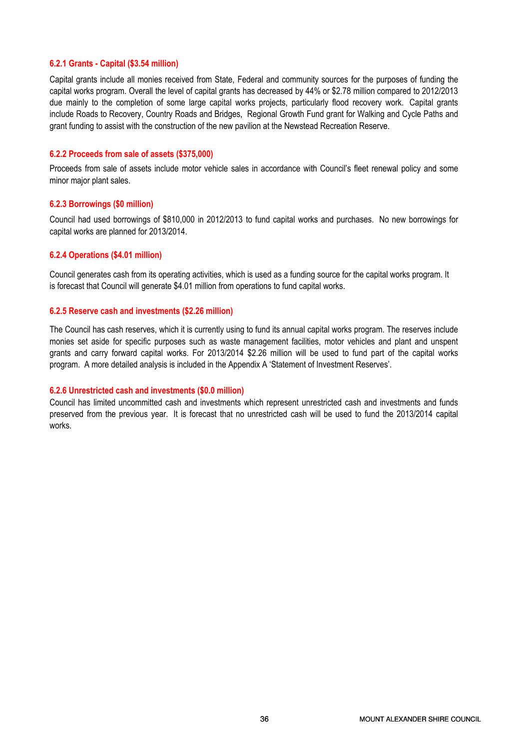#### 6.2.1 Grants - Capital ($3.54 million)

Capital grants include all monies received from State, Federal and community sources for the purposes of funding the capital works program. Overall the level of capital grants has decreased by 44% or $2.78 million compared to 2012/2013 due mainly to the completion of some large capital works projects, particularly flood recovery work. Capital grants include Roads to Recovery, Country Roads and Bridges, Regional Growth Fund grant for Walking and Cycle Paths and grant funding to assist with the construction of the new pavilion at the Newstead Recreation Reserve.

#### 6.2.2 Proceeds from sale of assets ($375,000)

Proceeds from sale of assets include motor vehicle sales in accordance with Council's fleet renewal policy and some minor major plant sales.

#### 6.2.3 Borrowings ($0 million)

Council had used borrowings of $810,000 in 2012/2013 to fund capital works and purchases. No new borrowings for capital works are planned for 2013/2014.

#### 6.2.4 Operations ($4.01 million)

Council generates cash from its operating activities, which is used as a funding source for the capital works program. It is forecast that Council will generate $4.01 million from operations to fund capital works.

#### 6.2.5 Reserve cash and investments ($2.26 million)

The Council has cash reserves, which it is currently using to fund its annual capital works program. The reserves include monies set aside for specific purposes such as waste management facilities, motor vehicles and plant and unspent grants and carry forward capital works. For 2013/2014 $2.26 million will be used to fund part of the capital works program. A more detailed analysis is included in the Appendix A 'Statement of Investment Reserves'.

#### 6.2.6 Unrestricted cash and investments ($0.0 million)

Council has limited uncommitted cash and investments which represent unrestricted cash and investments and funds preserved from the previous year. It is forecast that no unrestricted cash will be used to fund the 2013/2014 capital works.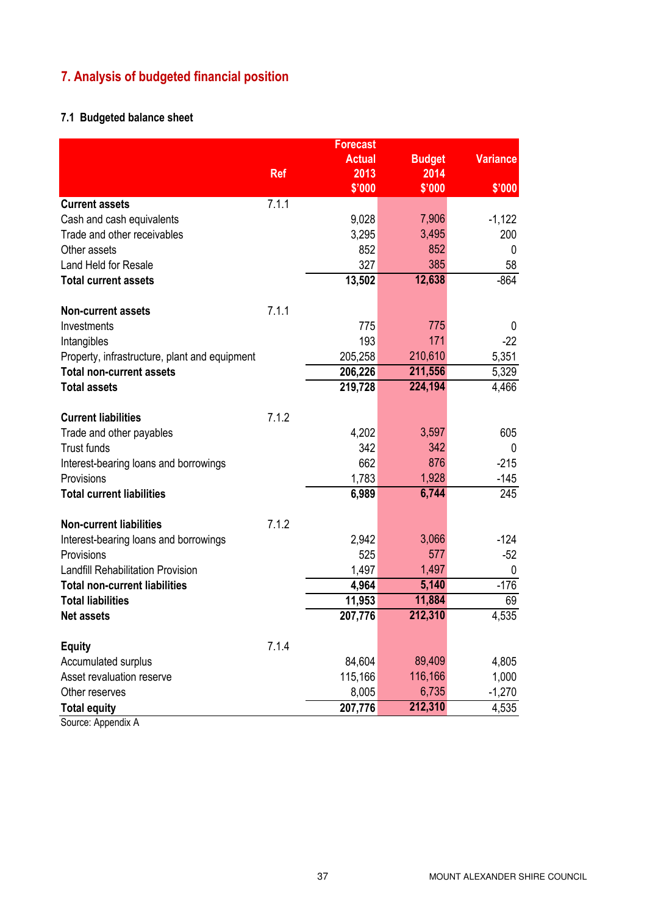## 7. Analysis of budgeted financial position

### 7.1 Budgeted balance sheet

| | Ref | Forecast Actual 2013 $'000 | Budget 2014 $'000 | Variance $'000 |
|---|---|---|---|---|
| **Current assets** | 7.1.1 | | | |
| Cash and cash equivalents | | 9,028 | 7,906 | -1,122 |
| Trade and other receivables | | 3,295 | 3,495 | 200 |
| Other assets | | 852 | 852 | 0 |
| Land Held for Resale | | 327 | 385 | 58 |
| **Total current assets** | | **13,502** | **12,638** | -864 |
| | | | | |
| **Non-current assets** | 7.1.1 | | | |
| Investments | | 775 | 775 | 0 |
| Intangibles | | 193 | 171 | -22 |
| Property, infrastructure, plant and equipment | | 205,258 | 210,610 | 5,351 |
| **Total non-current assets** | | **206,226** | **211,556** | 5,329 |
| **Total assets** | | **219,728** | **224,194** | 4,466 |
| | | | | |
| **Current liabilities** | 7.1.2 | | | |
| Trade and other payables | | 4,202 | 3,597 | 605 |
| Trust funds | | 342 | 342 | 0 |
| Interest-bearing loans and borrowings | | 662 | 876 | -215 |
| Provisions | | 1,783 | 1,928 | -145 |
| **Total current liabilities** | | **6,989** | **6,744** | 245 |
| | | | | |
| **Non-current liabilities** | 7.1.2 | | | |
| Interest-bearing loans and borrowings | | 2,942 | 3,066 | -124 |
| Provisions | | 525 | 577 | -52 |
| Landfill Rehabilitation Provision | | 1,497 | 1,497 | 0 |
| **Total non-current liabilities** | | **4,964** | **5,140** | -176 |
| **Total liabilities** | | **11,953** | **11,884** | 69 |
| **Net assets** | | **207,776** | **212,310** | 4,535 |
| | | | | |
| **Equity** | 7.1.4 | | | |
| Accumulated surplus | | 84,604 | 89,409 | 4,805 |
| Asset revaluation reserve | | 115,166 | 116,166 | 1,000 |
| Other reserves | | 8,005 | 6,735 | -1,270 |
| **Total equity** | | **207,776** | **212,310** | 4,535 |

Source: Appendix A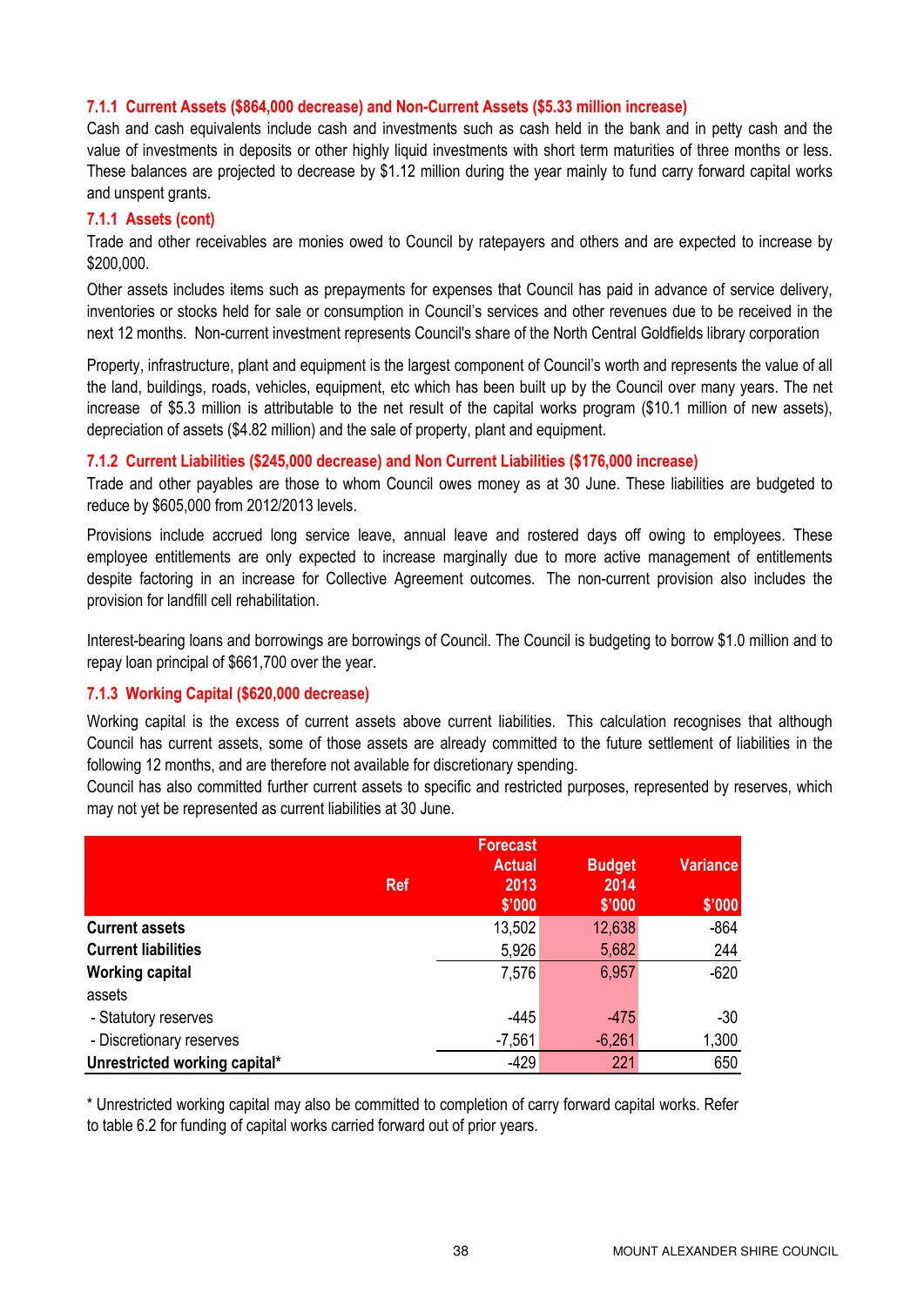### 7.1.1 Current Assets ($864,000 decrease) and Non-Current Assets ($5.33 million increase)

Cash and cash equivalents include cash and investments such as cash held in the bank and in petty cash and the value of investments in deposits or other highly liquid investments with short term maturities of three months or less. These balances are projected to decrease by $1.12 million during the year mainly to fund carry forward capital works and unspent grants.

### 7.1.1 Assets (cont)

Trade and other receivables are monies owed to Council by ratepayers and others and are expected to increase by $200,000.

Other assets includes items such as prepayments for expenses that Council has paid in advance of service delivery, inventories or stocks held for sale or consumption in Council's services and other revenues due to be received in the next 12 months. Non-current investment represents Council's share of the North Central Goldfields library corporation

Property, infrastructure, plant and equipment is the largest component of Council's worth and represents the value of all the land, buildings, roads, vehicles, equipment, etc which has been built up by the Council over many years. The net increase of $5.3 million is attributable to the net result of the capital works program ($10.1 million of new assets), depreciation of assets ($4.82 million) and the sale of property, plant and equipment.

### 7.1.2 Current Liabilities ($245,000 decrease) and Non Current Liabilities ($176,000 increase)

Trade and other payables are those to whom Council owes money as at 30 June. These liabilities are budgeted to reduce by $605,000 from 2012/2013 levels.

Provisions include accrued long service leave, annual leave and rostered days off owing to employees. These employee entitlements are only expected to increase marginally due to more active management of entitlements despite factoring in an increase for Collective Agreement outcomes. The non-current provision also includes the provision for landfill cell rehabilitation.

Interest-bearing loans and borrowings are borrowings of Council. The Council is budgeting to borrow $1.0 million and to repay loan principal of $661,700 over the year.

### 7.1.3 Working Capital ($620,000 decrease)

Working capital is the excess of current assets above current liabilities. This calculation recognises that although Council has current assets, some of those assets are already committed to the future settlement of liabilities in the following 12 months, and are therefore not available for discretionary spending.

Council has also committed further current assets to specific and restricted purposes, represented by reserves, which may not yet be represented as current liabilities at 30 June.

| | Ref | Forecast Actual 2013 $'000 | Budget 2014 $'000 | Variance $'000 |
|---|---|---|---|---|
| **Current assets** | | 13,502 | 12,638 | -864 |
| **Current liabilities** | | 5,926 | 5,682 | 244 |
| **Working capital** | | 7,576 | 6,957 | -620 |
| assets | | | | |
| - Statutory reserves | | -445 | -475 | -30 |
| - Discretionary reserves | | -7,561 | -6,261 | 1,300 |
| **Unrestricted working capital*** | | -429 | 221 | 650 |

* Unrestricted working capital may also be committed to completion of carry forward capital works. Refer to table 6.2 for funding of capital works carried forward out of prior years.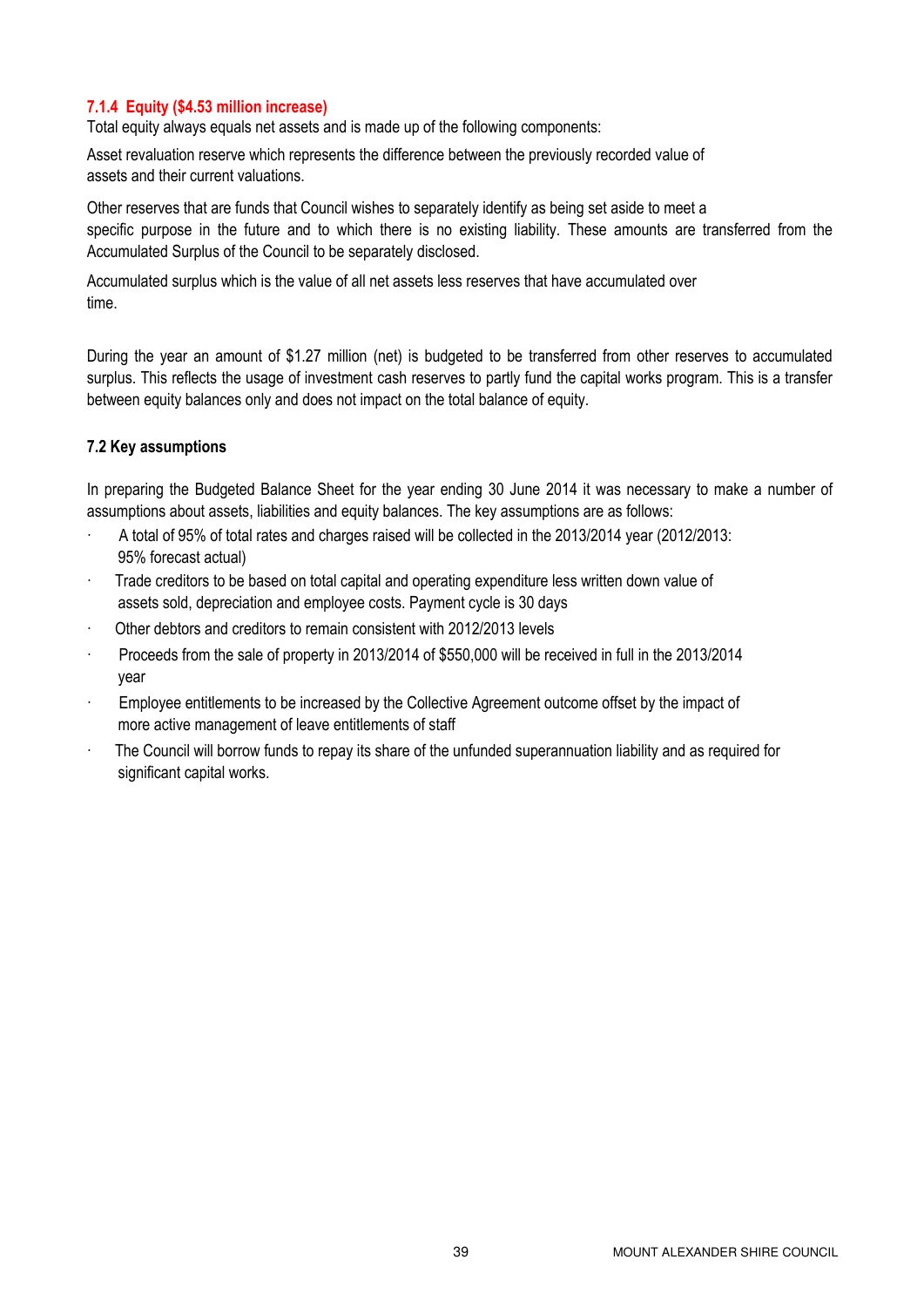#### 7.1.4 Equity ($4.53 million increase)

Total equity always equals net assets and is made up of the following components:

Asset revaluation reserve which represents the difference between the previously recorded value of assets and their current valuations.

Other reserves that are funds that Council wishes to separately identify as being set aside to meet a specific purpose in the future and to which there is no existing liability. These amounts are transferred from the Accumulated Surplus of the Council to be separately disclosed.

Accumulated surplus which is the value of all net assets less reserves that have accumulated over time.

During the year an amount of $1.27 million (net) is budgeted to be transferred from other reserves to accumulated surplus. This reflects the usage of investment cash reserves to partly fund the capital works program. This is a transfer between equity balances only and does not impact on the total balance of equity.

### 7.2 Key assumptions

In preparing the Budgeted Balance Sheet for the year ending 30 June 2014 it was necessary to make a number of assumptions about assets, liabilities and equity balances. The key assumptions are as follows:

- A total of 95% of total rates and charges raised will be collected in the 2013/2014 year (2012/2013: 95% forecast actual)
- Trade creditors to be based on total capital and operating expenditure less written down value of assets sold, depreciation and employee costs. Payment cycle is 30 days
- Other debtors and creditors to remain consistent with 2012/2013 levels
- Proceeds from the sale of property in 2013/2014 of $550,000 will be received in full in the 2013/2014 year
- Employee entitlements to be increased by the Collective Agreement outcome offset by the impact of more active management of leave entitlements of staff
- The Council will borrow funds to repay its share of the unfunded superannuation liability and as required for significant capital works.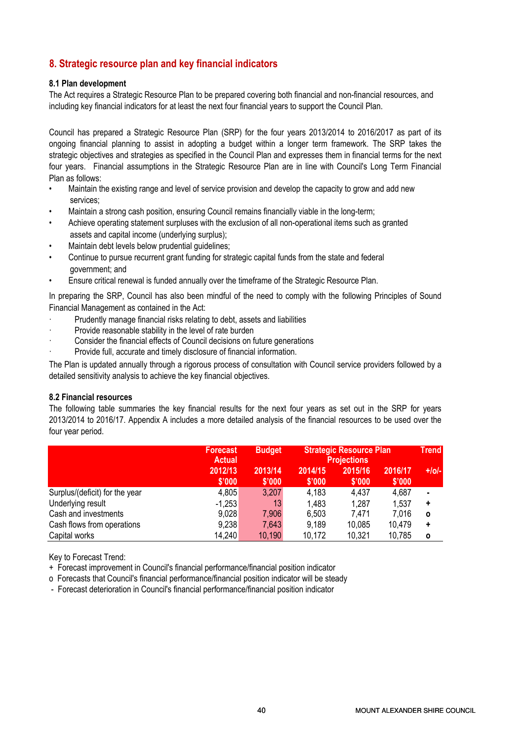## 8. Strategic resource plan and key financial indicators

### 8.1 Plan development

The Act requires a Strategic Resource Plan to be prepared covering both financial and non-financial resources, and including key financial indicators for at least the next four financial years to support the Council Plan.

Council has prepared a Strategic Resource Plan (SRP) for the four years 2013/2014 to 2016/2017 as part of its ongoing financial planning to assist in adopting a budget within a longer term framework. The SRP takes the strategic objectives and strategies as specified in the Council Plan and expresses them in financial terms for the next four years. Financial assumptions in the Strategic Resource Plan are in line with Council's Long Term Financial Plan as follows:

- Maintain the existing range and level of service provision and develop the capacity to grow and add new services;
- Maintain a strong cash position, ensuring Council remains financially viable in the long-term;
- Achieve operating statement surpluses with the exclusion of all non-operational items such as granted assets and capital income (underlying surplus);
- Maintain debt levels below prudential guidelines;
- Continue to pursue recurrent grant funding for strategic capital funds from the state and federal government; and
- Ensure critical renewal is funded annually over the timeframe of the Strategic Resource Plan.

In preparing the SRP, Council has also been mindful of the need to comply with the following Principles of Sound Financial Management as contained in the Act:

- Prudently manage financial risks relating to debt, assets and liabilities
- Provide reasonable stability in the level of rate burden
- Consider the financial effects of Council decisions on future generations
- Provide full, accurate and timely disclosure of financial information.

The Plan is updated annually through a rigorous process of consultation with Council service providers followed by a detailed sensitivity analysis to achieve the key financial objectives.

### 8.2 Financial resources

The following table summaries the key financial results for the next four years as set out in the SRP for years 2013/2014 to 2016/17. Appendix A includes a more detailed analysis of the financial resources to be used over the four year period.

| | Forecast Actual | Budget | Strategic Resource Plan Projections | | | Trend |
|---|---|---|---|---|---|---|
| | 2012/13 | 2013/14 | 2014/15 | 2015/16 | 2016/17 | +/o/- |
| | $'000 | $'000 | $'000 | $'000 | $'000 | |
| Surplus/(deficit) for the year | 4,805 | 3,207 | 4,183 | 4,437 | 4,687 | - |
| Underlying result | -1,253 | 13 | 1,483 | 1,287 | 1,537 | + |
| Cash and investments | 9,028 | 7,906 | 6,503 | 7,471 | 7,016 | o |
| Cash flows from operations | 9,238 | 7,643 | 9,189 | 10,085 | 10,479 | + |
| Capital works | 14,240 | 10,190 | 10,172 | 10,321 | 10,785 | o |

Key to Forecast Trend:

\+ Forecast improvement in Council's financial performance/financial position indicator

o Forecasts that Council's financial performance/financial position indicator will be steady

\- Forecast deterioration in Council's financial performance/financial position indicator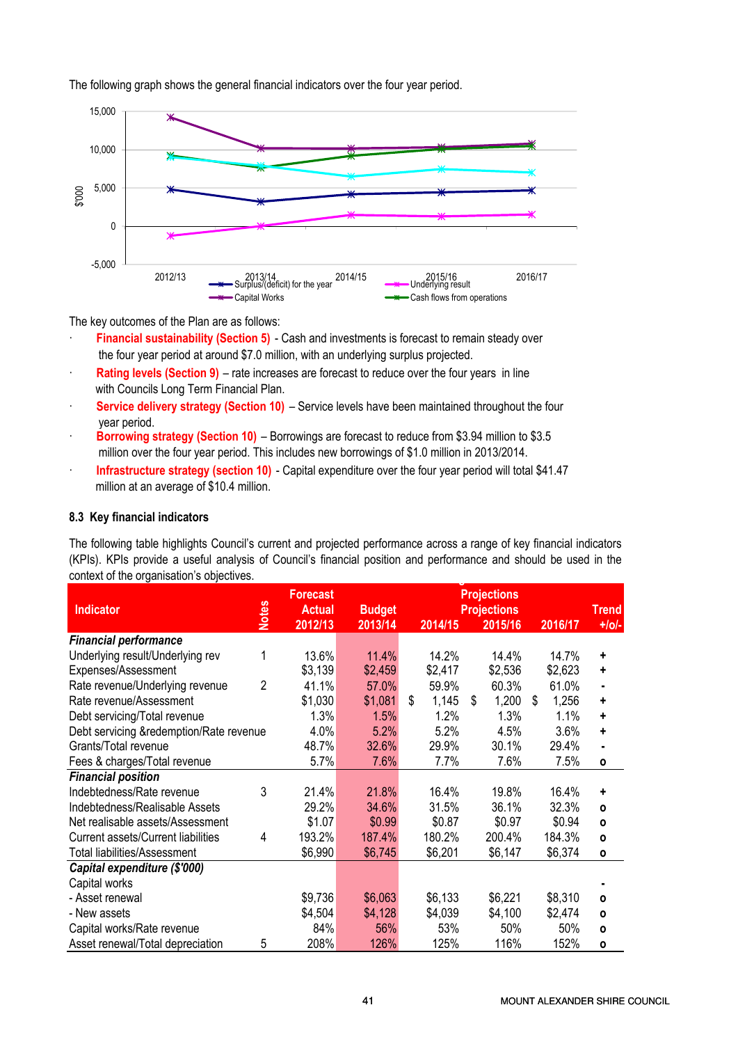The following graph shows the general financial indicators over the four year period.

The key outcomes of the Plan are as follows:

- **Financial sustainability (Section 5)** - Cash and investments is forecast to remain steady over the four year period at around $7.0 million, with an underlying surplus projected.
- **Rating levels (Section 9)** – rate increases are forecast to reduce over the four years in line with Councils Long Term Financial Plan.
- **Service delivery strategy (Section 10)** – Service levels have been maintained throughout the four year period.
- **Borrowing strategy (Section 10)** – Borrowings are forecast to reduce from $3.94 million to $3.5 million over the four year period. This includes new borrowings of $1.0 million in 2013/2014.
- **Infrastructure strategy (section 10)** - Capital expenditure over the four year period will total $41.47 million at an average of $10.4 million.

### 8.3 Key financial indicators

The following table highlights Council's current and projected performance across a range of key financial indicators (KPIs). KPIs provide a useful analysis of Council's financial position and performance and should be used in the context of the organisation's objectives.

| Indicator | Notes | Forecast Actual 2012/13 | Budget 2013/14 | Projections 2014/15 | Projections 2015/16 | Projections 2016/17 | Trend +/o/- |
|---|---|---|---|---|---|---|---|
| ***Financial performance*** | | | | | | | |
| Underlying result/Underlying rev | 1 | 13.6% | 11.4% | 14.2% | 14.4% | 14.7% | + |
| Expenses/Assessment | | $3,139 | $2,459 | $2,417 | $2,536 | $2,623 | + |
| Rate revenue/Underlying revenue | 2 | 41.1% | 57.0% | 59.9% | 60.3% | 61.0% | - |
| Rate revenue/Assessment | | $1,030 | $1,081 | $ 1,145 | $ 1,200 | $ 1,256 | + |
| Debt servicing/Total revenue | | 1.3% | 1.5% | 1.2% | 1.3% | 1.1% | + |
| Debt servicing &redemption/Rate revenue | | 4.0% | 5.2% | 5.2% | 4.5% | 3.6% | + |
| Grants/Total revenue | | 48.7% | 32.6% | 29.9% | 30.1% | 29.4% | - |
| Fees & charges/Total revenue | | 5.7% | 7.6% | 7.7% | 7.6% | 7.5% | o |
| ***Financial position*** | | | | | | | |
| Indebtedness/Rate revenue | 3 | 21.4% | 21.8% | 16.4% | 19.8% | 16.4% | + |
| Indebtedness/Realisable Assets | | 29.2% | 34.6% | 31.5% | 36.1% | 32.3% | o |
| Net realisable assets/Assessment | | $1.07 | $0.99 | $0.87 | $0.97 | $0.94 | o |
| Current assets/Current liabilities | 4 | 193.2% | 187.4% | 180.2% | 200.4% | 184.3% | o |
| Total liabilities/Assessment | | $6,990 | $6,745 | $6,201 | $6,147 | $6,374 | o |
| ***Capital expenditure ($'000)*** | | | | | | | |
| Capital works | | | | | | | - |
| - Asset renewal | | $9,736 | $6,063 | $6,133 | $6,221 | $8,310 | o |
| - New assets | | $4,504 | $4,128 | $4,039 | $4,100 | $2,474 | o |
| Capital works/Rate revenue | | 84% | 56% | 53% | 50% | 50% | o |
| Asset renewal/Total depreciation | 5 | 208% | 126% | 125% | 116% | 152% | o |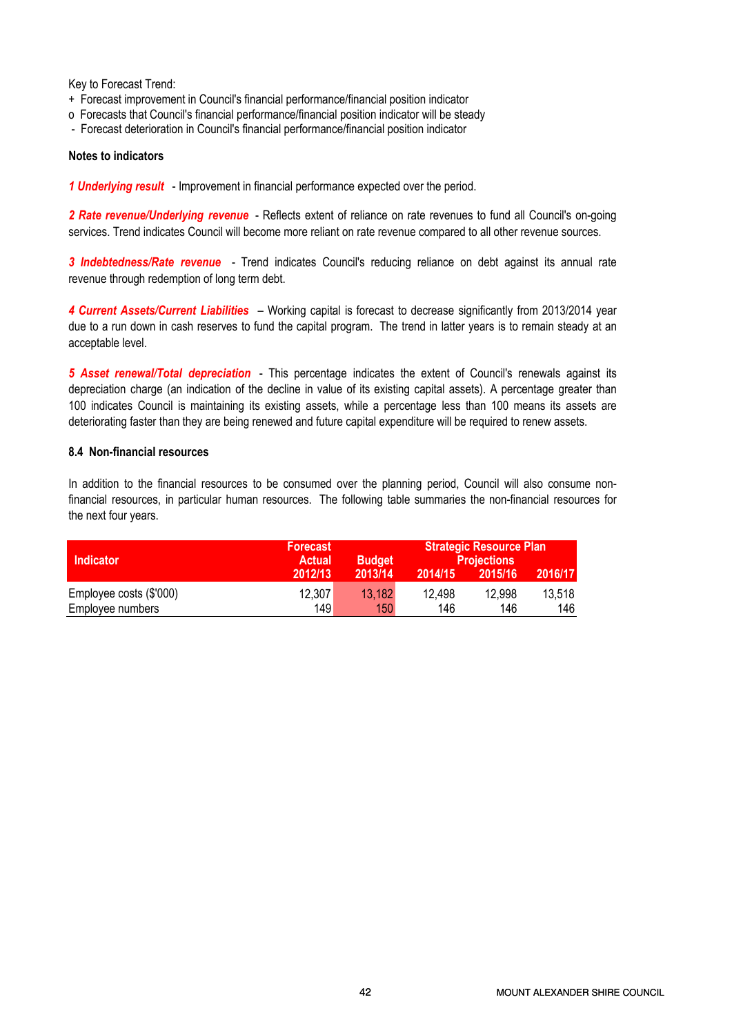Key to Forecast Trend:
+ Forecast improvement in Council's financial performance/financial position indicator
o Forecasts that Council's financial performance/financial position indicator will be steady
- Forecast deterioration in Council's financial performance/financial position indicator

**Notes to indicators**

***1 Underlying result*** - Improvement in financial performance expected over the period.

***2 Rate revenue/Underlying revenue*** - Reflects extent of reliance on rate revenues to fund all Council's on-going services. Trend indicates Council will become more reliant on rate revenue compared to all other revenue sources.

***3 Indebtedness/Rate revenue*** - Trend indicates Council's reducing reliance on debt against its annual rate revenue through redemption of long term debt.

***4 Current Assets/Current Liabilities*** – Working capital is forecast to decrease significantly from 2013/2014 year due to a run down in cash reserves to fund the capital program. The trend in latter years is to remain steady at an acceptable level.

***5 Asset renewal/Total depreciation*** - This percentage indicates the extent of Council's renewals against its depreciation charge (an indication of the decline in value of its existing capital assets). A percentage greater than 100 indicates Council is maintaining its existing assets, while a percentage less than 100 means its assets are deteriorating faster than they are being renewed and future capital expenditure will be required to renew assets.

**8.4 Non-financial resources**

In addition to the financial resources to be consumed over the planning period, Council will also consume non-financial resources, in particular human resources. The following table summaries the non-financial resources for the next four years.

| Indicator | Forecast Actual | Budget | Strategic Resource Plan Projections | | |
|---|---|---|---|---|---|
| | 2012/13 | 2013/14 | 2014/15 | 2015/16 | 2016/17 |
| Employee costs ($'000) | 12,307 | 13,182 | 12,498 | 12,998 | 13,518 |
| Employee numbers | 149 | 150 | 146 | 146 | 146 |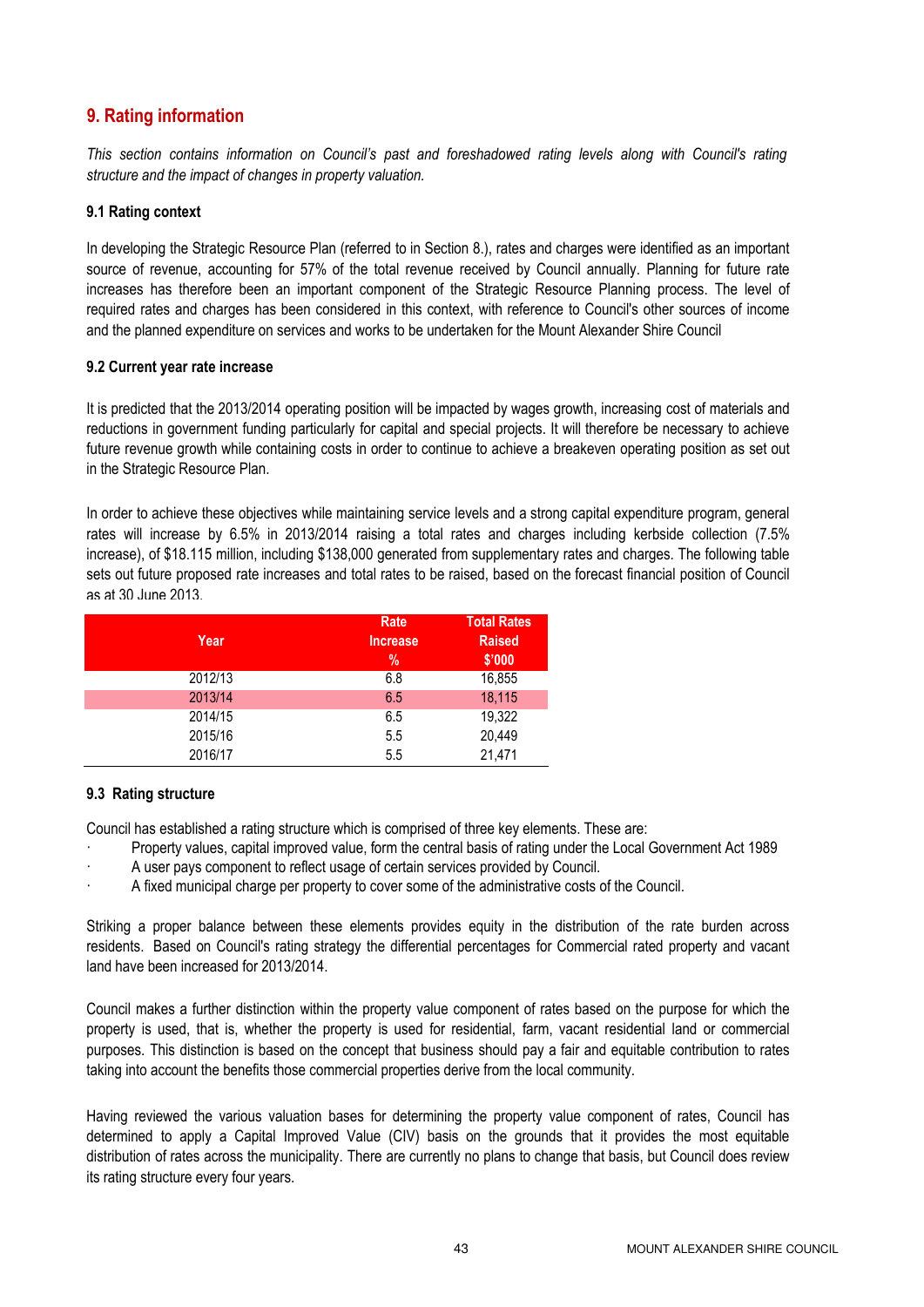## 9. Rating information

*This section contains information on Council's past and foreshadowed rating levels along with Council's rating structure and the impact of changes in property valuation.*

### 9.1 Rating context

In developing the Strategic Resource Plan (referred to in Section 8.), rates and charges were identified as an important source of revenue, accounting for 57% of the total revenue received by Council annually. Planning for future rate increases has therefore been an important component of the Strategic Resource Planning process. The level of required rates and charges has been considered in this context, with reference to Council's other sources of income and the planned expenditure on services and works to be undertaken for the Mount Alexander Shire Council

### 9.2 Current year rate increase

It is predicted that the 2013/2014 operating position will be impacted by wages growth, increasing cost of materials and reductions in government funding particularly for capital and special projects. It will therefore be necessary to achieve future revenue growth while containing costs in order to continue to achieve a breakeven operating position as set out in the Strategic Resource Plan.

In order to achieve these objectives while maintaining service levels and a strong capital expenditure program, general rates will increase by 6.5% in 2013/2014 raising a total rates and charges including kerbside collection (7.5% increase), of $18.115 million, including $138,000 generated from supplementary rates and charges. The following table sets out future proposed rate increases and total rates to be raised, based on the forecast financial position of Council as at 30 June 2013.

| Year | Rate Increase % | Total Rates Raised $'000 |
|---|---|---|
| 2012/13 | 6.8 | 16,855 |
| 2013/14 | 6.5 | 18,115 |
| 2014/15 | 6.5 | 19,322 |
| 2015/16 | 5.5 | 20,449 |
| 2016/17 | 5.5 | 21,471 |

### 9.3 Rating structure

Council has established a rating structure which is comprised of three key elements. These are:

- Property values, capital improved value, form the central basis of rating under the Local Government Act 1989
- A user pays component to reflect usage of certain services provided by Council.
- A fixed municipal charge per property to cover some of the administrative costs of the Council.

Striking a proper balance between these elements provides equity in the distribution of the rate burden across residents. Based on Council's rating strategy the differential percentages for Commercial rated property and vacant land have been increased for 2013/2014.

Council makes a further distinction within the property value component of rates based on the purpose for which the property is used, that is, whether the property is used for residential, farm, vacant residential land or commercial purposes. This distinction is based on the concept that business should pay a fair and equitable contribution to rates taking into account the benefits those commercial properties derive from the local community.

Having reviewed the various valuation bases for determining the property value component of rates, Council has determined to apply a Capital Improved Value (CIV) basis on the grounds that it provides the most equitable distribution of rates across the municipality. There are currently no plans to change that basis, but Council does review its rating structure every four years.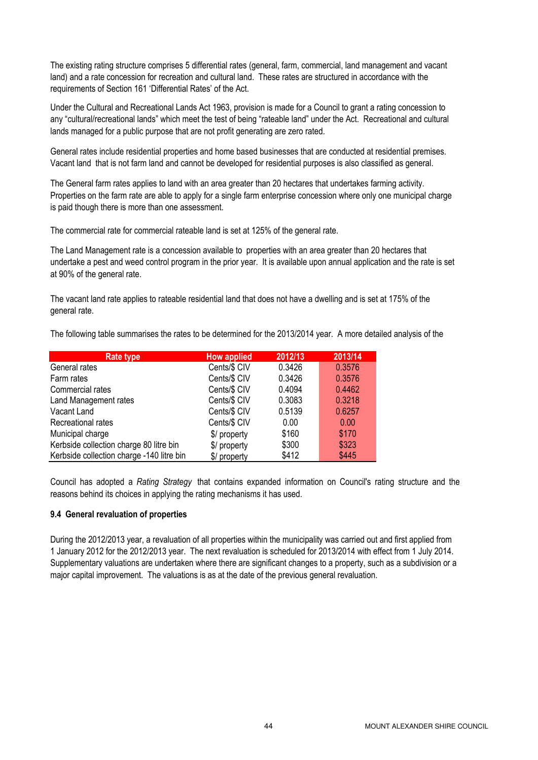The existing rating structure comprises 5 differential rates (general, farm, commercial, land management and vacant land) and a rate concession for recreation and cultural land. These rates are structured in accordance with the requirements of Section 161 'Differential Rates' of the Act.

Under the Cultural and Recreational Lands Act 1963, provision is made for a Council to grant a rating concession to any "cultural/recreational lands" which meet the test of being "rateable land" under the Act. Recreational and cultural lands managed for a public purpose that are not profit generating are zero rated.

General rates include residential properties and home based businesses that are conducted at residential premises. Vacant land that is not farm land and cannot be developed for residential purposes is also classified as general.

The General farm rates applies to land with an area greater than 20 hectares that undertakes farming activity. Properties on the farm rate are able to apply for a single farm enterprise concession where only one municipal charge is paid though there is more than one assessment.

The commercial rate for commercial rateable land is set at 125% of the general rate.

The Land Management rate is a concession available to properties with an area greater than 20 hectares that undertake a pest and weed control program in the prior year. It is available upon annual application and the rate is set at 90% of the general rate.

The vacant land rate applies to rateable residential land that does not have a dwelling and is set at 175% of the general rate.

The following table summarises the rates to be determined for the 2013/2014 year. A more detailed analysis of the

| Rate type | How applied | 2012/13 | 2013/14 |
|---|---|---|---|
| General rates | Cents/$ CIV | 0.3426 | 0.3576 |
| Farm rates | Cents/$ CIV | 0.3426 | 0.3576 |
| Commercial rates | Cents/$ CIV | 0.4094 | 0.4462 |
| Land Management rates | Cents/$ CIV | 0.3083 | 0.3218 |
| Vacant Land | Cents/$ CIV | 0.5139 | 0.6257 |
| Recreational rates | Cents/$ CIV | 0.00 | 0.00 |
| Municipal charge | $/ property | $160 | $170 |
| Kerbside collection charge 80 litre bin | $/ property | $300 | $323 |
| Kerbside collection charge -140 litre bin | $/ property | $412 | $445 |

Council has adopted a *Rating Strategy* that contains expanded information on Council's rating structure and the reasons behind its choices in applying the rating mechanisms it has used.

**9.4 General revaluation of properties**

During the 2012/2013 year, a revaluation of all properties within the municipality was carried out and first applied from 1 January 2012 for the 2012/2013 year. The next revaluation is scheduled for 2013/2014 with effect from 1 July 2014. Supplementary valuations are undertaken where there are significant changes to a property, such as a subdivision or a major capital improvement. The valuations is as at the date of the previous general revaluation.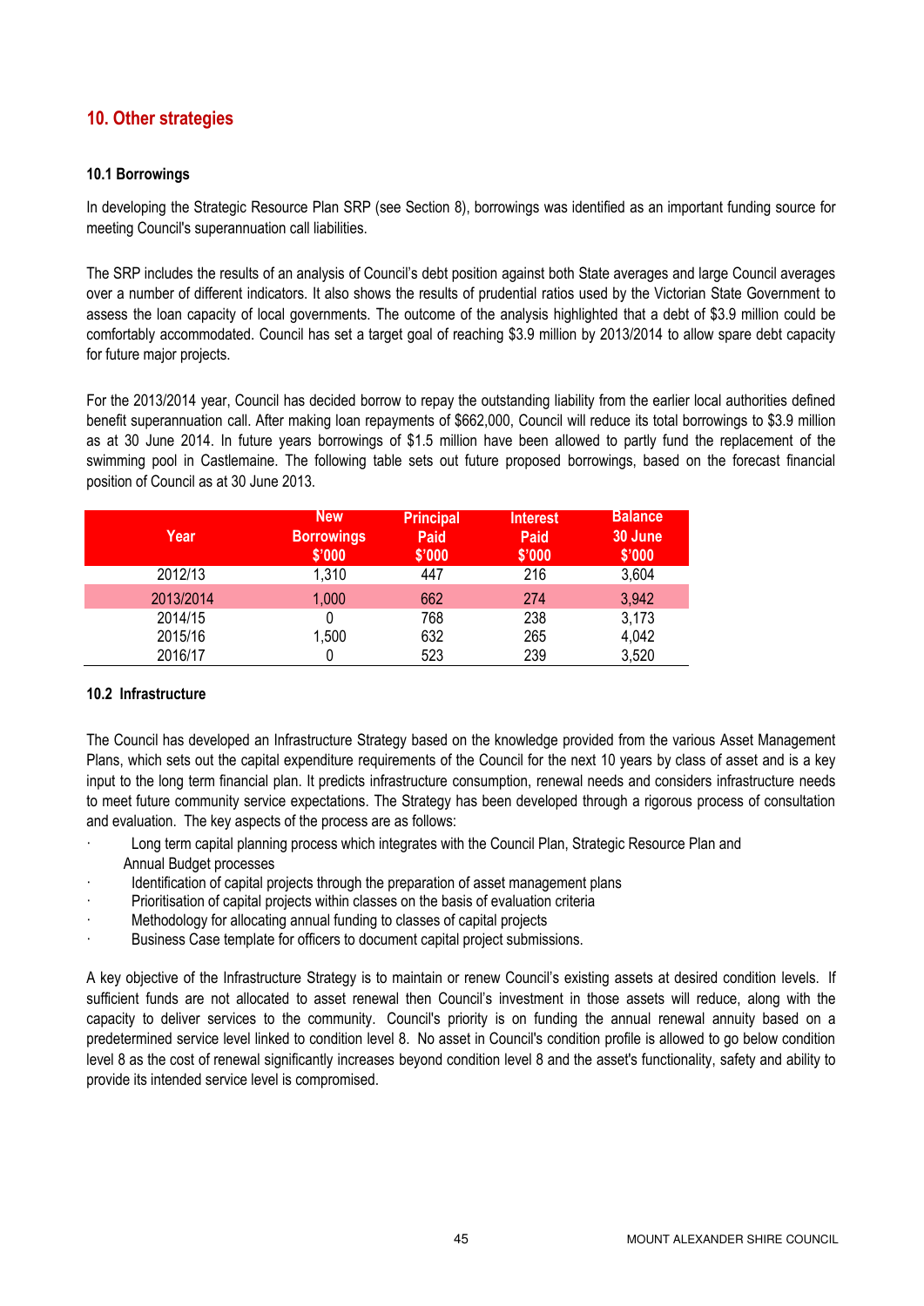## 10. Other strategies

### 10.1 Borrowings

In developing the Strategic Resource Plan SRP (see Section 8), borrowings was identified as an important funding source for meeting Council's superannuation call liabilities.

The SRP includes the results of an analysis of Council's debt position against both State averages and large Council averages over a number of different indicators. It also shows the results of prudential ratios used by the Victorian State Government to assess the loan capacity of local governments. The outcome of the analysis highlighted that a debt of $3.9 million could be comfortably accommodated. Council has set a target goal of reaching $3.9 million by 2013/2014 to allow spare debt capacity for future major projects.

For the 2013/2014 year, Council has decided borrow to repay the outstanding liability from the earlier local authorities defined benefit superannuation call. After making loan repayments of $662,000, Council will reduce its total borrowings to $3.9 million as at 30 June 2014. In future years borrowings of $1.5 million have been allowed to partly fund the replacement of the swimming pool in Castlemaine. The following table sets out future proposed borrowings, based on the forecast financial position of Council as at 30 June 2013.

| Year | New Borrowings $'000 | Principal Paid $'000 | Interest Paid $'000 | Balance 30 June $'000 |
|---|---|---|---|---|
| 2012/13 | 1,310 | 447 | 216 | 3,604 |
| 2013/2014 | 1,000 | 662 | 274 | 3,942 |
| 2014/15 | 0 | 768 | 238 | 3,173 |
| 2015/16 | 1,500 | 632 | 265 | 4,042 |
| 2016/17 | 0 | 523 | 239 | 3,520 |

### 10.2 Infrastructure

The Council has developed an Infrastructure Strategy based on the knowledge provided from the various Asset Management Plans, which sets out the capital expenditure requirements of the Council for the next 10 years by class of asset and is a key input to the long term financial plan. It predicts infrastructure consumption, renewal needs and considers infrastructure needs to meet future community service expectations. The Strategy has been developed through a rigorous process of consultation and evaluation. The key aspects of the process are as follows:

- Long term capital planning process which integrates with the Council Plan, Strategic Resource Plan and Annual Budget processes
- Identification of capital projects through the preparation of asset management plans
- Prioritisation of capital projects within classes on the basis of evaluation criteria
- Methodology for allocating annual funding to classes of capital projects
- Business Case template for officers to document capital project submissions.

A key objective of the Infrastructure Strategy is to maintain or renew Council's existing assets at desired condition levels. If sufficient funds are not allocated to asset renewal then Council's investment in those assets will reduce, along with the capacity to deliver services to the community. Council's priority is on funding the annual renewal annuity based on a predetermined service level linked to condition level 8. No asset in Council's condition profile is allowed to go below condition level 8 as the cost of renewal significantly increases beyond condition level 8 and the asset's functionality, safety and ability to provide its intended service level is compromised.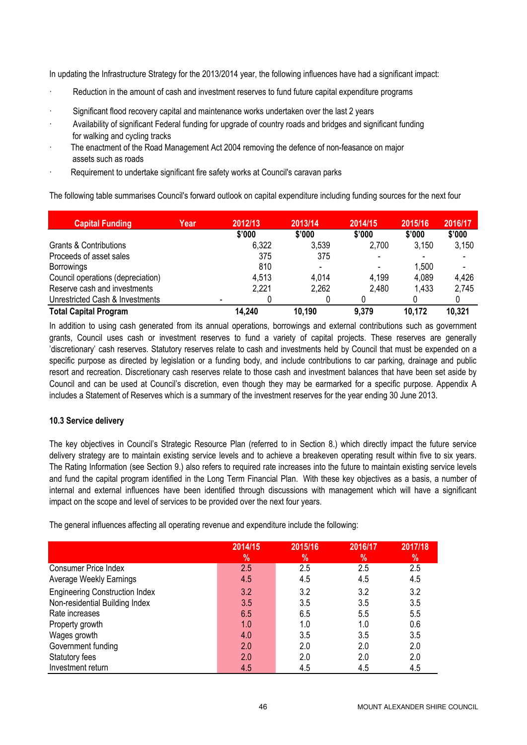In updating the Infrastructure Strategy for the 2013/2014 year, the following influences have had a significant impact:

- Reduction in the amount of cash and investment reserves to fund future capital expenditure programs
- Significant flood recovery capital and maintenance works undertaken over the last 2 years
- Availability of significant Federal funding for upgrade of country roads and bridges and significant funding for walking and cycling tracks
- The enactment of the Road Management Act 2004 removing the defence of non-feasance on major assets such as roads
- Requirement to undertake significant fire safety works at Council's caravan parks

The following table summarises Council's forward outlook on capital expenditure including funding sources for the next four

| Capital Funding | Year | 2012/13 | 2013/14 | 2014/15 | 2015/16 | 2016/17 |
|---|---|---|---|---|---|---|
| | | $'000 | $'000 | $'000 | $'000 | $'000 |
| Grants & Contributions | | 6,322 | 3,539 | 2,700 | 3,150 | 3,150 |
| Proceeds of asset sales | | 375 | 375 | - | - | - |
| Borrowings | | 810 | - | - | 1,500 | - |
| Council operations (depreciation) | | 4,513 | 4,014 | 4,199 | 4,089 | 4,426 |
| Reserve cash and investments | | 2,221 | 2,262 | 2,480 | 1,433 | 2,745 |
| Unrestricted Cash & Investments | - | 0 | 0 | 0 | 0 | 0 |
| **Total Capital Program** | | **14,240** | **10,190** | **9,379** | **10,172** | **10,321** |

In addition to using cash generated from its annual operations, borrowings and external contributions such as government grants, Council uses cash or investment reserves to fund a variety of capital projects. These reserves are generally 'discretionary' cash reserves. Statutory reserves relate to cash and investments held by Council that must be expended on a specific purpose as directed by legislation or a funding body, and include contributions to car parking, drainage and public resort and recreation. Discretionary cash reserves relate to those cash and investment balances that have been set aside by Council and can be used at Council's discretion, even though they may be earmarked for a specific purpose. Appendix A includes a Statement of Reserves which is a summary of the investment reserves for the year ending 30 June 2013.

### 10.3 Service delivery

The key objectives in Council's Strategic Resource Plan (referred to in Section 8.) which directly impact the future service delivery strategy are to maintain existing service levels and to achieve a breakeven operating result within five to six years. The Rating Information (see Section 9.) also refers to required rate increases into the future to maintain existing service levels and fund the capital program identified in the Long Term Financial Plan. With these key objectives as a basis, a number of internal and external influences have been identified through discussions with management which will have a significant impact on the scope and level of services to be provided over the next four years.

The general influences affecting all operating revenue and expenditure include the following:

| | 2014/15 % | 2015/16 % | 2016/17 % | 2017/18 % |
|---|---|---|---|---|
| Consumer Price Index | 2.5 | 2.5 | 2.5 | 2.5 |
| Average Weekly Earnings | 4.5 | 4.5 | 4.5 | 4.5 |
| Engineering Construction Index | 3.2 | 3.2 | 3.2 | 3.2 |
| Non-residential Building Index | 3.5 | 3.5 | 3.5 | 3.5 |
| Rate increases | 6.5 | 6.5 | 5.5 | 5.5 |
| Property growth | 1.0 | 1.0 | 1.0 | 0.6 |
| Wages growth | 4.0 | 3.5 | 3.5 | 3.5 |
| Government funding | 2.0 | 2.0 | 2.0 | 2.0 |
| Statutory fees | 2.0 | 2.0 | 2.0 | 2.0 |
| Investment return | 4.5 | 4.5 | 4.5 | 4.5 |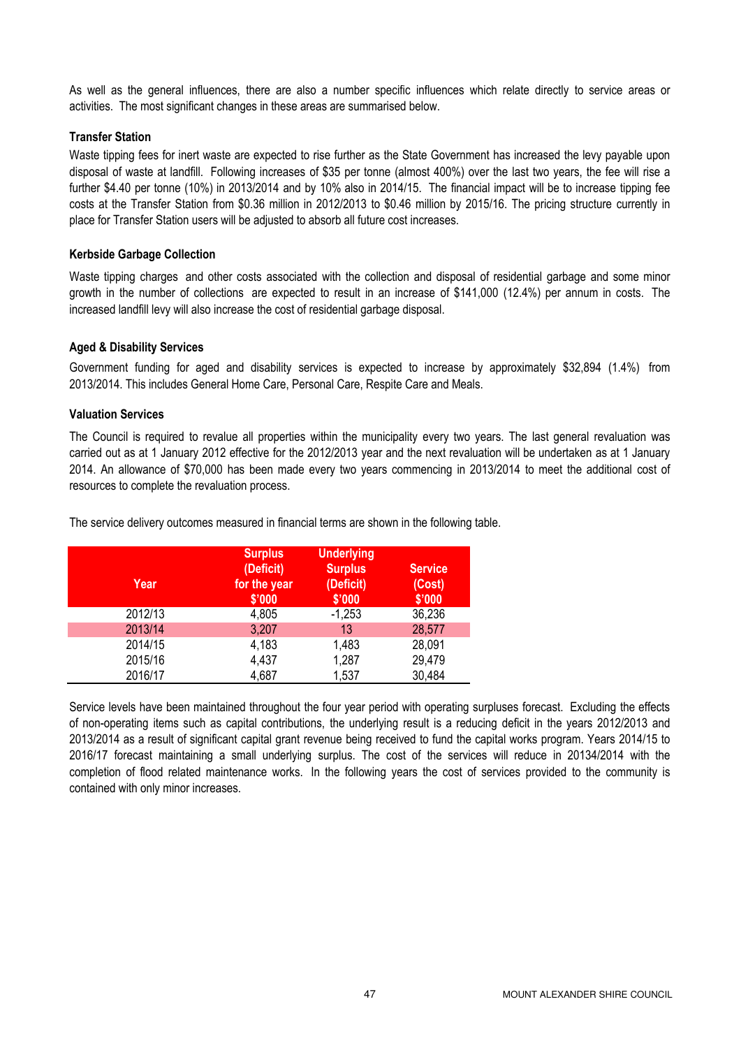As well as the general influences, there are also a number specific influences which relate directly to service areas or activities. The most significant changes in these areas are summarised below.

**Transfer Station**

Waste tipping fees for inert waste are expected to rise further as the State Government has increased the levy payable upon disposal of waste at landfill. Following increases of $35 per tonne (almost 400%) over the last two years, the fee will rise a further $4.40 per tonne (10%) in 2013/2014 and by 10% also in 2014/15. The financial impact will be to increase tipping fee costs at the Transfer Station from $0.36 million in 2012/2013 to $0.46 million by 2015/16. The pricing structure currently in place for Transfer Station users will be adjusted to absorb all future cost increases.

**Kerbside Garbage Collection**

Waste tipping charges and other costs associated with the collection and disposal of residential garbage and some minor growth in the number of collections are expected to result in an increase of $141,000 (12.4%) per annum in costs. The increased landfill levy will also increase the cost of residential garbage disposal.

**Aged & Disability Services**

Government funding for aged and disability services is expected to increase by approximately $32,894 (1.4%) from 2013/2014. This includes General Home Care, Personal Care, Respite Care and Meals.

**Valuation Services**

The Council is required to revalue all properties within the municipality every two years. The last general revaluation was carried out as at 1 January 2012 effective for the 2012/2013 year and the next revaluation will be undertaken as at 1 January 2014. An allowance of $70,000 has been made every two years commencing in 2013/2014 to meet the additional cost of resources to complete the revaluation process.

The service delivery outcomes measured in financial terms are shown in the following table.

| Year | Surplus (Deficit) for the year $'000 | Underlying Surplus (Deficit) $'000 | Service (Cost) $'000 |
|---|---|---|---|
| 2012/13 | 4,805 | -1,253 | 36,236 |
| 2013/14 | 3,207 | 13 | 28,577 |
| 2014/15 | 4,183 | 1,483 | 28,091 |
| 2015/16 | 4,437 | 1,287 | 29,479 |
| 2016/17 | 4,687 | 1,537 | 30,484 |

Service levels have been maintained throughout the four year period with operating surpluses forecast. Excluding the effects of non-operating items such as capital contributions, the underlying result is a reducing deficit in the years 2012/2013 and 2013/2014 as a result of significant capital grant revenue being received to fund the capital works program. Years 2014/15 to 2016/17 forecast maintaining a small underlying surplus. The cost of the services will reduce in 20134/2014 with the completion of flood related maintenance works. In the following years the cost of services provided to the community is contained with only minor increases.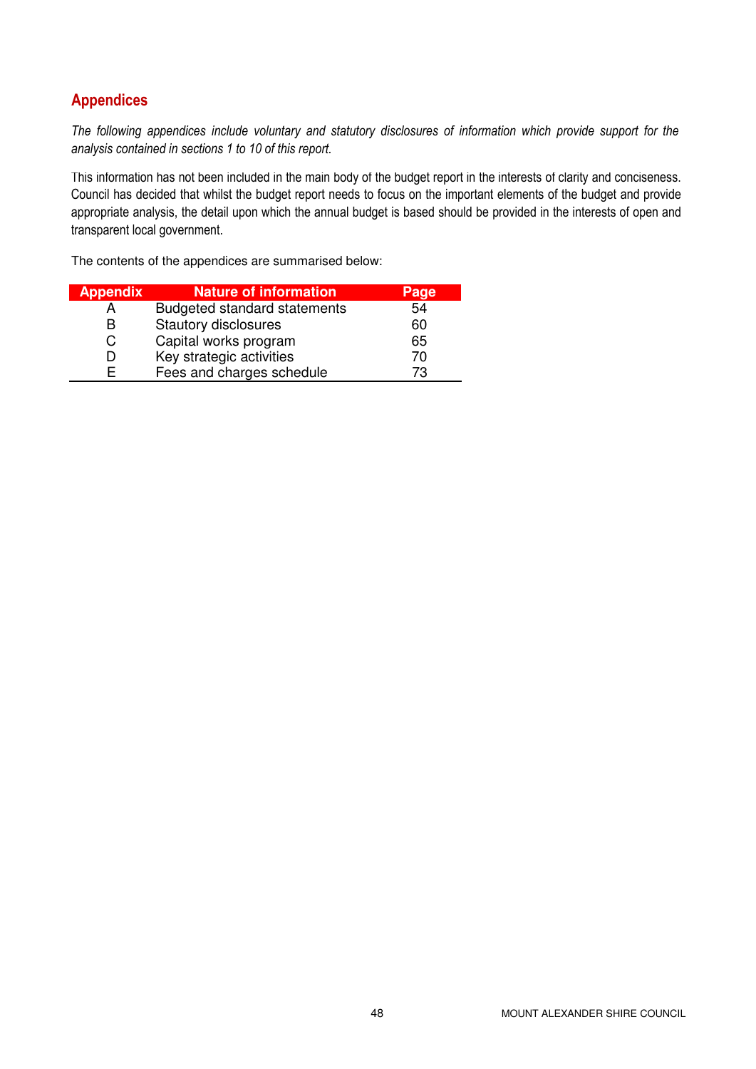## Appendices

*The following appendices include voluntary and statutory disclosures of information which provide support for the analysis contained in sections 1 to 10 of this report.*

This information has not been included in the main body of the budget report in the interests of clarity and conciseness. Council has decided that whilst the budget report needs to focus on the important elements of the budget and provide appropriate analysis, the detail upon which the annual budget is based should be provided in the interests of open and transparent local government.

The contents of the appendices are summarised below:

| Appendix | Nature of information | Page |
|---|---|---|
| A | Budgeted standard statements | 54 |
| B | Stautory disclosures | 60 |
| C | Capital works program | 65 |
| D | Key strategic activities | 70 |
| E | Fees and charges schedule | 73 |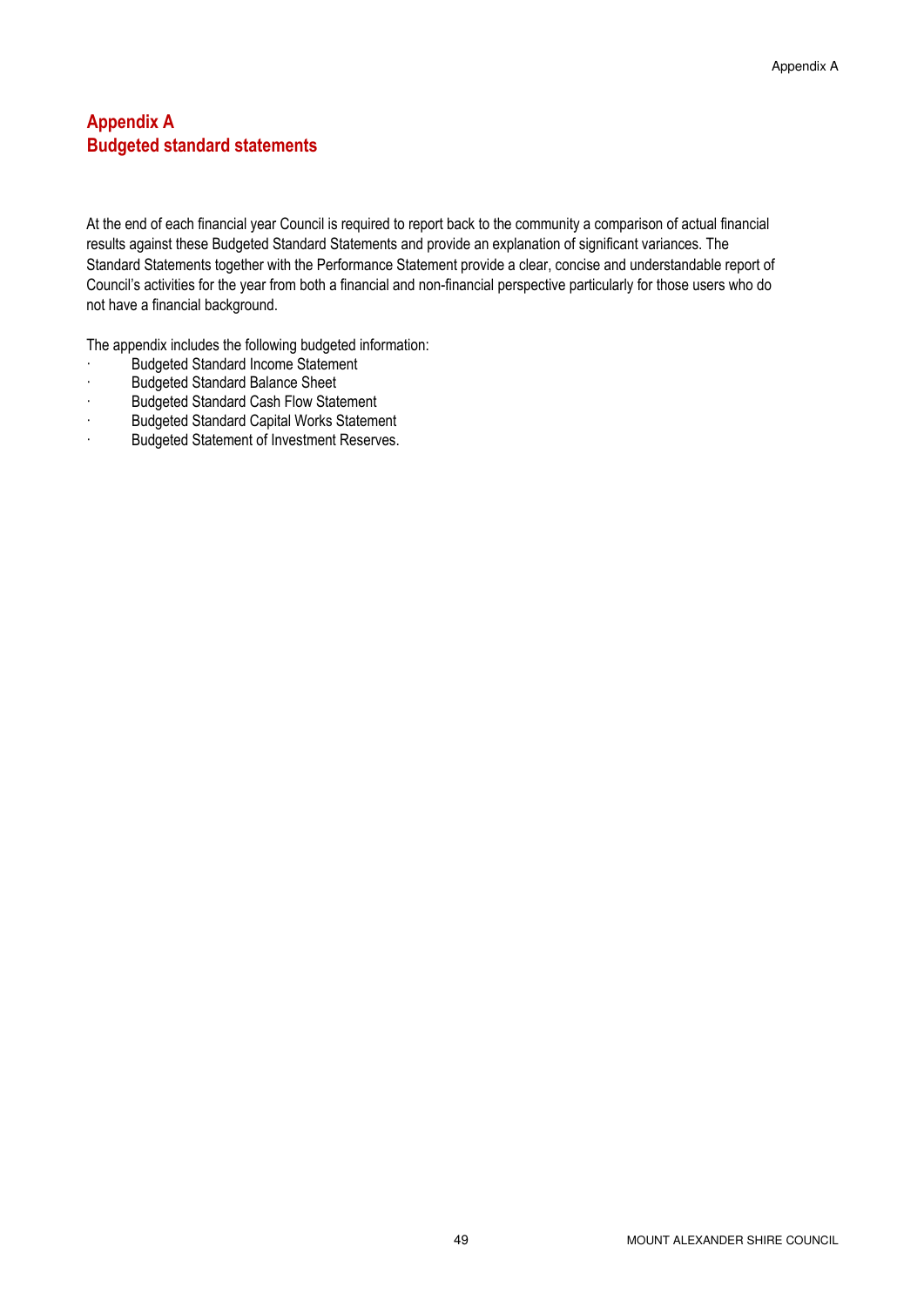# Appendix A
# Budgeted standard statements

At the end of each financial year Council is required to report back to the community a comparison of actual financial results against these Budgeted Standard Statements and provide an explanation of significant variances. The Standard Statements together with the Performance Statement provide a clear, concise and understandable report of Council's activities for the year from both a financial and non-financial perspective particularly for those users who do not have a financial background.

The appendix includes the following budgeted information:

- Budgeted Standard Income Statement
- Budgeted Standard Balance Sheet
- Budgeted Standard Cash Flow Statement
- Budgeted Standard Capital Works Statement
- Budgeted Statement of Investment Reserves.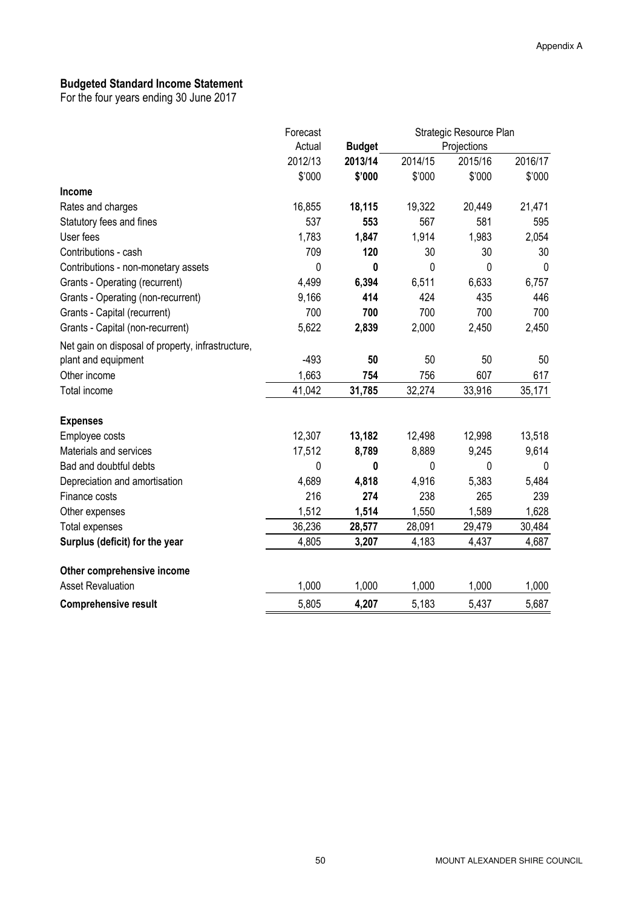Appendix A

## Budgeted Standard Income Statement

For the four years ending 30 June 2017

| | Forecast Actual | **Budget** | Strategic Resource Plan Projections | | |
|---|---|---|---|---|---|
| | 2012/13 | **2013/14** | 2014/15 | 2015/16 | 2016/17 |
| | $'000 | **$'000** | $'000 | $'000 | $'000 |
| **Income** | | | | | |
| Rates and charges | 16,855 | **18,115** | 19,322 | 20,449 | 21,471 |
| Statutory fees and fines | 537 | **553** | 567 | 581 | 595 |
| User fees | 1,783 | **1,847** | 1,914 | 1,983 | 2,054 |
| Contributions - cash | 709 | **120** | 30 | 30 | 30 |
| Contributions - non-monetary assets | 0 | **0** | 0 | 0 | 0 |
| Grants - Operating (recurrent) | 4,499 | **6,394** | 6,511 | 6,633 | 6,757 |
| Grants - Operating (non-recurrent) | 9,166 | **414** | 424 | 435 | 446 |
| Grants - Capital (recurrent) | 700 | **700** | 700 | 700 | 700 |
| Grants - Capital (non-recurrent) | 5,622 | **2,839** | 2,000 | 2,450 | 2,450 |
| Net gain on disposal of property, infrastructure, plant and equipment | -493 | **50** | 50 | 50 | 50 |
| Other income | 1,663 | **754** | 756 | 607 | 617 |
| Total income | 41,042 | **31,785** | 32,274 | 33,916 | 35,171 |
| **Expenses** | | | | | |
| Employee costs | 12,307 | **13,182** | 12,498 | 12,998 | 13,518 |
| Materials and services | 17,512 | **8,789** | 8,889 | 9,245 | 9,614 |
| Bad and doubtful debts | 0 | **0** | 0 | 0 | 0 |
| Depreciation and amortisation | 4,689 | **4,818** | 4,916 | 5,383 | 5,484 |
| Finance costs | 216 | **274** | 238 | 265 | 239 |
| Other expenses | 1,512 | **1,514** | 1,550 | 1,589 | 1,628 |
| Total expenses | 36,236 | **28,577** | 28,091 | 29,479 | 30,484 |
| **Surplus (deficit) for the year** | 4,805 | **3,207** | 4,183 | 4,437 | 4,687 |
| **Other comprehensive income** | | | | | |
| Asset Revaluation | 1,000 | 1,000 | 1,000 | 1,000 | 1,000 |
| **Comprehensive result** | 5,805 | **4,207** | 5,183 | 5,437 | 5,687 |

MOUNT ALEXANDER SHIRE COUNCIL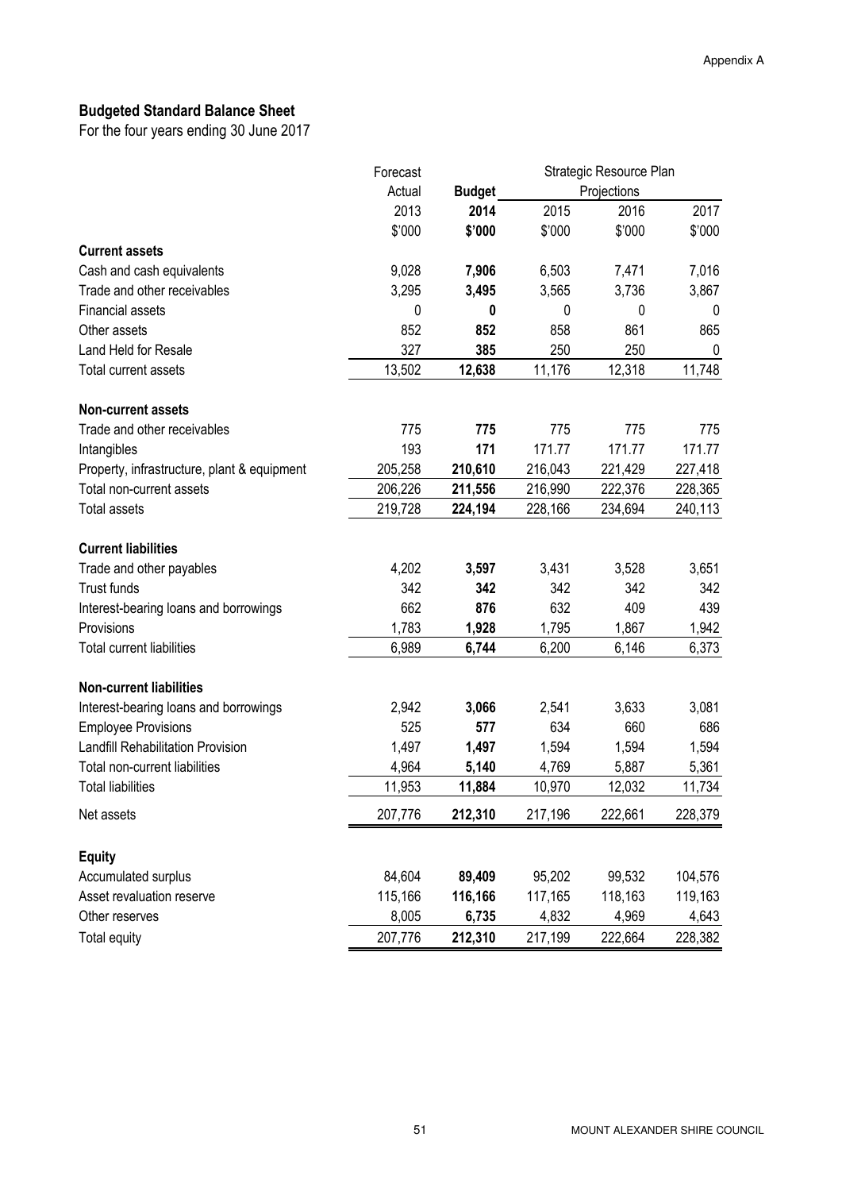## Budgeted Standard Balance Sheet

For the four years ending 30 June 2017

| | Forecast Actual | **Budget** | Strategic Resource Plan Projections | | |
|---|---|---|---|---|---|
| | 2013 | **2014** | 2015 | 2016 | 2017 |
| | $'000 | **$'000** | $'000 | $'000 | $'000 |
| **Current assets** | | | | | |
| Cash and cash equivalents | 9,028 | **7,906** | 6,503 | 7,471 | 7,016 |
| Trade and other receivables | 3,295 | **3,495** | 3,565 | 3,736 | 3,867 |
| Financial assets | 0 | **0** | 0 | 0 | 0 |
| Other assets | 852 | **852** | 858 | 861 | 865 |
| Land Held for Resale | 327 | **385** | 250 | 250 | 0 |
| Total current assets | 13,502 | **12,638** | 11,176 | 12,318 | 11,748 |
| **Non-current assets** | | | | | |
| Trade and other receivables | 775 | **775** | 775 | 775 | 775 |
| Intangibles | 193 | **171** | 171.77 | 171.77 | 171.77 |
| Property, infrastructure, plant & equipment | 205,258 | **210,610** | 216,043 | 221,429 | 227,418 |
| Total non-current assets | 206,226 | **211,556** | 216,990 | 222,376 | 228,365 |
| Total assets | 219,728 | **224,194** | 228,166 | 234,694 | 240,113 |
| **Current liabilities** | | | | | |
| Trade and other payables | 4,202 | **3,597** | 3,431 | 3,528 | 3,651 |
| Trust funds | 342 | **342** | 342 | 342 | 342 |
| Interest-bearing loans and borrowings | 662 | **876** | 632 | 409 | 439 |
| Provisions | 1,783 | **1,928** | 1,795 | 1,867 | 1,942 |
| Total current liabilities | 6,989 | **6,744** | 6,200 | 6,146 | 6,373 |
| **Non-current liabilities** | | | | | |
| Interest-bearing loans and borrowings | 2,942 | **3,066** | 2,541 | 3,633 | 3,081 |
| Employee Provisions | 525 | **577** | 634 | 660 | 686 |
| Landfill Rehabilitation Provision | 1,497 | **1,497** | 1,594 | 1,594 | 1,594 |
| Total non-current liabilities | 4,964 | **5,140** | 4,769 | 5,887 | 5,361 |
| Total liabilities | 11,953 | **11,884** | 10,970 | 12,032 | 11,734 |
| Net assets | 207,776 | **212,310** | 217,196 | 222,661 | 228,379 |
| **Equity** | | | | | |
| Accumulated surplus | 84,604 | **89,409** | 95,202 | 99,532 | 104,576 |
| Asset revaluation reserve | 115,166 | **116,166** | 117,165 | 118,163 | 119,163 |
| Other reserves | 8,005 | **6,735** | 4,832 | 4,969 | 4,643 |
| Total equity | 207,776 | **212,310** | 217,199 | 222,664 | 228,382 |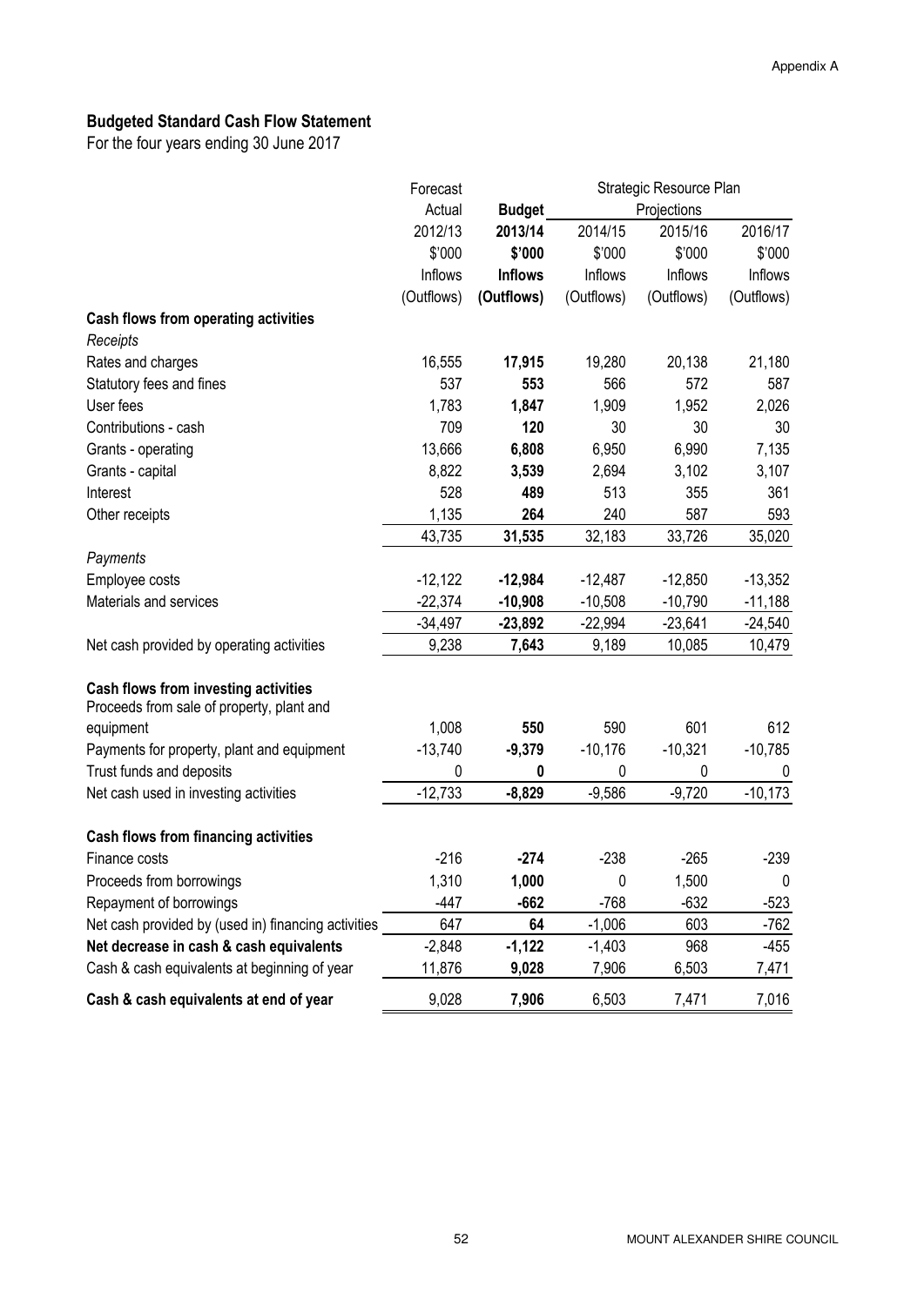Appendix A

## Budgeted Standard Cash Flow Statement

For the four years ending 30 June 2017

| | Forecast Actual 2012/13 $'000 Inflows (Outflows) | **Budget 2013/14 $'000 Inflows (Outflows)** | Strategic Resource Plan Projections 2014/15 $'000 Inflows (Outflows) | 2015/16 $'000 Inflows (Outflows) | 2016/17 $'000 Inflows (Outflows) |
|---|---|---|---|---|---|
| **Cash flows from operating activities** | | | | | |
| *Receipts* | | | | | |
| Rates and charges | 16,555 | **17,915** | 19,280 | 20,138 | 21,180 |
| Statutory fees and fines | 537 | **553** | 566 | 572 | 587 |
| User fees | 1,783 | **1,847** | 1,909 | 1,952 | 2,026 |
| Contributions - cash | 709 | **120** | 30 | 30 | 30 |
| Grants - operating | 13,666 | **6,808** | 6,950 | 6,990 | 7,135 |
| Grants - capital | 8,822 | **3,539** | 2,694 | 3,102 | 3,107 |
| Interest | 528 | **489** | 513 | 355 | 361 |
| Other receipts | 1,135 | **264** | 240 | 587 | 593 |
| | 43,735 | **31,535** | 32,183 | 33,726 | 35,020 |
| *Payments* | | | | | |
| Employee costs | -12,122 | **-12,984** | -12,487 | -12,850 | -13,352 |
| Materials and services | -22,374 | **-10,908** | -10,508 | -10,790 | -11,188 |
| | -34,497 | **-23,892** | -22,994 | -23,641 | -24,540 |
| Net cash provided by operating activities | 9,238 | **7,643** | 9,189 | 10,085 | 10,479 |
| **Cash flows from investing activities** | | | | | |
| Proceeds from sale of property, plant and equipment | 1,008 | **550** | 590 | 601 | 612 |
| Payments for property, plant and equipment | -13,740 | **-9,379** | -10,176 | -10,321 | -10,785 |
| Trust funds and deposits | 0 | **0** | 0 | 0 | 0 |
| Net cash used in investing activities | -12,733 | **-8,829** | -9,586 | -9,720 | -10,173 |
| **Cash flows from financing activities** | | | | | |
| Finance costs | -216 | **-274** | -238 | -265 | -239 |
| Proceeds from borrowings | 1,310 | **1,000** | 0 | 1,500 | 0 |
| Repayment of borrowings | -447 | **-662** | -768 | -632 | -523 |
| Net cash provided by (used in) financing activities | 647 | **64** | -1,006 | 603 | -762 |
| **Net decrease in cash & cash equivalents** | -2,848 | **-1,122** | -1,403 | 968 | -455 |
| Cash & cash equivalents at beginning of year | 11,876 | **9,028** | 7,906 | 6,503 | 7,471 |
| **Cash & cash equivalents at end of year** | 9,028 | **7,906** | 6,503 | 7,471 | 7,016 |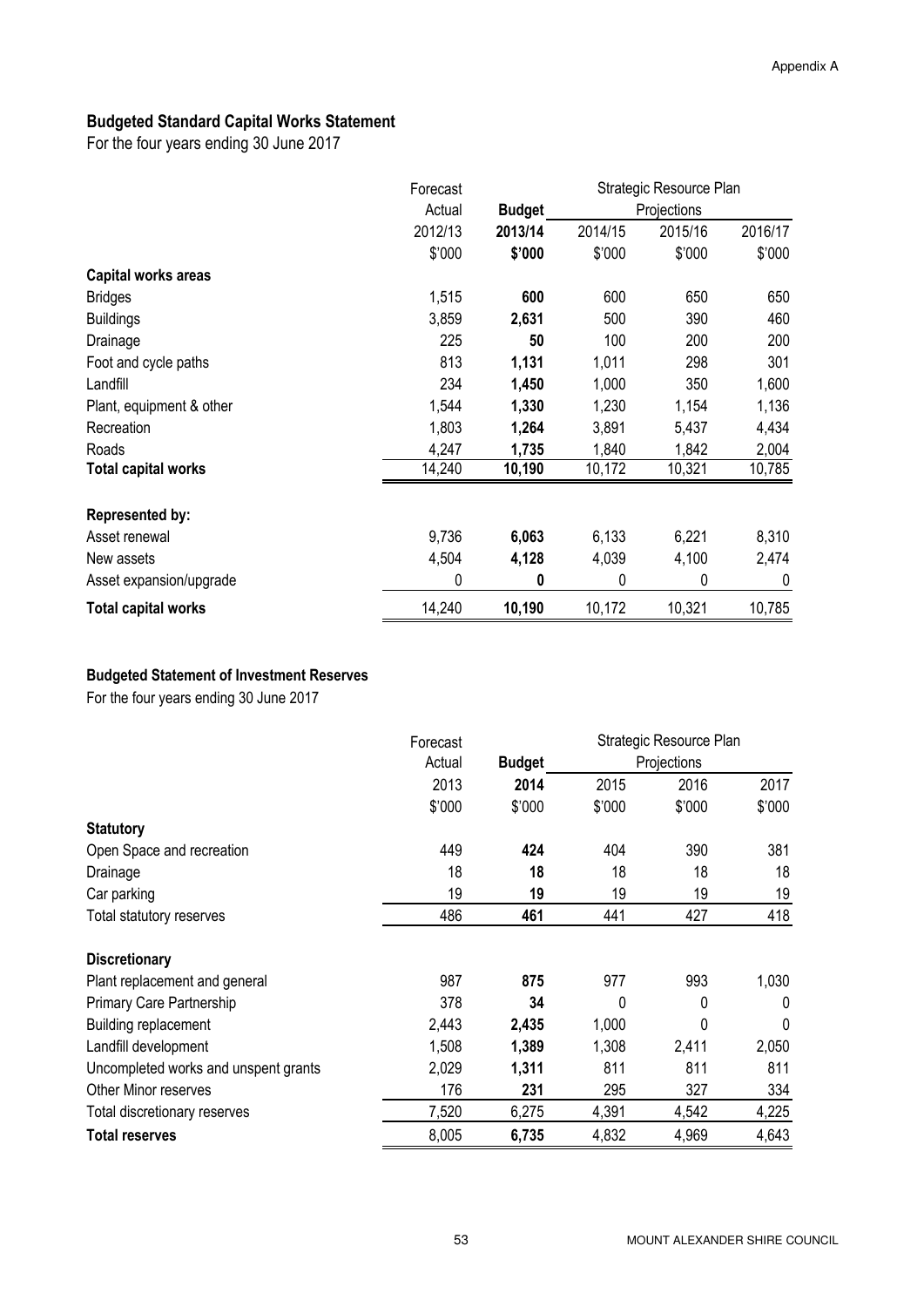## Budgeted Standard Capital Works Statement

For the four years ending 30 June 2017

| | Forecast Actual | **Budget** | Strategic Resource Plan Projections | | |
|---|---|---|---|---|---|
| | 2012/13 | **2013/14** | 2014/15 | 2015/16 | 2016/17 |
| | $'000 | **$'000** | $'000 | $'000 | $'000 |
| **Capital works areas** | | | | | |
| Bridges | 1,515 | **600** | 600 | 650 | 650 |
| Buildings | 3,859 | **2,631** | 500 | 390 | 460 |
| Drainage | 225 | **50** | 100 | 200 | 200 |
| Foot and cycle paths | 813 | **1,131** | 1,011 | 298 | 301 |
| Landfill | 234 | **1,450** | 1,000 | 350 | 1,600 |
| Plant, equipment & other | 1,544 | **1,330** | 1,230 | 1,154 | 1,136 |
| Recreation | 1,803 | **1,264** | 3,891 | 5,437 | 4,434 |
| Roads | 4,247 | **1,735** | 1,840 | 1,842 | 2,004 |
| **Total capital works** | 14,240 | **10,190** | 10,172 | 10,321 | 10,785 |
| | | | | | |
| **Represented by:** | | | | | |
| Asset renewal | 9,736 | **6,063** | 6,133 | 6,221 | 8,310 |
| New assets | 4,504 | **4,128** | 4,039 | 4,100 | 2,474 |
| Asset expansion/upgrade | 0 | **0** | 0 | 0 | 0 |
| **Total capital works** | 14,240 | **10,190** | 10,172 | 10,321 | 10,785 |

## Budgeted Statement of Investment Reserves

For the four years ending 30 June 2017

| | Forecast Actual | **Budget** | Strategic Resource Plan Projections | | |
|---|---|---|---|---|---|
| | 2013 | **2014** | 2015 | 2016 | 2017 |
| | $'000 | $'000 | $'000 | $'000 | $'000 |
| **Statutory** | | | | | |
| Open Space and recreation | 449 | **424** | 404 | 390 | 381 |
| Drainage | 18 | **18** | 18 | 18 | 18 |
| Car parking | 19 | **19** | 19 | 19 | 19 |
| Total statutory reserves | 486 | **461** | 441 | 427 | 418 |
| | | | | | |
| **Discretionary** | | | | | |
| Plant replacement and general | 987 | **875** | 977 | 993 | 1,030 |
| Primary Care Partnership | 378 | **34** | 0 | 0 | 0 |
| Building replacement | 2,443 | **2,435** | 1,000 | 0 | 0 |
| Landfill development | 1,508 | **1,389** | 1,308 | 2,411 | 2,050 |
| Uncompleted works and unspent grants | 2,029 | **1,311** | 811 | 811 | 811 |
| Other Minor reserves | 176 | **231** | 295 | 327 | 334 |
| Total discretionary reserves | 7,520 | 6,275 | 4,391 | 4,542 | 4,225 |
| **Total reserves** | 8,005 | **6,735** | 4,832 | 4,969 | 4,643 |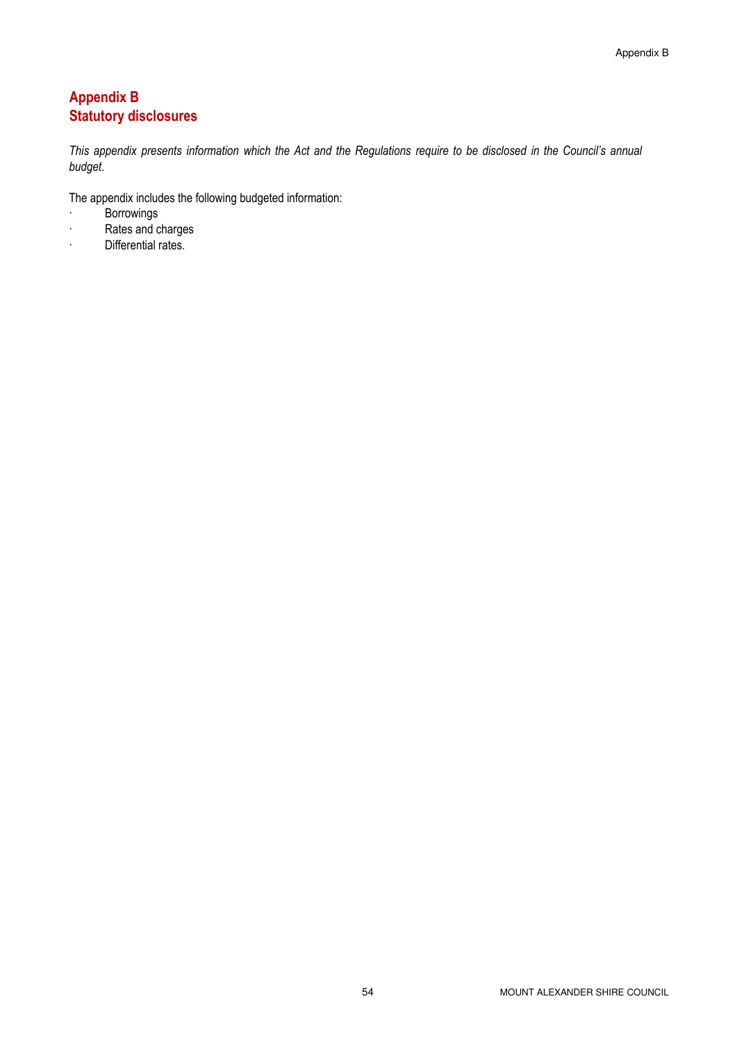# Appendix B
# Statutory disclosures

*This appendix presents information which the Act and the Regulations require to be disclosed in the Council's annual budget.*

The appendix includes the following budgeted information:

- Borrowings
- Rates and charges
- Differential rates.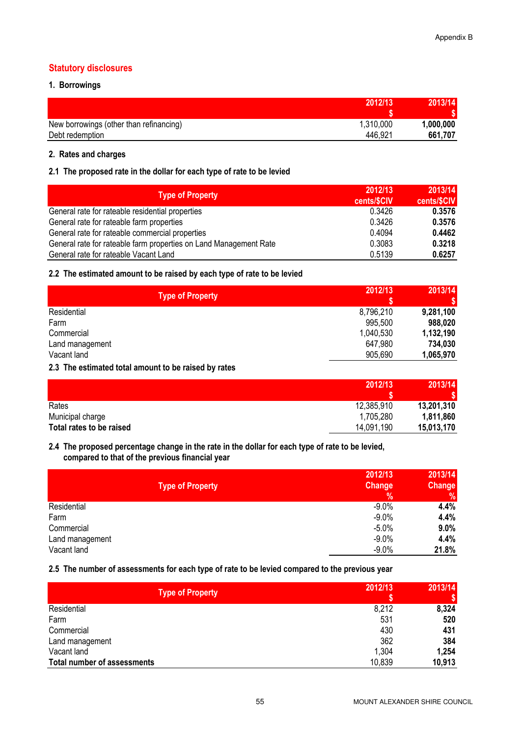Appendix B

## Statutory disclosures

### 1. Borrowings

| | 2012/13<br>$ | 2013/14<br>$ |
|---|---|---|
| New borrowings (other than refinancing) | 1,310,000 | **1,000,000** |
| Debt redemption | 446,921 | **661,707** |

### 2. Rates and charges

#### 2.1 The proposed rate in the dollar for each type of rate to be levied

| Type of Property | 2012/13<br>cents/$CIV | 2013/14<br>cents/$CIV |
|---|---|---|
| General rate for rateable residential properties | 0.3426 | **0.3576** |
| General rate for rateable farm properties | 0.3426 | **0.3576** |
| General rate for rateable commercial properties | 0.4094 | **0.4462** |
| General rate for rateable farm properties on Land Management Rate | 0.3083 | **0.3218** |
| General rate for rateable Vacant Land | 0.5139 | **0.6257** |

#### 2.2 The estimated amount to be raised by each type of rate to be levied

| Type of Property | 2012/13<br>$ | 2013/14<br>$ |
|---|---|---|
| Residential | 8,796,210 | **9,281,100** |
| Farm | 995,500 | **988,020** |
| Commercial | 1,040,530 | **1,132,190** |
| Land management | 647,980 | **734,030** |
| Vacant land | 905,690 | **1,065,970** |

#### 2.3 The estimated total amount to be raised by rates

| | 2012/13<br>$ | 2013/14<br>$ |
|---|---|---|
| Rates | 12,385,910 | **13,201,310** |
| Municipal charge | 1,705,280 | **1,811,860** |
| **Total rates to be raised** | 14,091,190 | **15,013,170** |

#### 2.4 The proposed percentage change in the rate in the dollar for each type of rate to be levied, compared to that of the previous financial year

| Type of Property | 2012/13<br>Change<br>% | 2013/14<br>Change<br>% |
|---|---|---|
| Residential | -9.0% | **4.4%** |
| Farm | -9.0% | **4.4%** |
| Commercial | -5.0% | **9.0%** |
| Land management | -9.0% | **4.4%** |
| Vacant land | -9.0% | **21.8%** |

#### 2.5 The number of assessments for each type of rate to be levied compared to the previous year

| Type of Property | 2012/13<br>$ | 2013/14<br>$ |
|---|---|---|
| Residential | 8,212 | **8,324** |
| Farm | 531 | **520** |
| Commercial | 430 | **431** |
| Land management | 362 | **384** |
| Vacant land | 1,304 | **1,254** |
| **Total number of assessments** | 10,839 | **10,913** |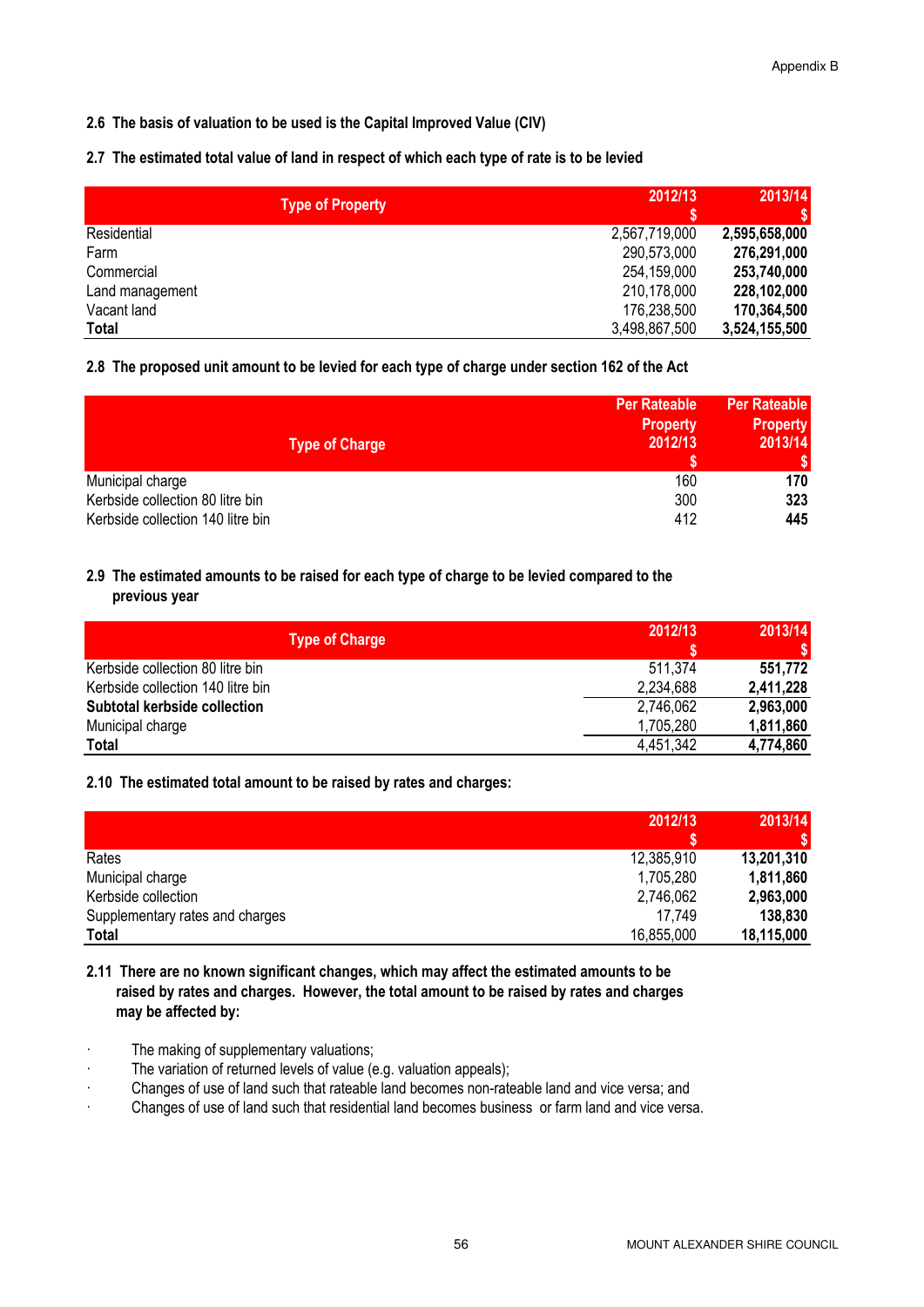**2.6 The basis of valuation to be used is the Capital Improved Value (CIV)**

**2.7 The estimated total value of land in respect of which each type of rate is to be levied**

| Type of Property | 2012/13<br>$ | 2013/14<br>$ |
|---|---|---|
| Residential | 2,567,719,000 | **2,595,658,000** |
| Farm | 290,573,000 | **276,291,000** |
| Commercial | 254,159,000 | **253,740,000** |
| Land management | 210,178,000 | **228,102,000** |
| Vacant land | 176,238,500 | **170,364,500** |
| **Total** | 3,498,867,500 | **3,524,155,500** |

**2.8 The proposed unit amount to be levied for each type of charge under section 162 of the Act**

| Type of Charge | Per Rateable Property 2012/13<br>$ | Per Rateable Property 2013/14<br>$ |
|---|---|---|
| Municipal charge | 160 | **170** |
| Kerbside collection 80 litre bin | 300 | **323** |
| Kerbside collection 140 litre bin | 412 | **445** |

**2.9 The estimated amounts to be raised for each type of charge to be levied compared to the previous year**

| Type of Charge | 2012/13<br>$ | 2013/14<br>$ |
|---|---|---|
| Kerbside collection 80 litre bin | 511,374 | **551,772** |
| Kerbside collection 140 litre bin | 2,234,688 | **2,411,228** |
| **Subtotal kerbside collection** | 2,746,062 | **2,963,000** |
| Municipal charge | 1,705,280 | **1,811,860** |
| **Total** | 4,451,342 | **4,774,860** |

**2.10 The estimated total amount to be raised by rates and charges:**

| | 2012/13<br>$ | 2013/14<br>$ |
|---|---|---|
| Rates | 12,385,910 | **13,201,310** |
| Municipal charge | 1,705,280 | **1,811,860** |
| Kerbside collection | 2,746,062 | **2,963,000** |
| Supplementary rates and charges | 17,749 | **138,830** |
| **Total** | 16,855,000 | **18,115,000** |

**2.11 There are no known significant changes, which may affect the estimated amounts to be raised by rates and charges. However, the total amount to be raised by rates and charges may be affected by:**

- The making of supplementary valuations;
- The variation of returned levels of value (e.g. valuation appeals);
- Changes of use of land such that rateable land becomes non-rateable land and vice versa; and
- Changes of use of land such that residential land becomes business or farm land and vice versa.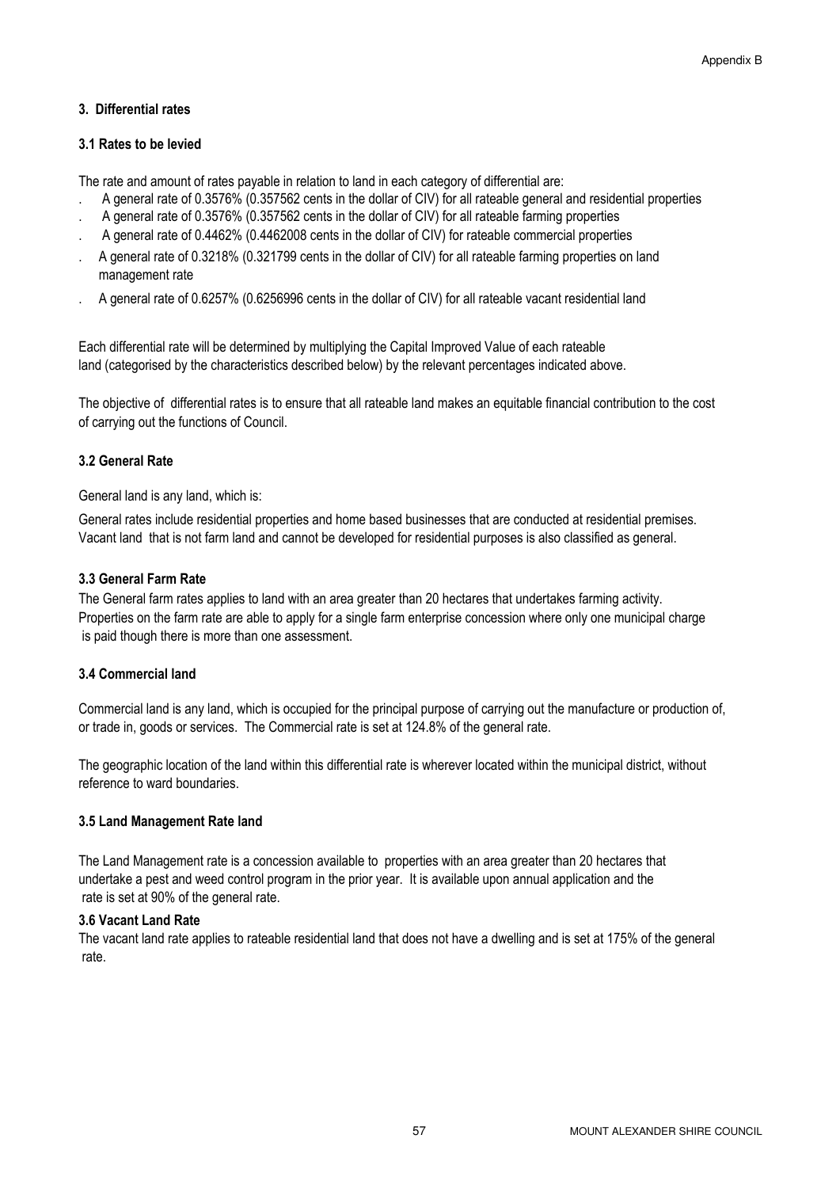### 3. Differential rates

#### 3.1 Rates to be levied

The rate and amount of rates payable in relation to land in each category of differential are:

- A general rate of 0.3576% (0.357562 cents in the dollar of CIV) for all rateable general and residential properties
- A general rate of 0.3576% (0.357562 cents in the dollar of CIV) for all rateable farming properties
- A general rate of 0.4462% (0.4462008 cents in the dollar of CIV) for rateable commercial properties
- A general rate of 0.3218% (0.321799 cents in the dollar of CIV) for all rateable farming properties on land management rate
- A general rate of 0.6257% (0.6256996 cents in the dollar of CIV) for all rateable vacant residential land

Each differential rate will be determined by multiplying the Capital Improved Value of each rateable land (categorised by the characteristics described below) by the relevant percentages indicated above.

The objective of differential rates is to ensure that all rateable land makes an equitable financial contribution to the cost of carrying out the functions of Council.

#### 3.2 General Rate

General land is any land, which is:

General rates include residential properties and home based businesses that are conducted at residential premises. Vacant land that is not farm land and cannot be developed for residential purposes is also classified as general.

#### 3.3 General Farm Rate

The General farm rates applies to land with an area greater than 20 hectares that undertakes farming activity. Properties on the farm rate are able to apply for a single farm enterprise concession where only one municipal charge is paid though there is more than one assessment.

#### 3.4 Commercial land

Commercial land is any land, which is occupied for the principal purpose of carrying out the manufacture or production of, or trade in, goods or services. The Commercial rate is set at 124.8% of the general rate.

The geographic location of the land within this differential rate is wherever located within the municipal district, without reference to ward boundaries.

#### 3.5 Land Management Rate land

The Land Management rate is a concession available to properties with an area greater than 20 hectares that undertake a pest and weed control program in the prior year. It is available upon annual application and the rate is set at 90% of the general rate.

#### 3.6 Vacant Land Rate

The vacant land rate applies to rateable residential land that does not have a dwelling and is set at 175% of the general rate.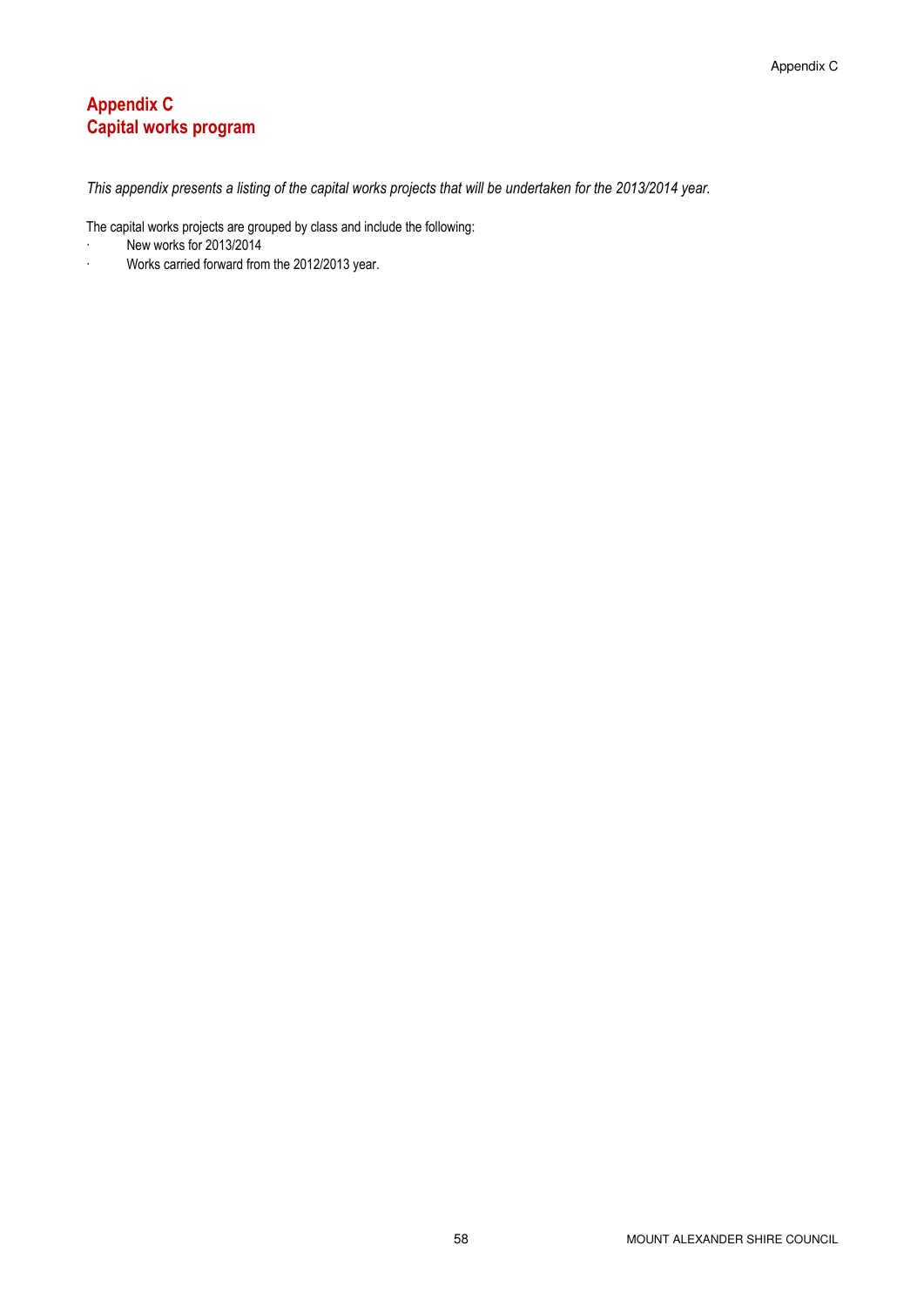# Appendix C
# Capital works program

*This appendix presents a listing of the capital works projects that will be undertaken for the 2013/2014 year.*

The capital works projects are grouped by class and include the following:

- New works for 2013/2014
- Works carried forward from the 2012/2013 year.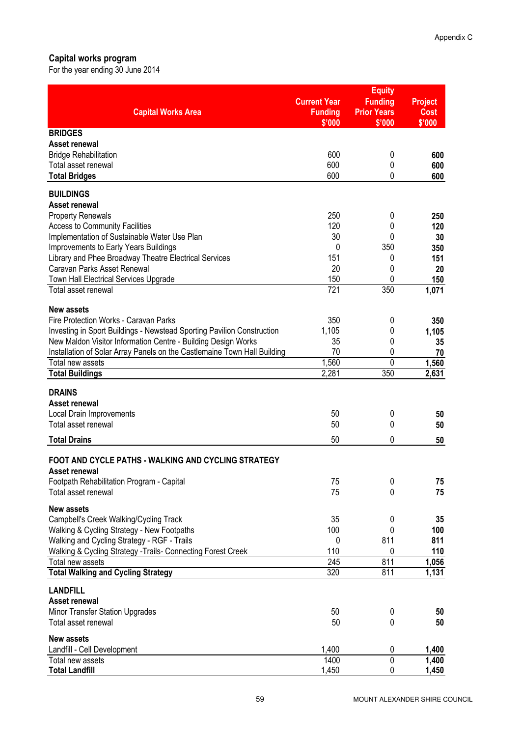Appendix C

## Capital works program

For the year ending 30 June 2014

| Capital Works Area | Current Year Funding $'000 | Equity Funding Prior Years $'000 | Project Cost $'000 |
|---|---|---|---|
| **BRIDGES** | | | |
| **Asset renewal** | | | |
| Bridge Rehabilitation | 600 | 0 | **600** |
| Total asset renewal | 600 | 0 | **600** |
| **Total Bridges** | 600 | 0 | **600** |
| **BUILDINGS** | | | |
| **Asset renewal** | | | |
| Property Renewals | 250 | 0 | **250** |
| Access to Community Facilities | 120 | 0 | **120** |
| Implementation of Sustainable Water Use Plan | 30 | 0 | **30** |
| Improvements to Early Years Buildings | 0 | 350 | **350** |
| Library and Phee Broadway Theatre Electrical Services | 151 | 0 | **151** |
| Caravan Parks Asset Renewal | 20 | 0 | **20** |
| Town Hall Electrical Services Upgrade | 150 | 0 | **150** |
| Total asset renewal | 721 | 350 | **1,071** |
| **New assets** | | | |
| Fire Protection Works - Caravan Parks | 350 | 0 | **350** |
| Investing in Sport Buildings - Newstead Sporting Pavilion Construction | 1,105 | 0 | **1,105** |
| New Maldon Visitor Information Centre - Building Design Works | 35 | 0 | **35** |
| Installation of Solar Array Panels on the Castlemaine Town Hall Building | 70 | 0 | **70** |
| Total new assets | 1,560 | 0 | **1,560** |
| **Total Buildings** | 2,281 | 350 | **2,631** |
| **DRAINS** | | | |
| **Asset renewal** | | | |
| Local Drain Improvements | 50 | 0 | **50** |
| Total asset renewal | 50 | 0 | **50** |
| **Total Drains** | 50 | 0 | **50** |
| **FOOT AND CYCLE PATHS - WALKING AND CYCLING STRATEGY** | | | |
| **Asset renewal** | | | |
| Footpath Rehabilitation Program - Capital | 75 | 0 | **75** |
| Total asset renewal | 75 | 0 | **75** |
| **New assets** | | | |
| Campbell's Creek Walking/Cycling Track | 35 | 0 | **35** |
| Walking & Cycling Strategy - New Footpaths | 100 | 0 | **100** |
| Walking and Cycling Strategy - RGF - Trails | 0 | 811 | **811** |
| Walking & Cycling Strategy -Trails- Connecting Forest Creek | 110 | 0 | **110** |
| Total new assets | 245 | 811 | **1,056** |
| **Total Walking and Cycling Strategy** | 320 | 811 | **1,131** |
| **LANDFILL** | | | |
| **Asset renewal** | | | |
| Minor Transfer Station Upgrades | 50 | 0 | **50** |
| Total asset renewal | 50 | 0 | **50** |
| **New assets** | | | |
| Landfill - Cell Development | 1,400 | 0 | **1,400** |
| Total new assets | 1400 | 0 | **1,400** |
| **Total Landfill** | 1,450 | 0 | **1,450** |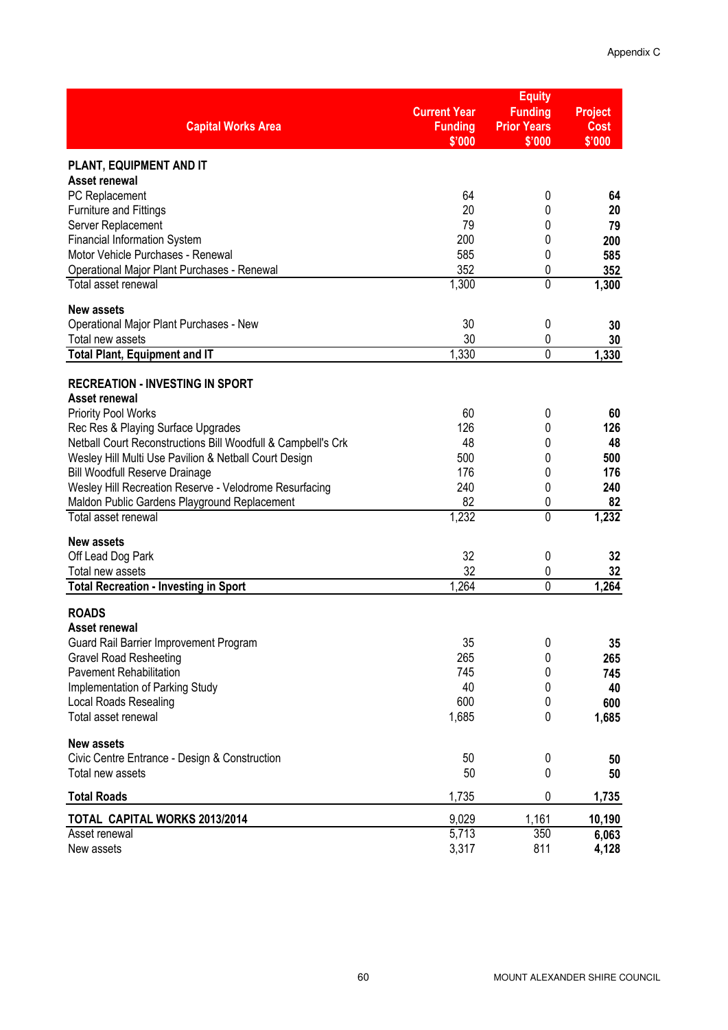Appendix C

| Capital Works Area | Current Year Funding $'000 | Equity Funding Prior Years $'000 | Project Cost $'000 |
|---|---|---|---|
| **PLANT, EQUIPMENT AND IT** | | | |
| **Asset renewal** | | | |
| PC Replacement | 64 | 0 | **64** |
| Furniture and Fittings | 20 | 0 | **20** |
| Server Replacement | 79 | 0 | **79** |
| Financial Information System | 200 | 0 | **200** |
| Motor Vehicle Purchases - Renewal | 585 | 0 | **585** |
| Operational Major Plant Purchases - Renewal | 352 | 0 | **352** |
| Total asset renewal | 1,300 | 0 | **1,300** |
| **New assets** | | | |
| Operational Major Plant Purchases - New | 30 | 0 | **30** |
| Total new assets | 30 | 0 | **30** |
| **Total Plant, Equipment and IT** | 1,330 | 0 | **1,330** |
| **RECREATION - INVESTING IN SPORT** | | | |
| **Asset renewal** | | | |
| Priority Pool Works | 60 | 0 | **60** |
| Rec Res & Playing Surface Upgrades | 126 | 0 | **126** |
| Netball Court Reconstructions Bill Woodfull & Campbell's Crk | 48 | 0 | **48** |
| Wesley Hill Multi Use Pavilion & Netball Court Design | 500 | 0 | **500** |
| Bill Woodfull Reserve Drainage | 176 | 0 | **176** |
| Wesley Hill Recreation Reserve - Velodrome Resurfacing | 240 | 0 | **240** |
| Maldon Public Gardens Playground Replacement | 82 | 0 | **82** |
| Total asset renewal | 1,232 | 0 | **1,232** |
| **New assets** | | | |
| Off Lead Dog Park | 32 | 0 | **32** |
| Total new assets | 32 | 0 | **32** |
| **Total Recreation - Investing in Sport** | 1,264 | 0 | **1,264** |
| **ROADS** | | | |
| **Asset renewal** | | | |
| Guard Rail Barrier Improvement Program | 35 | 0 | **35** |
| Gravel Road Resheeting | 265 | 0 | **265** |
| Pavement Rehabilitation | 745 | 0 | **745** |
| Implementation of Parking Study | 40 | 0 | **40** |
| Local Roads Resealing | 600 | 0 | **600** |
| Total asset renewal | 1,685 | 0 | **1,685** |
| **New assets** | | | |
| Civic Centre Entrance - Design & Construction | 50 | 0 | **50** |
| Total new assets | 50 | 0 | **50** |
| **Total Roads** | 1,735 | 0 | **1,735** |
| **TOTAL CAPITAL WORKS 2013/2014** | 9,029 | 1,161 | **10,190** |
| Asset renewal | 5,713 | 350 | **6,063** |
| New assets | 3,317 | 811 | **4,128** |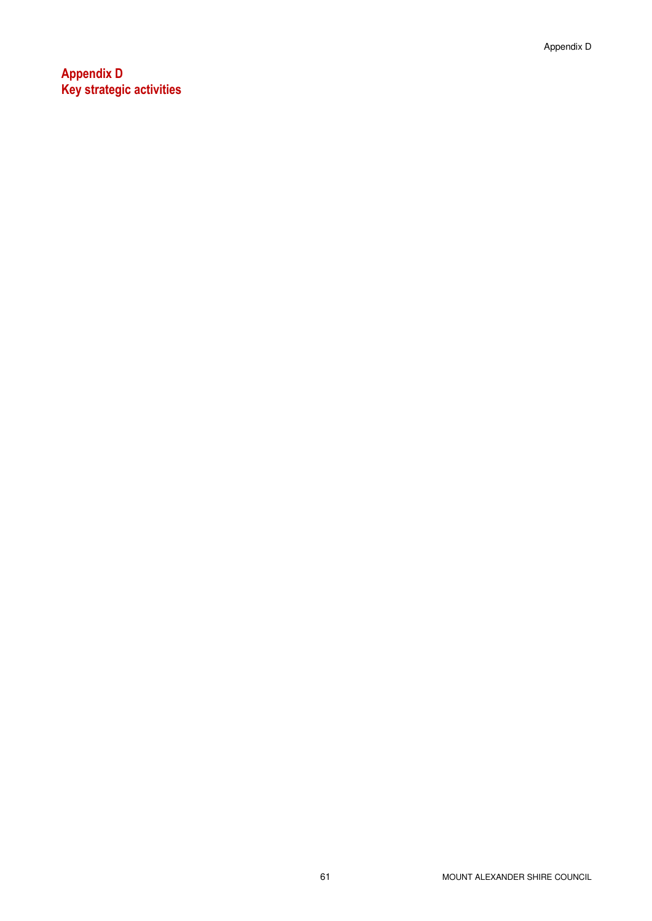# Appendix D
# Key strategic activities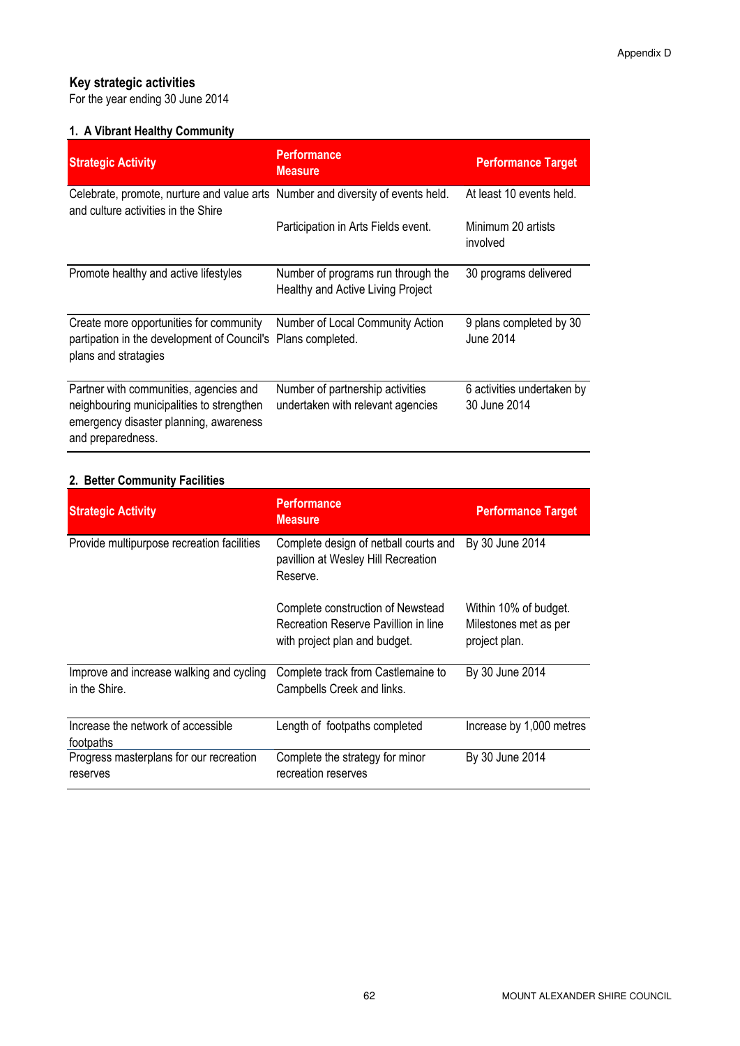Appendix D

## Key strategic activities

For the year ending 30 June 2014

### 1. A Vibrant Healthy Community

| Strategic Activity | Performance Measure | Performance Target |
|---|---|---|
| Celebrate, promote, nurture and value arts and culture activities in the Shire | Number and diversity of events held. | At least 10 events held. |
| | Participation in Arts Fields event. | Minimum 20 artists involved |
| Promote healthy and active lifestyles | Number of programs run through the Healthy and Active Living Project | 30 programs delivered |
| Create more opportunities for community partipation in the development of Council's plans and stratagies | Number of Local Community Action Plans completed. | 9 plans completed by 30 June 2014 |
| Partner with communities, agencies and neighbouring municipalities to strengthen emergency disaster planning, awareness and preparedness. | Number of partnership activities undertaken with relevant agencies | 6 activities undertaken by 30 June 2014 |

### 2. Better Community Facilities

| Strategic Activity | Performance Measure | Performance Target |
|---|---|---|
| Provide multipurpose recreation facilities | Complete design of netball courts and pavillion at Wesley Hill Recreation Reserve. | By 30 June 2014 |
| | Complete construction of Newstead Recreation Reserve Pavillion in line with project plan and budget. | Within 10% of budget. Milestones met as per project plan. |
| Improve and increase walking and cycling in the Shire. | Complete track from Castlemaine to Campbells Creek and links. | By 30 June 2014 |
| Increase the network of accessible footpaths | Length of footpaths completed | Increase by 1,000 metres |
| Progress masterplans for our recreation reserves | Complete the strategy for minor recreation reserves | By 30 June 2014 |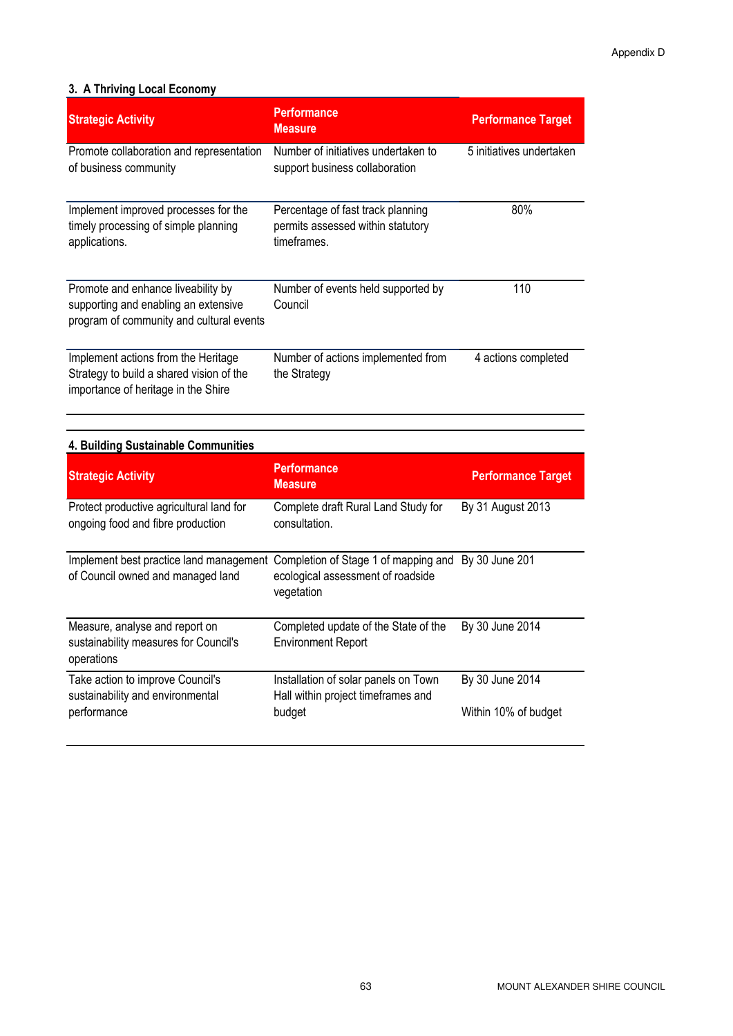Appendix D

### 3. A Thriving Local Economy

| Strategic Activity | Performance Measure | Performance Target |
|---|---|---|
| Promote collaboration and representation of business community | Number of initiatives undertaken to support business collaboration | 5 initiatives undertaken |
| Implement improved processes for the timely processing of simple planning applications. | Percentage of fast track planning permits assessed within statutory timeframes. | 80% |
| Promote and enhance liveability by supporting and enabling an extensive program of community and cultural events | Number of events held supported by Council | 110 |
| Implement actions from the Heritage Strategy to build a shared vision of the importance of heritage in the Shire | Number of actions implemented from the Strategy | 4 actions completed |

### 4. Building Sustainable Communities

| Strategic Activity | Performance Measure | Performance Target |
|---|---|---|
| Protect productive agricultural land for ongoing food and fibre production | Complete draft Rural Land Study for consultation. | By 31 August 2013 |
| Implement best practice land management of Council owned and managed land | Completion of Stage 1 of mapping and ecological assessment of roadside vegetation | By 30 June 201 |
| Measure, analyse and report on sustainability measures for Council's operations | Completed update of the State of the Environment Report | By 30 June 2014 |
| Take action to improve Council's sustainability and environmental performance | Installation of solar panels on Town Hall within project timeframes and budget | By 30 June 2014<br><br>Within 10% of budget |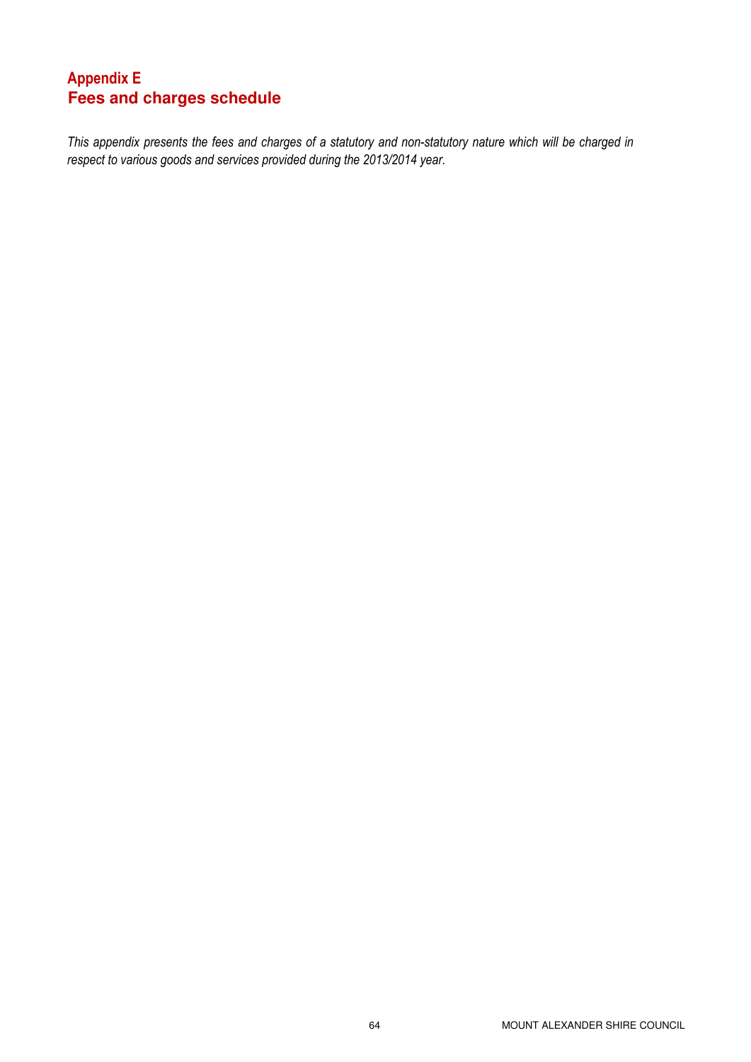# Appendix E
## Fees and charges schedule

*This appendix presents the fees and charges of a statutory and non-statutory nature which will be charged in respect to various goods and services provided during the 2013/2014 year.*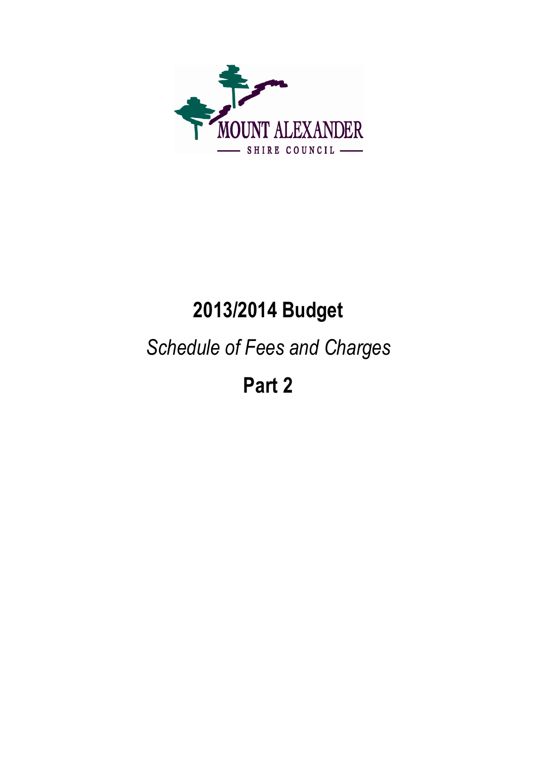MOUNT ALEXANDER

SHIRE COUNCIL

# 2013/2014 Budget

## *Schedule of Fees and Charges*

# Part 2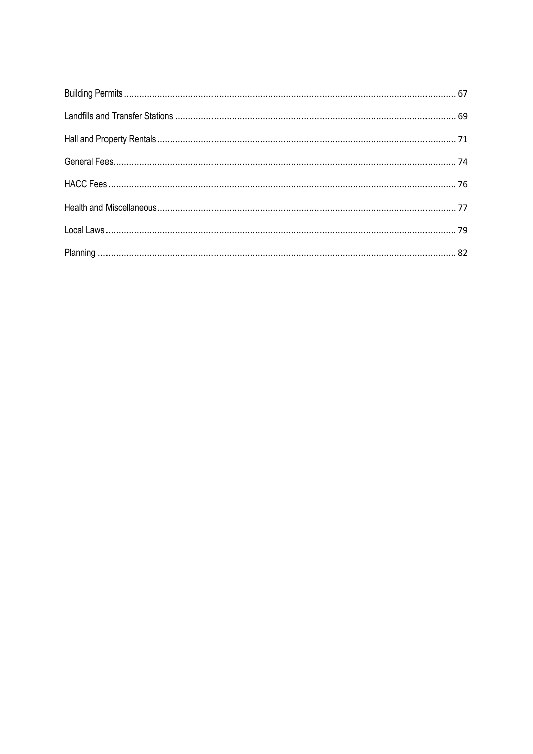Building Permits ........................................................................................................................ 67

Landfills and Transfer Stations ................................................................................................... 69

Hall and Property Rentals ........................................................................................................... 71

General Fees............................................................................................................................... 74

HACC Fees ................................................................................................................................. 76

Health and Miscellaneous ........................................................................................................... 77

Local Laws .................................................................................................................................. 79

Planning ...................................................................................................................................... 82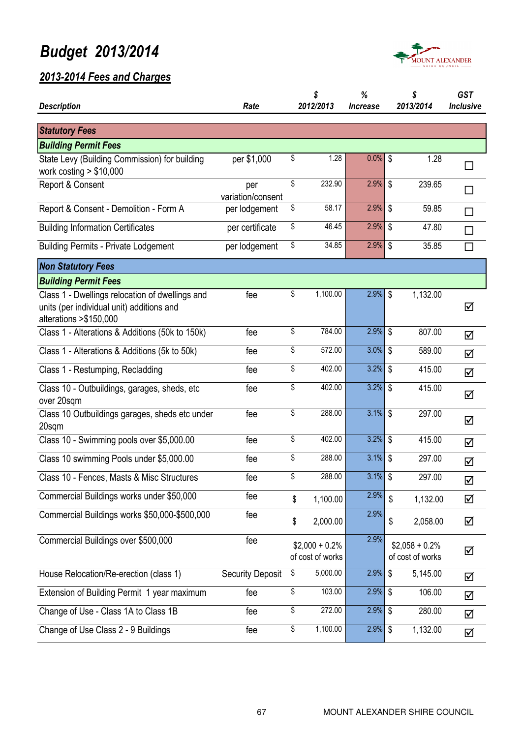# Budget 2013/2014

## 2013-2014 Fees and Charges

| Description | Rate | $ 2012/2013 | % Increase | $ 2013/2014 | GST Inclusive |
|---|---|---|---|---|---|
| **Statutory Fees** | | | | | |
| **Building Permit Fees** | | | | | |
| State Levy (Building Commission) for building work costing > $10,000 | per $1,000 | $ 1.28 | 0.0% | $ 1.28 | ☐ |
| Report & Consent | per variation/consent | $ 232.90 | 2.9% | $ 239.65 | ☐ |
| Report & Consent - Demolition - Form A | per lodgement | $ 58.17 | 2.9% | $ 59.85 | ☐ |
| Building Information Certificates | per certificate | $ 46.45 | 2.9% | $ 47.80 | ☐ |
| Building Permits - Private Lodgement | per lodgement | $ 34.85 | 2.9% | $ 35.85 | ☐ |
| **Non Statutory Fees** | | | | | |
| **Building Permit Fees** | | | | | |
| Class 1 - Dwellings relocation of dwellings and units (per individual unit) additions and alterations >$150,000 | fee | $ 1,100.00 | 2.9% | $ 1,132.00 | ☑ |
| Class 1 - Alterations & Additions (50k to 150k) | fee | $ 784.00 | 2.9% | $ 807.00 | ☑ |
| Class 1 - Alterations & Additions (5k to 50k) | fee | $ 572.00 | 3.0% | $ 589.00 | ☑ |
| Class 1 - Restumping, Recladding | fee | $ 402.00 | 3.2% | $ 415.00 | ☑ |
| Class 10 - Outbuildings, garages, sheds, etc over 20sqm | fee | $ 402.00 | 3.2% | $ 415.00 | ☑ |
| Class 10 Outbuildings garages, sheds etc under 20sqm | fee | $ 288.00 | 3.1% | $ 297.00 | ☑ |
| Class 10 - Swimming pools over $5,000.00 | fee | $ 402.00 | 3.2% | $ 415.00 | ☑ |
| Class 10 swimming Pools under $5,000.00 | fee | $ 288.00 | 3.1% | $ 297.00 | ☑ |
| Class 10 - Fences, Masts & Misc Structures | fee | $ 288.00 | 3.1% | $ 297.00 | ☑ |
| Commercial Buildings works under $50,000 | fee | $ 1,100.00 | 2.9% | $ 1,132.00 | ☑ |
| Commercial Buildings works $50,000-$500,000 | fee | $ 2,000.00 | 2.9% | $ 2,058.00 | ☑ |
| Commercial Buildings over $500,000 | fee | $2,000 + 0.2% of cost of works | 2.9% | $2,058 + 0.2% of cost of works | ☑ |
| House Relocation/Re-erection (class 1) | Security Deposit | $ 5,000.00 | 2.9% | $ 5,145.00 | ☑ |
| Extension of Building Permit 1 year maximum | fee | $ 103.00 | 2.9% | $ 106.00 | ☑ |
| Change of Use - Class 1A to Class 1B | fee | $ 272.00 | 2.9% | $ 280.00 | ☑ |
| Change of Use Class 2 - 9 Buildings | fee | $ 1,100.00 | 2.9% | $ 1,132.00 | ☑ |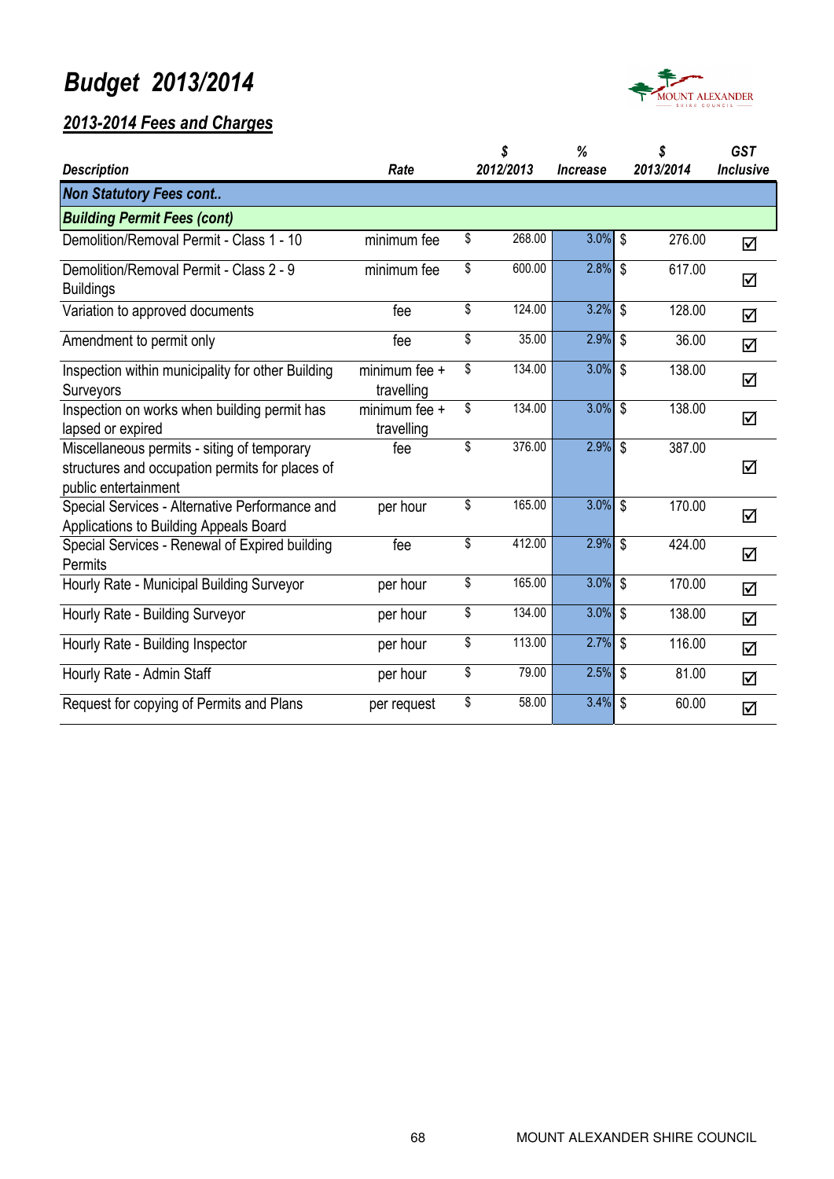# *Budget 2013/2014*

## *2013-2014 Fees and Charges*

| *Description* | *Rate* | *$ 2012/2013* | *% Increase* | *$ 2013/2014* | *GST Inclusive* |
|---|---|---|---|---|---|
| ***Non Statutory Fees cont..*** | | | | | |
| ***Building Permit Fees (cont)*** | | | | | |
| Demolition/Removal Permit - Class 1 - 10 | minimum fee | $ 268.00 | 3.0% | $ 276.00 | ☑ |
| Demolition/Removal Permit - Class 2 - 9 Buildings | minimum fee | $ 600.00 | 2.8% | $ 617.00 | ☑ |
| Variation to approved documents | fee | $ 124.00 | 3.2% | $ 128.00 | ☑ |
| Amendment to permit only | fee | $ 35.00 | 2.9% | $ 36.00 | ☑ |
| Inspection within municipality for other Building Surveyors | minimum fee + travelling | $ 134.00 | 3.0% | $ 138.00 | ☑ |
| Inspection on works when building permit has lapsed or expired | minimum fee + travelling | $ 134.00 | 3.0% | $ 138.00 | ☑ |
| Miscellaneous permits - siting of temporary structures and occupation permits for places of public entertainment | fee | $ 376.00 | 2.9% | $ 387.00 | ☑ |
| Special Services - Alternative Performance and Applications to Building Appeals Board | per hour | $ 165.00 | 3.0% | $ 170.00 | ☑ |
| Special Services - Renewal of Expired building Permits | fee | $ 412.00 | 2.9% | $ 424.00 | ☑ |
| Hourly Rate - Municipal Building Surveyor | per hour | $ 165.00 | 3.0% | $ 170.00 | ☑ |
| Hourly Rate - Building Surveyor | per hour | $ 134.00 | 3.0% | $ 138.00 | ☑ |
| Hourly Rate - Building Inspector | per hour | $ 113.00 | 2.7% | $ 116.00 | ☑ |
| Hourly Rate - Admin Staff | per hour | $ 79.00 | 2.5% | $ 81.00 | ☑ |
| Request for copying of Permits and Plans | per request | $ 58.00 | 3.4% | $ 60.00 | ☑ |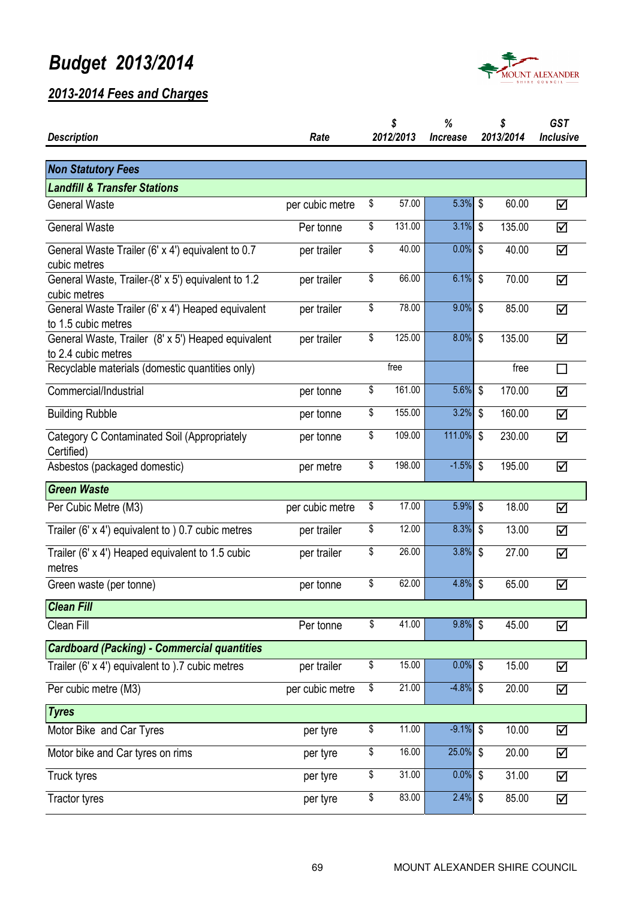# Budget 2013/2014

## 2013-2014 Fees and Charges

| Description | Rate | $ 2012/2013 | % Increase | $ 2013/2014 | GST Inclusive |
|---|---|---|---|---|---|
| **Non Statutory Fees** | | | | | |
| **Landfill & Transfer Stations** | | | | | |
| General Waste | per cubic metre | $ 57.00 | 5.3% | $ 60.00 | ☑ |
| General Waste | Per tonne | $ 131.00 | 3.1% | $ 135.00 | ☑ |
| General Waste Trailer (6' x 4') equivalent to 0.7 cubic metres | per trailer | $ 40.00 | 0.0% | $ 40.00 | ☑ |
| General Waste, Trailer-(8' x 5') equivalent to 1.2 cubic metres | per trailer | $ 66.00 | 6.1% | $ 70.00 | ☑ |
| General Waste Trailer (6' x 4') Heaped equivalent to 1.5 cubic metres | per trailer | $ 78.00 | 9.0% | $ 85.00 | ☑ |
| General Waste, Trailer (8' x 5') Heaped equivalent to 2.4 cubic metres | per trailer | $ 125.00 | 8.0% | $ 135.00 | ☑ |
| Recyclable materials (domestic quantities only) | | free | | free | ☐ |
| Commercial/Industrial | per tonne | $ 161.00 | 5.6% | $ 170.00 | ☑ |
| Building Rubble | per tonne | $ 155.00 | 3.2% | $ 160.00 | ☑ |
| Category C Contaminated Soil (Appropriately Certified) | per tonne | $ 109.00 | 111.0% | $ 230.00 | ☑ |
| Asbestos (packaged domestic) | per metre | $ 198.00 | -1.5% | $ 195.00 | ☑ |
| **Green Waste** | | | | | |
| Per Cubic Metre (M3) | per cubic metre | $ 17.00 | 5.9% | $ 18.00 | ☑ |
| Trailer (6' x 4') equivalent to ) 0.7 cubic metres | per trailer | $ 12.00 | 8.3% | $ 13.00 | ☑ |
| Trailer (6' x 4') Heaped equivalent to 1.5 cubic metres | per trailer | $ 26.00 | 3.8% | $ 27.00 | ☑ |
| Green waste (per tonne) | per tonne | $ 62.00 | 4.8% | $ 65.00 | ☑ |
| **Clean Fill** | | | | | |
| Clean Fill | Per tonne | $ 41.00 | 9.8% | $ 45.00 | ☑ |
| **Cardboard (Packing) - Commercial quantities** | | | | | |
| Trailer (6' x 4') equivalent to ).7 cubic metres | per trailer | $ 15.00 | 0.0% | $ 15.00 | ☑ |
| Per cubic metre (M3) | per cubic metre | $ 21.00 | -4.8% | $ 20.00 | ☑ |
| **Tyres** | | | | | |
| Motor Bike and Car Tyres | per tyre | $ 11.00 | -9.1% | $ 10.00 | ☑ |
| Motor bike and Car tyres on rims | per tyre | $ 16.00 | 25.0% | $ 20.00 | ☑ |
| Truck tyres | per tyre | $ 31.00 | 0.0% | $ 31.00 | ☑ |
| Tractor tyres | per tyre | $ 83.00 | 2.4% | $ 85.00 | ☑ |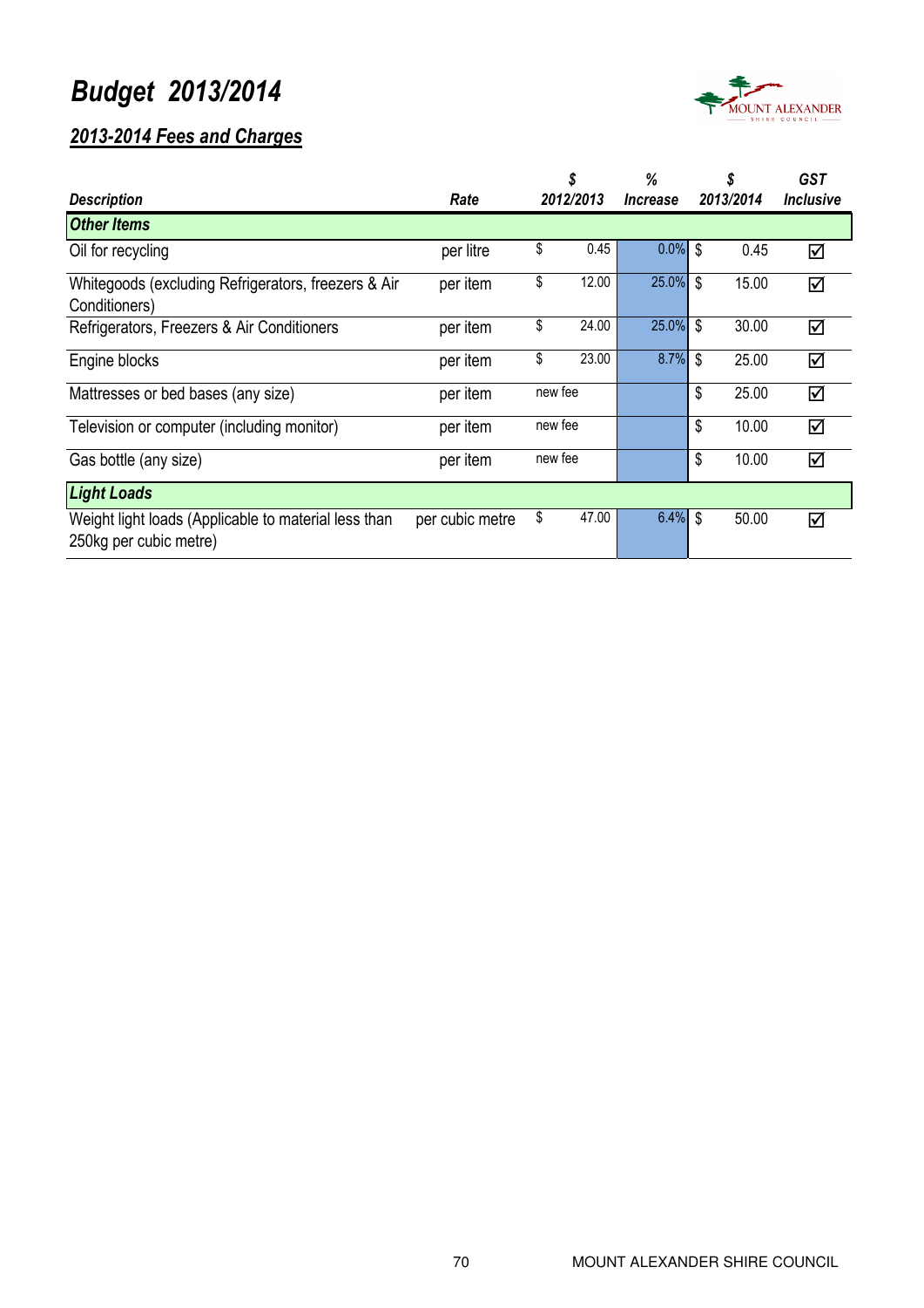# Budget 2013/2014

## 2013-2014 Fees and Charges

| Description | Rate | $ 2012/2013 | % Increase | $ 2013/2014 | GST Inclusive |
|---|---|---|---|---|---|
| **Other Items** | | | | | |
| Oil for recycling | per litre | $ 0.45 | 0.0% | $ 0.45 | ☑ |
| Whitegoods (excluding Refrigerators, freezers & Air Conditioners) | per item | $ 12.00 | 25.0% | $ 15.00 | ☑ |
| Refrigerators, Freezers & Air Conditioners | per item | $ 24.00 | 25.0% | $ 30.00 | ☑ |
| Engine blocks | per item | $ 23.00 | 8.7% | $ 25.00 | ☑ |
| Mattresses or bed bases (any size) | per item | new fee | | $ 25.00 | ☑ |
| Television or computer (including monitor) | per item | new fee | | $ 10.00 | ☑ |
| Gas bottle (any size) | per item | new fee | | $ 10.00 | ☑ |
| **Light Loads** | | | | | |
| Weight light loads (Applicable to material less than 250kg per cubic metre) | per cubic metre | $ 47.00 | 6.4% | $ 50.00 | ☑ |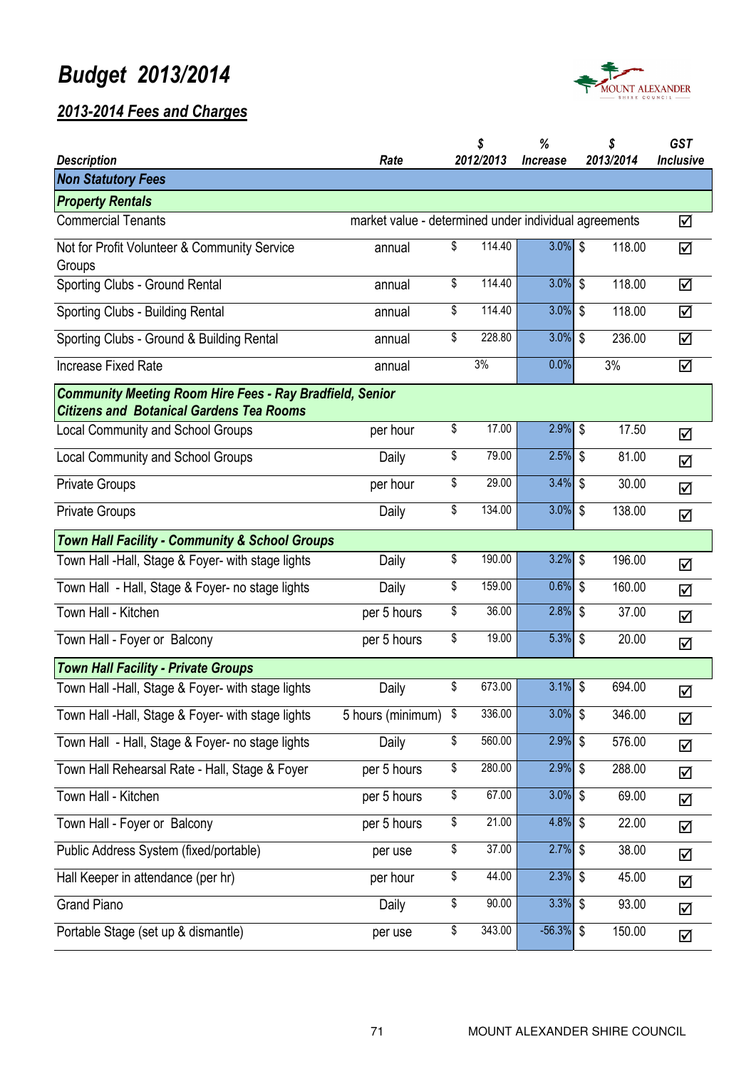# Budget 2013/2014

## 2013-2014 Fees and Charges

| Description | Rate | $ 2012/2013 | % Increase | $ 2013/2014 | GST Inclusive |
|---|---|---|---|---|---|
| **Non Statutory Fees** | | | | | |
| **Property Rentals** | | | | | |
| Commercial Tenants | market value - determined under individual agreements | | | | ☑ |
| Not for Profit Volunteer & Community Service Groups | annual | $ 114.40 | 3.0% | $ 118.00 | ☑ |
| Sporting Clubs - Ground Rental | annual | $ 114.40 | 3.0% | $ 118.00 | ☑ |
| Sporting Clubs - Building Rental | annual | $ 114.40 | 3.0% | $ 118.00 | ☑ |
| Sporting Clubs - Ground & Building Rental | annual | $ 228.80 | 3.0% | $ 236.00 | ☑ |
| Increase Fixed Rate | annual | 3% | 0.0% | 3% | ☑ |
| **Community Meeting Room Hire Fees - Ray Bradfield, Senior Citizens and Botanical Gardens Tea Rooms** | | | | | |
| Local Community and School Groups | per hour | $ 17.00 | 2.9% | $ 17.50 | ☑ |
| Local Community and School Groups | Daily | $ 79.00 | 2.5% | $ 81.00 | ☑ |
| Private Groups | per hour | $ 29.00 | 3.4% | $ 30.00 | ☑ |
| Private Groups | Daily | $ 134.00 | 3.0% | $ 138.00 | ☑ |
| **Town Hall Facility - Community & School Groups** | | | | | |
| Town Hall -Hall, Stage & Foyer- with stage lights | Daily | $ 190.00 | 3.2% | $ 196.00 | ☑ |
| Town Hall - Hall, Stage & Foyer- no stage lights | Daily | $ 159.00 | 0.6% | $ 160.00 | ☑ |
| Town Hall - Kitchen | per 5 hours | $ 36.00 | 2.8% | $ 37.00 | ☑ |
| Town Hall - Foyer or Balcony | per 5 hours | $ 19.00 | 5.3% | $ 20.00 | ☑ |
| **Town Hall Facility - Private Groups** | | | | | |
| Town Hall -Hall, Stage & Foyer- with stage lights | Daily | $ 673.00 | 3.1% | $ 694.00 | ☑ |
| Town Hall -Hall, Stage & Foyer- with stage lights | 5 hours (minimum) | $ 336.00 | 3.0% | $ 346.00 | ☑ |
| Town Hall - Hall, Stage & Foyer- no stage lights | Daily | $ 560.00 | 2.9% | $ 576.00 | ☑ |
| Town Hall Rehearsal Rate - Hall, Stage & Foyer | per 5 hours | $ 280.00 | 2.9% | $ 288.00 | ☑ |
| Town Hall - Kitchen | per 5 hours | $ 67.00 | 3.0% | $ 69.00 | ☑ |
| Town Hall - Foyer or Balcony | per 5 hours | $ 21.00 | 4.8% | $ 22.00 | ☑ |
| Public Address System (fixed/portable) | per use | $ 37.00 | 2.7% | $ 38.00 | ☑ |
| Hall Keeper in attendance (per hr) | per hour | $ 44.00 | 2.3% | $ 45.00 | ☑ |
| Grand Piano | Daily | $ 90.00 | 3.3% | $ 93.00 | ☑ |
| Portable Stage (set up & dismantle) | per use | $ 343.00 | -56.3% | $ 150.00 | ☑ |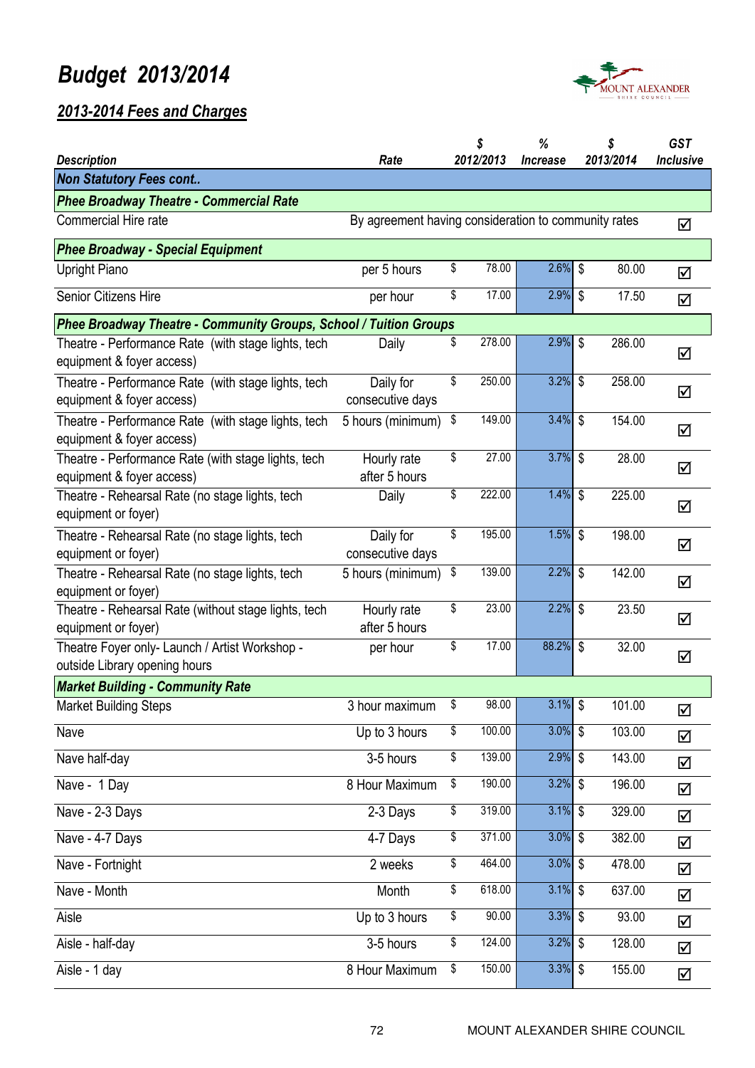# Budget 2013/2014

## 2013-2014 Fees and Charges

| Description | Rate | $ 2012/2013 | % Increase | $ 2013/2014 | GST Inclusive |
|---|---|---|---|---|---|
| **Non Statutory Fees cont..** | | | | | |
| ***Phee Broadway Theatre - Commercial Rate*** | | | | | |
| Commercial Hire rate | By agreement having consideration to community rates | | | | ☑ |
| ***Phee Broadway - Special Equipment*** | | | | | |
| Upright Piano | per 5 hours | $ 78.00 | 2.6% | $ 80.00 | ☑ |
| Senior Citizens Hire | per hour | $ 17.00 | 2.9% | $ 17.50 | ☑ |
| ***Phee Broadway Theatre - Community Groups, School / Tuition Groups*** | | | | | |
| Theatre - Performance Rate (with stage lights, tech equipment & foyer access) | Daily | $ 278.00 | 2.9% | $ 286.00 | ☑ |
| Theatre - Performance Rate (with stage lights, tech equipment & foyer access) | Daily for consecutive days | $ 250.00 | 3.2% | $ 258.00 | ☑ |
| Theatre - Performance Rate (with stage lights, tech equipment & foyer access) | 5 hours (minimum) | $ 149.00 | 3.4% | $ 154.00 | ☑ |
| Theatre - Performance Rate (with stage lights, tech equipment & foyer access) | Hourly rate after 5 hours | $ 27.00 | 3.7% | $ 28.00 | ☑ |
| Theatre - Rehearsal Rate (no stage lights, tech equipment or foyer) | Daily | $ 222.00 | 1.4% | $ 225.00 | ☑ |
| Theatre - Rehearsal Rate (no stage lights, tech equipment or foyer) | Daily for consecutive days | $ 195.00 | 1.5% | $ 198.00 | ☑ |
| Theatre - Rehearsal Rate (no stage lights, tech equipment or foyer) | 5 hours (minimum) | $ 139.00 | 2.2% | $ 142.00 | ☑ |
| Theatre - Rehearsal Rate (without stage lights, tech equipment or foyer) | Hourly rate after 5 hours | $ 23.00 | 2.2% | $ 23.50 | ☑ |
| Theatre Foyer only- Launch / Artist Workshop - outside Library opening hours | per hour | $ 17.00 | 88.2% | $ 32.00 | ☑ |
| ***Market Building - Community Rate*** | | | | | |
| Market Building Steps | 3 hour maximum | $ 98.00 | 3.1% | $ 101.00 | ☑ |
| Nave | Up to 3 hours | $ 100.00 | 3.0% | $ 103.00 | ☑ |
| Nave half-day | 3-5 hours | $ 139.00 | 2.9% | $ 143.00 | ☑ |
| Nave - 1 Day | 8 Hour Maximum | $ 190.00 | 3.2% | $ 196.00 | ☑ |
| Nave - 2-3 Days | 2-3 Days | $ 319.00 | 3.1% | $ 329.00 | ☑ |
| Nave - 4-7 Days | 4-7 Days | $ 371.00 | 3.0% | $ 382.00 | ☑ |
| Nave - Fortnight | 2 weeks | $ 464.00 | 3.0% | $ 478.00 | ☑ |
| Nave - Month | Month | $ 618.00 | 3.1% | $ 637.00 | ☑ |
| Aisle | Up to 3 hours | $ 90.00 | 3.3% | $ 93.00 | ☑ |
| Aisle - half-day | 3-5 hours | $ 124.00 | 3.2% | $ 128.00 | ☑ |
| Aisle - 1 day | 8 Hour Maximum | $ 150.00 | 3.3% | $ 155.00 | ☑ |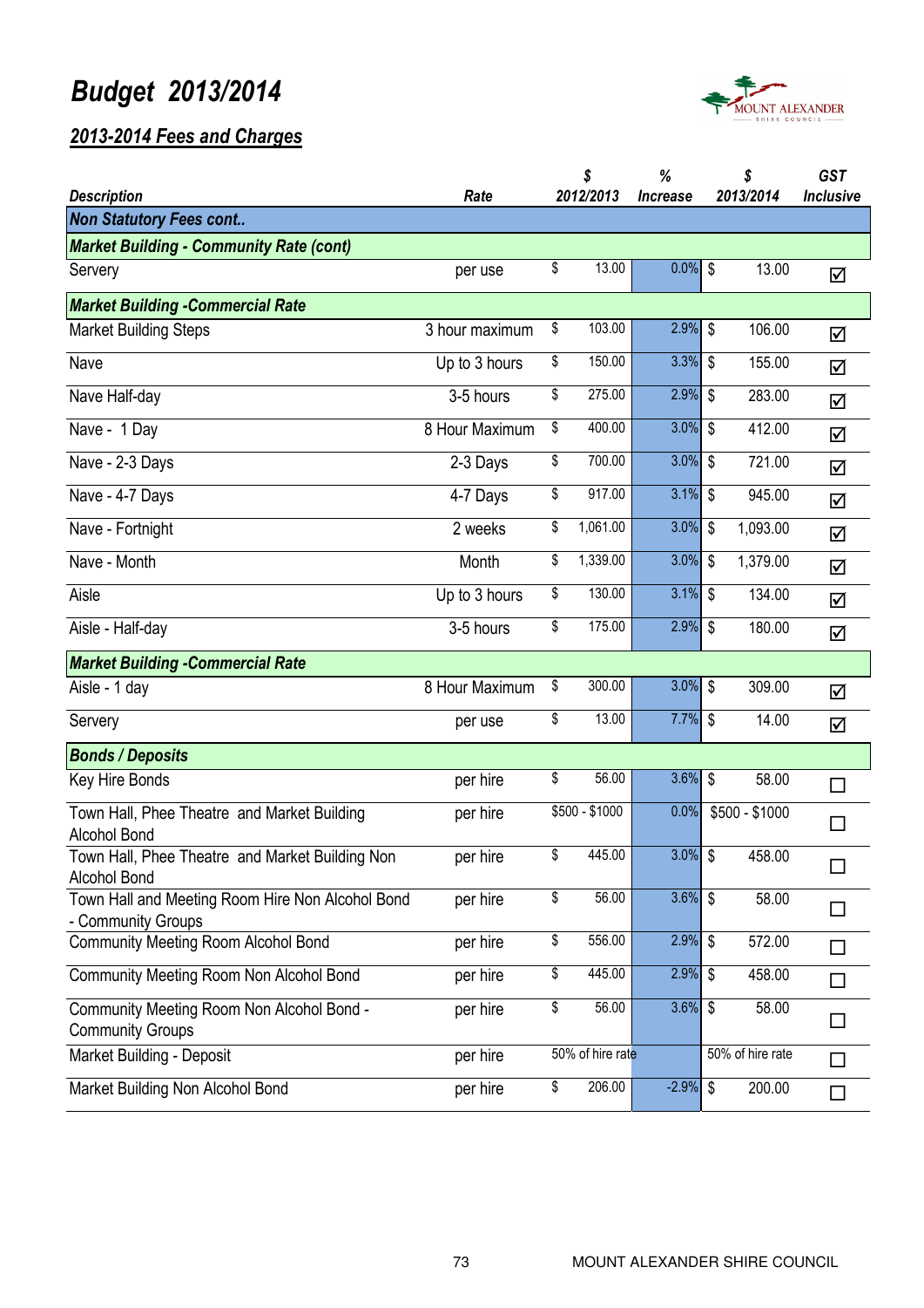# Budget 2013/2014

## 2013-2014 Fees and Charges

| Description | Rate | $ 2012/2013 | % Increase | $ 2013/2014 | GST Inclusive |
|---|---|---|---|---|---|
| **Non Statutory Fees cont..** | | | | | |
| **Market Building - Community Rate (cont)** | | | | | |
| Servery | per use | $ 13.00 | 0.0% | $ 13.00 | ☑ |
| **Market Building -Commercial Rate** | | | | | |
| Market Building Steps | 3 hour maximum | $ 103.00 | 2.9% | $ 106.00 | ☑ |
| Nave | Up to 3 hours | $ 150.00 | 3.3% | $ 155.00 | ☑ |
| Nave Half-day | 3-5 hours | $ 275.00 | 2.9% | $ 283.00 | ☑ |
| Nave - 1 Day | 8 Hour Maximum | $ 400.00 | 3.0% | $ 412.00 | ☑ |
| Nave - 2-3 Days | 2-3 Days | $ 700.00 | 3.0% | $ 721.00 | ☑ |
| Nave - 4-7 Days | 4-7 Days | $ 917.00 | 3.1% | $ 945.00 | ☑ |
| Nave - Fortnight | 2 weeks | $ 1,061.00 | 3.0% | $ 1,093.00 | ☑ |
| Nave - Month | Month | $ 1,339.00 | 3.0% | $ 1,379.00 | ☑ |
| Aisle | Up to 3 hours | $ 130.00 | 3.1% | $ 134.00 | ☑ |
| Aisle - Half-day | 3-5 hours | $ 175.00 | 2.9% | $ 180.00 | ☑ |
| **Market Building -Commercial Rate** | | | | | |
| Aisle - 1 day | 8 Hour Maximum | $ 300.00 | 3.0% | $ 309.00 | ☑ |
| Servery | per use | $ 13.00 | 7.7% | $ 14.00 | ☑ |
| **Bonds / Deposits** | | | | | |
| Key Hire Bonds | per hire | $ 56.00 | 3.6% | $ 58.00 | ☐ |
| Town Hall, Phee Theatre and Market Building Alcohol Bond | per hire | $500 - $1000 | 0.0% | $500 - $1000 | ☐ |
| Town Hall, Phee Theatre and Market Building Non Alcohol Bond | per hire | $ 445.00 | 3.0% | $ 458.00 | ☐ |
| Town Hall and Meeting Room Hire Non Alcohol Bond - Community Groups | per hire | $ 56.00 | 3.6% | $ 58.00 | ☐ |
| Community Meeting Room Alcohol Bond | per hire | $ 556.00 | 2.9% | $ 572.00 | ☐ |
| Community Meeting Room Non Alcohol Bond | per hire | $ 445.00 | 2.9% | $ 458.00 | ☐ |
| Community Meeting Room Non Alcohol Bond - Community Groups | per hire | $ 56.00 | 3.6% | $ 58.00 | ☐ |
| Market Building - Deposit | per hire | 50% of hire rate | | 50% of hire rate | ☐ |
| Market Building Non Alcohol Bond | per hire | $ 206.00 | -2.9% | $ 200.00 | ☐ |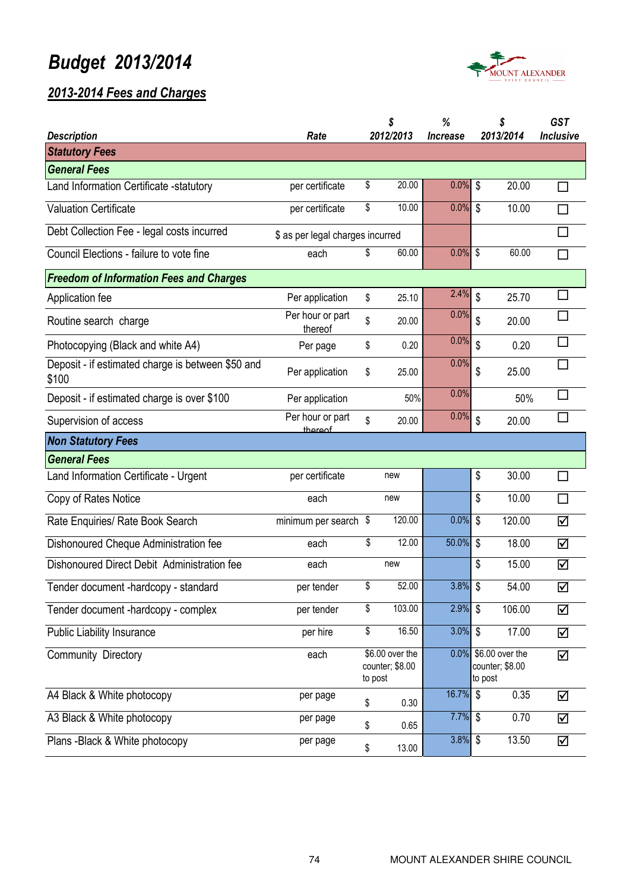# Budget 2013/2014

## 2013-2014 Fees and Charges

| Description | Rate | $ 2012/2013 | % Increase | $ 2013/2014 | GST Inclusive |
|---|---|---|---|---|---|
| **Statutory Fees** | | | | | |
| **General Fees** | | | | | |
| Land Information Certificate -statutory | per certificate | $ 20.00 | 0.0% | $ 20.00 | ☐ |
| Valuation Certificate | per certificate | $ 10.00 | 0.0% | $ 10.00 | ☐ |
| Debt Collection Fee - legal costs incurred | $ as per legal charges incurred | | | | ☐ |
| Council Elections - failure to vote fine | each | $ 60.00 | 0.0% | $ 60.00 | ☐ |
| **Freedom of Information Fees and Charges** | | | | | |
| Application fee | Per application | $ 25.10 | 2.4% | $ 25.70 | ☐ |
| Routine search charge | Per hour or part thereof | $ 20.00 | 0.0% | $ 20.00 | ☐ |
| Photocopying (Black and white A4) | Per page | $ 0.20 | 0.0% | $ 0.20 | ☐ |
| Deposit - if estimated charge is between $50 and $100 | Per application | $ 25.00 | 0.0% | $ 25.00 | ☐ |
| Deposit - if estimated charge is over $100 | Per application | 50% | 0.0% | 50% | ☐ |
| Supervision of access | Per hour or part thereof | $ 20.00 | 0.0% | $ 20.00 | ☐ |
| **Non Statutory Fees** | | | | | |
| **General Fees** | | | | | |
| Land Information Certificate - Urgent | per certificate | new | | $ 30.00 | ☐ |
| Copy of Rates Notice | each | new | | $ 10.00 | ☐ |
| Rate Enquiries/ Rate Book Search | minimum per search | $ 120.00 | 0.0% | $ 120.00 | ☑ |
| Dishonoured Cheque Administration fee | each | $ 12.00 | 50.0% | $ 18.00 | ☑ |
| Dishonoured Direct Debit Administration fee | each | new | | $ 15.00 | ☑ |
| Tender document -hardcopy - standard | per tender | $ 52.00 | 3.8% | $ 54.00 | ☑ |
| Tender document -hardcopy - complex | per tender | $ 103.00 | 2.9% | $ 106.00 | ☑ |
| Public Liability Insurance | per hire | $ 16.50 | 3.0% | $ 17.00 | ☑ |
| Community Directory | each | $6.00 over the counter; $8.00 to post | 0.0% | $6.00 over the counter; $8.00 to post | ☑ |
| A4 Black & White photocopy | per page | $ 0.30 | 16.7% | $ 0.35 | ☑ |
| A3 Black & White photocopy | per page | $ 0.65 | 7.7% | $ 0.70 | ☑ |
| Plans -Black & White photocopy | per page | $ 13.00 | 3.8% | $ 13.50 | ☑ |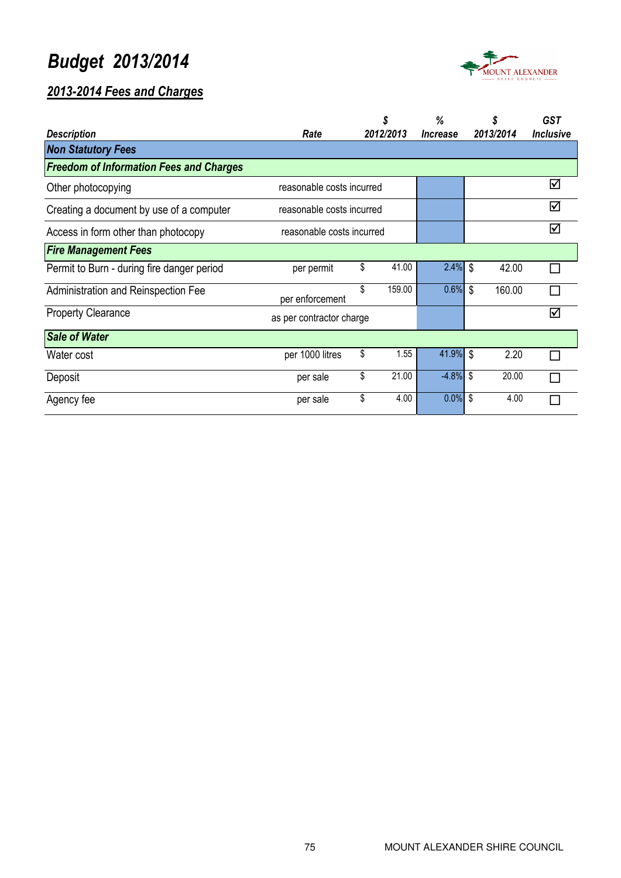# Budget 2013/2014

## 2013-2014 Fees and Charges

| Description | Rate | $ 2012/2013 | % Increase | $ 2013/2014 | GST Inclusive |
|---|---|---|---|---|---|
| **Non Statutory Fees** | | | | | |
| **Freedom of Information Fees and Charges** | | | | | |
| Other photocopying | reasonable costs incurred | | | | ☑ |
| Creating a document by use of a computer | reasonable costs incurred | | | | ☑ |
| Access in form other than photocopy | reasonable costs incurred | | | | ☑ |
| **Fire Management Fees** | | | | | |
| Permit to Burn - during fire danger period | per permit | $ 41.00 | 2.4% | $ 42.00 | ☐ |
| Administration and Reinspection Fee | per enforcement | $ 159.00 | 0.6% | $ 160.00 | ☐ |
| Property Clearance | as per contractor charge | | | | ☑ |
| **Sale of Water** | | | | | |
| Water cost | per 1000 litres | $ 1.55 | 41.9% | $ 2.20 | ☐ |
| Deposit | per sale | $ 21.00 | -4.8% | $ 20.00 | ☐ |
| Agency fee | per sale | $ 4.00 | 0.0% | $ 4.00 | ☐ |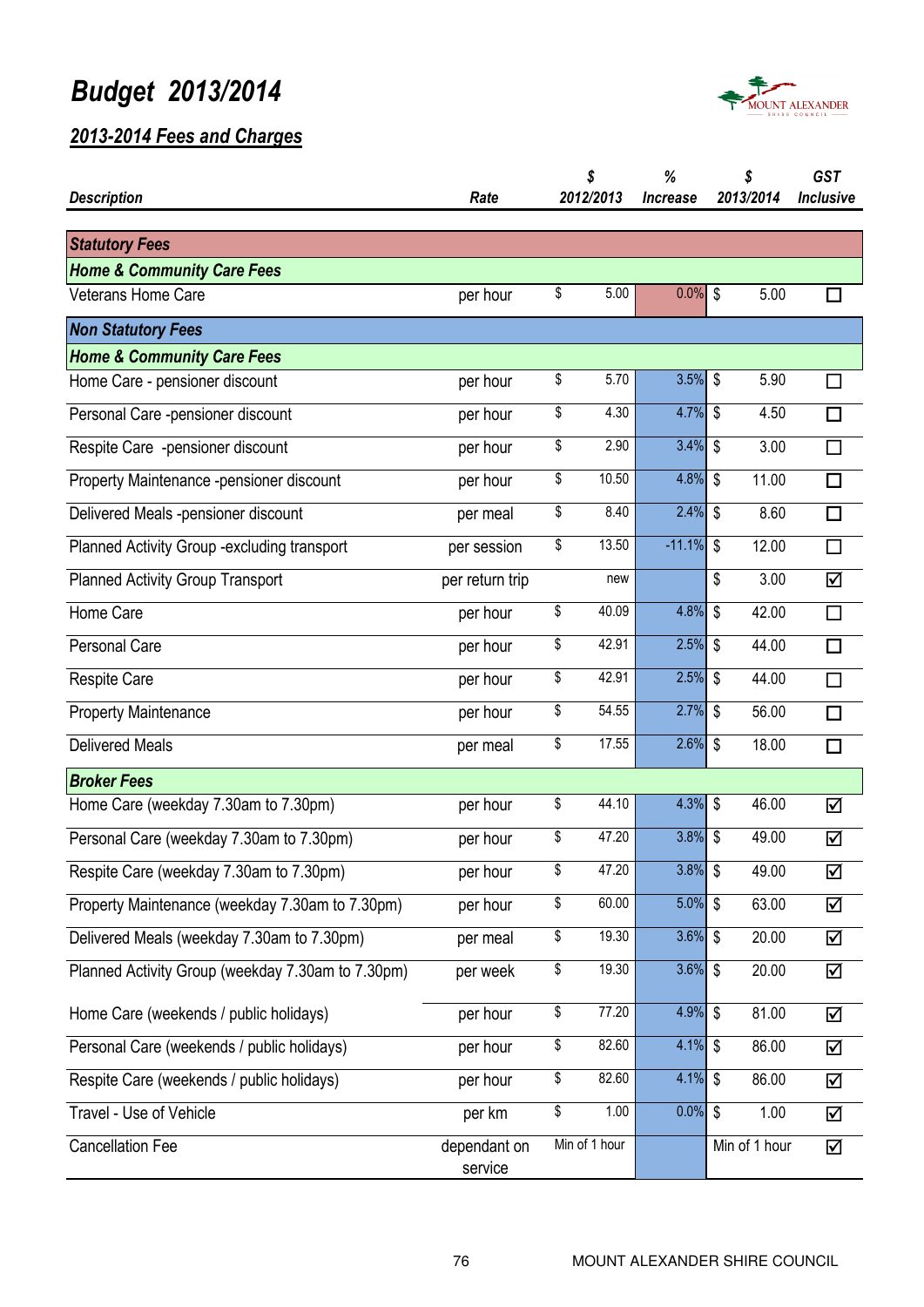# Budget 2013/2014

## 2013-2014 Fees and Charges

| Description | Rate | $ 2012/2013 | % Increase | $ 2013/2014 | GST Inclusive |
|---|---|---|---|---|---|
| **Statutory Fees** | | | | | |
| **Home & Community Care Fees** | | | | | |
| Veterans Home Care | per hour | $ 5.00 | 0.0% | $ 5.00 | ☐ |
| **Non Statutory Fees** | | | | | |
| **Home & Community Care Fees** | | | | | |
| Home Care - pensioner discount | per hour | $ 5.70 | 3.5% | $ 5.90 | ☐ |
| Personal Care -pensioner discount | per hour | $ 4.30 | 4.7% | $ 4.50 | ☐ |
| Respite Care -pensioner discount | per hour | $ 2.90 | 3.4% | $ 3.00 | ☐ |
| Property Maintenance -pensioner discount | per hour | $ 10.50 | 4.8% | $ 11.00 | ☐ |
| Delivered Meals -pensioner discount | per meal | $ 8.40 | 2.4% | $ 8.60 | ☐ |
| Planned Activity Group -excluding transport | per session | $ 13.50 | -11.1% | $ 12.00 | ☐ |
| Planned Activity Group Transport | per return trip | new | | $ 3.00 | ☑ |
| Home Care | per hour | $ 40.09 | 4.8% | $ 42.00 | ☐ |
| Personal Care | per hour | $ 42.91 | 2.5% | $ 44.00 | ☐ |
| Respite Care | per hour | $ 42.91 | 2.5% | $ 44.00 | ☐ |
| Property Maintenance | per hour | $ 54.55 | 2.7% | $ 56.00 | ☐ |
| Delivered Meals | per meal | $ 17.55 | 2.6% | $ 18.00 | ☐ |
| **Broker Fees** | | | | | |
| Home Care (weekday 7.30am to 7.30pm) | per hour | $ 44.10 | 4.3% | $ 46.00 | ☑ |
| Personal Care (weekday 7.30am to 7.30pm) | per hour | $ 47.20 | 3.8% | $ 49.00 | ☑ |
| Respite Care (weekday 7.30am to 7.30pm) | per hour | $ 47.20 | 3.8% | $ 49.00 | ☑ |
| Property Maintenance (weekday 7.30am to 7.30pm) | per hour | $ 60.00 | 5.0% | $ 63.00 | ☑ |
| Delivered Meals (weekday 7.30am to 7.30pm) | per meal | $ 19.30 | 3.6% | $ 20.00 | ☑ |
| Planned Activity Group (weekday 7.30am to 7.30pm) | per week | $ 19.30 | 3.6% | $ 20.00 | ☑ |
| Home Care (weekends / public holidays) | per hour | $ 77.20 | 4.9% | $ 81.00 | ☑ |
| Personal Care (weekends / public holidays) | per hour | $ 82.60 | 4.1% | $ 86.00 | ☑ |
| Respite Care (weekends / public holidays) | per hour | $ 82.60 | 4.1% | $ 86.00 | ☑ |
| Travel - Use of Vehicle | per km | $ 1.00 | 0.0% | $ 1.00 | ☑ |
| Cancellation Fee | dependant on service | Min of 1 hour | | Min of 1 hour | ☑ |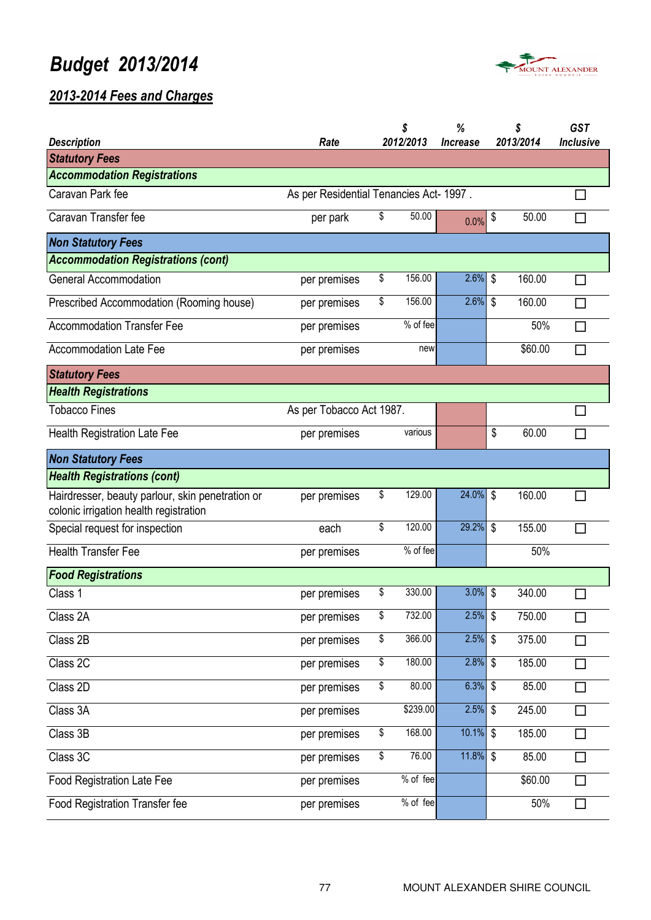# Budget 2013/2014

## 2013-2014 Fees and Charges

| Description | Rate | $ 2012/2013 | % Increase | $ 2013/2014 | GST Inclusive |
|---|---|---|---|---|---|
| **Statutory Fees** | | | | | |
| **Accommodation Registrations** | | | | | |
| Caravan Park fee | As per Residential Tenancies Act- 1997 . | | | | ☐ |
| Caravan Transfer fee | per park | $ 50.00 | 0.0% | $ 50.00 | ☐ |
| **Non Statutory Fees** | | | | | |
| **Accommodation Registrations (cont)** | | | | | |
| General Accommodation | per premises | $ 156.00 | 2.6% | $ 160.00 | ☐ |
| Prescribed Accommodation (Rooming house) | per premises | $ 156.00 | 2.6% | $ 160.00 | ☐ |
| Accommodation Transfer Fee | per premises | % of fee | | 50% | ☐ |
| Accommodation Late Fee | per premises | new | | $60.00 | ☐ |
| **Statutory Fees** | | | | | |
| **Health Registrations** | | | | | |
| Tobacco Fines | As per Tobacco Act 1987. | | | | ☐ |
| Health Registration Late Fee | per premises | various | | $ 60.00 | ☐ |
| **Non Statutory Fees** | | | | | |
| **Health Registrations (cont)** | | | | | |
| Hairdresser, beauty parlour, skin penetration or colonic irrigation health registration | per premises | $ 129.00 | 24.0% | $ 160.00 | ☐ |
| Special request for inspection | each | $ 120.00 | 29.2% | $ 155.00 | ☐ |
| Health Transfer Fee | per premises | % of fee | | 50% | |
| **Food Registrations** | | | | | |
| Class 1 | per premises | $ 330.00 | 3.0% | $ 340.00 | ☐ |
| Class 2A | per premises | $ 732.00 | 2.5% | $ 750.00 | ☐ |
| Class 2B | per premises | $ 366.00 | 2.5% | $ 375.00 | ☐ |
| Class 2C | per premises | $ 180.00 | 2.8% | $ 185.00 | ☐ |
| Class 2D | per premises | $ 80.00 | 6.3% | $ 85.00 | ☐ |
| Class 3A | per premises | $239.00 | 2.5% | $ 245.00 | ☐ |
| Class 3B | per premises | $ 168.00 | 10.1% | $ 185.00 | ☐ |
| Class 3C | per premises | $ 76.00 | 11.8% | $ 85.00 | ☐ |
| Food Registration Late Fee | per premises | % of fee | | $60.00 | ☐ |
| Food Registration Transfer fee | per premises | % of fee | | 50% | ☐ |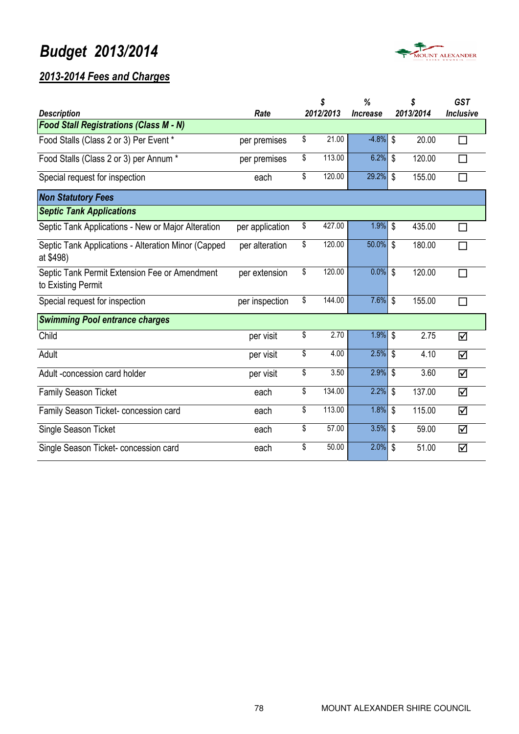# Budget 2013/2014

## 2013-2014 Fees and Charges

| Description | Rate | $ 2012/2013 | % Increase | $ 2013/2014 | GST Inclusive |
|---|---|---|---|---|---|
| **Food Stall Registrations (Class M - N)** | | | | | |
| Food Stalls (Class 2 or 3) Per Event * | per premises | $ 21.00 | -4.8% | $ 20.00 | ☐ |
| Food Stalls (Class 2 or 3) per Annum * | per premises | $ 113.00 | 6.2% | $ 120.00 | ☐ |
| Special request for inspection | each | $ 120.00 | 29.2% | $ 155.00 | ☐ |
| **Non Statutory Fees** | | | | | |
| **Septic Tank Applications** | | | | | |
| Septic Tank Applications - New or Major Alteration | per application | $ 427.00 | 1.9% | $ 435.00 | ☐ |
| Septic Tank Applications - Alteration Minor (Capped at $498) | per alteration | $ 120.00 | 50.0% | $ 180.00 | ☐ |
| Septic Tank Permit Extension Fee or Amendment to Existing Permit | per extension | $ 120.00 | 0.0% | $ 120.00 | ☐ |
| Special request for inspection | per inspection | $ 144.00 | 7.6% | $ 155.00 | ☐ |
| **Swimming Pool entrance charges** | | | | | |
| Child | per visit | $ 2.70 | 1.9% | $ 2.75 | ☑ |
| Adult | per visit | $ 4.00 | 2.5% | $ 4.10 | ☑ |
| Adult -concession card holder | per visit | $ 3.50 | 2.9% | $ 3.60 | ☑ |
| Family Season Ticket | each | $ 134.00 | 2.2% | $ 137.00 | ☑ |
| Family Season Ticket- concession card | each | $ 113.00 | 1.8% | $ 115.00 | ☑ |
| Single Season Ticket | each | $ 57.00 | 3.5% | $ 59.00 | ☑ |
| Single Season Ticket- concession card | each | $ 50.00 | 2.0% | $ 51.00 | ☑ |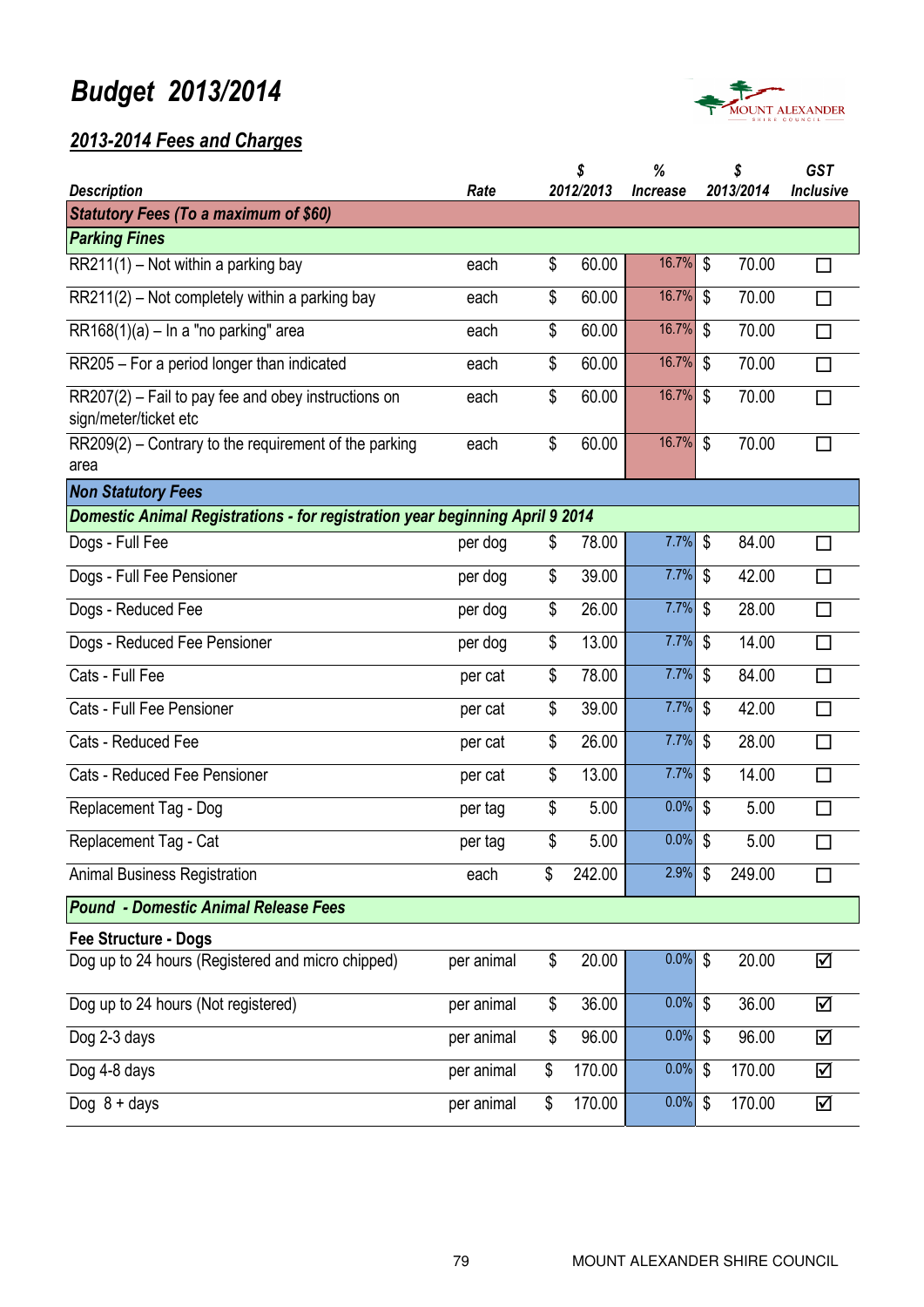# Budget 2013/2014

## 2013-2014 Fees and Charges

| Description | Rate | $ 2012/2013 | % Increase | $ 2013/2014 | GST Inclusive |
|---|---|---|---|---|---|
| **Statutory Fees (To a maximum of $60)** | | | | | |
| **Parking Fines** | | | | | |
| RR211(1) – Not within a parking bay | each | $ 60.00 | 16.7% | $ 70.00 | ☐ |
| RR211(2) – Not completely within a parking bay | each | $ 60.00 | 16.7% | $ 70.00 | ☐ |
| RR168(1)(a) – In a "no parking" area | each | $ 60.00 | 16.7% | $ 70.00 | ☐ |
| RR205 – For a period longer than indicated | each | $ 60.00 | 16.7% | $ 70.00 | ☐ |
| RR207(2) – Fail to pay fee and obey instructions on sign/meter/ticket etc | each | $ 60.00 | 16.7% | $ 70.00 | ☐ |
| RR209(2) – Contrary to the requirement of the parking area | each | $ 60.00 | 16.7% | $ 70.00 | ☐ |
| **Non Statutory Fees** | | | | | |
| **Domestic Animal Registrations - for registration year beginning April 9 2014** | | | | | |
| Dogs - Full Fee | per dog | $ 78.00 | 7.7% | $ 84.00 | ☐ |
| Dogs - Full Fee Pensioner | per dog | $ 39.00 | 7.7% | $ 42.00 | ☐ |
| Dogs - Reduced Fee | per dog | $ 26.00 | 7.7% | $ 28.00 | ☐ |
| Dogs - Reduced Fee Pensioner | per dog | $ 13.00 | 7.7% | $ 14.00 | ☐ |
| Cats - Full Fee | per cat | $ 78.00 | 7.7% | $ 84.00 | ☐ |
| Cats - Full Fee Pensioner | per cat | $ 39.00 | 7.7% | $ 42.00 | ☐ |
| Cats - Reduced Fee | per cat | $ 26.00 | 7.7% | $ 28.00 | ☐ |
| Cats - Reduced Fee Pensioner | per cat | $ 13.00 | 7.7% | $ 14.00 | ☐ |
| Replacement Tag - Dog | per tag | $ 5.00 | 0.0% | $ 5.00 | ☐ |
| Replacement Tag - Cat | per tag | $ 5.00 | 0.0% | $ 5.00 | ☐ |
| Animal Business Registration | each | $ 242.00 | 2.9% | $ 249.00 | ☐ |
| **Pound - Domestic Animal Release Fees** | | | | | |
| **Fee Structure - Dogs** | | | | | |
| Dog up to 24 hours (Registered and micro chipped) | per animal | $ 20.00 | 0.0% | $ 20.00 | ☑ |
| Dog up to 24 hours (Not registered) | per animal | $ 36.00 | 0.0% | $ 36.00 | ☑ |
| Dog 2-3 days | per animal | $ 96.00 | 0.0% | $ 96.00 | ☑ |
| Dog 4-8 days | per animal | $ 170.00 | 0.0% | $ 170.00 | ☑ |
| Dog 8 + days | per animal | $ 170.00 | 0.0% | $ 170.00 | ☑ |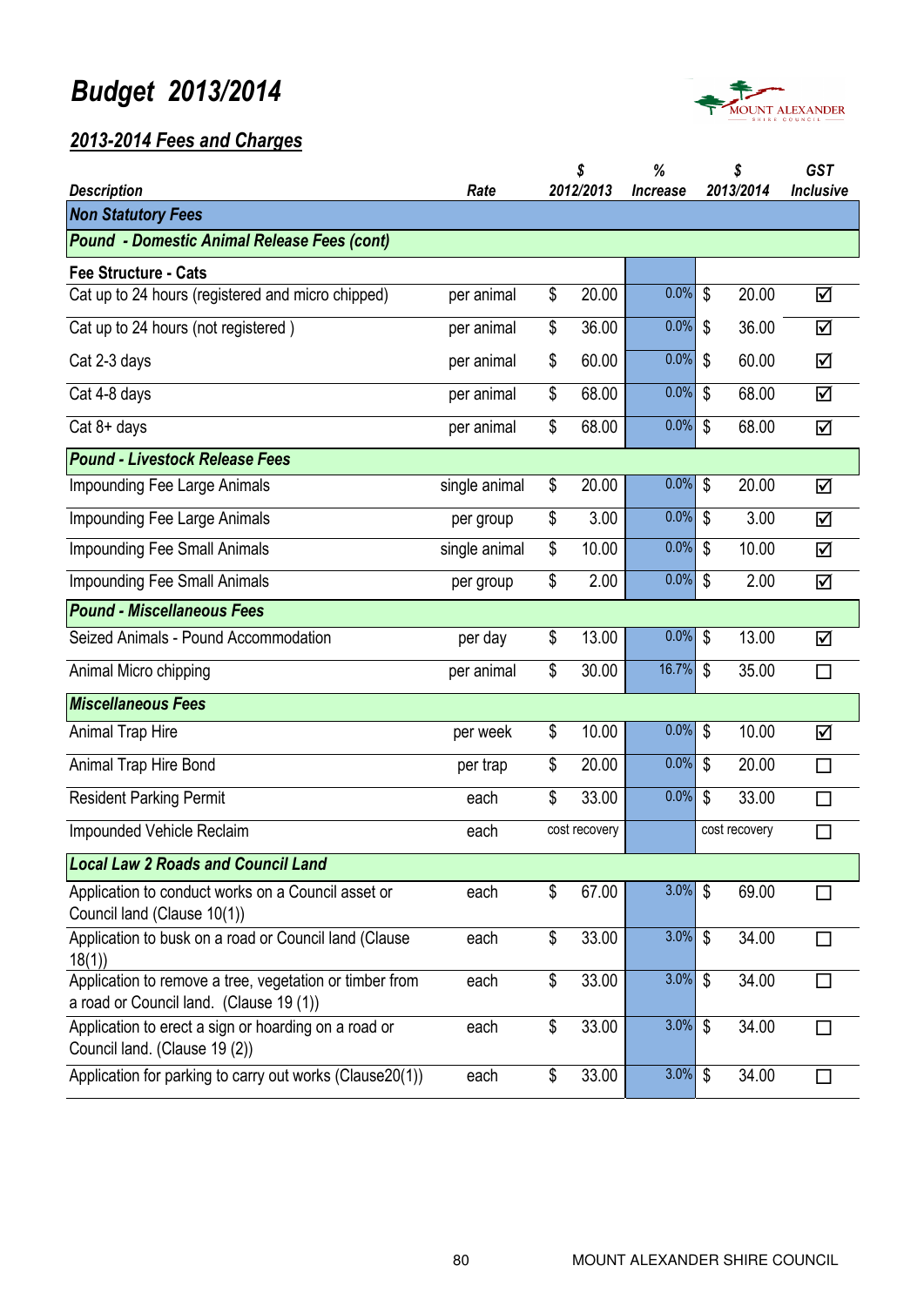# Budget 2013/2014

## 2013-2014 Fees and Charges

| Description | Rate | $ 2012/2013 | % Increase | $ 2013/2014 | GST Inclusive |
|---|---|---|---|---|---|
| **Non Statutory Fees** | | | | | |
| **Pound - Domestic Animal Release Fees (cont)** | | | | | |
| **Fee Structure - Cats** | | | | | |
| Cat up to 24 hours (registered and micro chipped) | per animal | $ 20.00 | 0.0% | $ 20.00 | ☑ |
| Cat up to 24 hours (not registered ) | per animal | $ 36.00 | 0.0% | $ 36.00 | ☑ |
| Cat 2-3 days | per animal | $ 60.00 | 0.0% | $ 60.00 | ☑ |
| Cat 4-8 days | per animal | $ 68.00 | 0.0% | $ 68.00 | ☑ |
| Cat 8+ days | per animal | $ 68.00 | 0.0% | $ 68.00 | ☑ |
| **Pound - Livestock Release Fees** | | | | | |
| Impounding Fee Large Animals | single animal | $ 20.00 | 0.0% | $ 20.00 | ☑ |
| Impounding Fee Large Animals | per group | $ 3.00 | 0.0% | $ 3.00 | ☑ |
| Impounding Fee Small Animals | single animal | $ 10.00 | 0.0% | $ 10.00 | ☑ |
| Impounding Fee Small Animals | per group | $ 2.00 | 0.0% | $ 2.00 | ☑ |
| **Pound - Miscellaneous Fees** | | | | | |
| Seized Animals - Pound Accommodation | per day | $ 13.00 | 0.0% | $ 13.00 | ☑ |
| Animal Micro chipping | per animal | $ 30.00 | 16.7% | $ 35.00 | ☐ |
| **Miscellaneous Fees** | | | | | |
| Animal Trap Hire | per week | $ 10.00 | 0.0% | $ 10.00 | ☑ |
| Animal Trap Hire Bond | per trap | $ 20.00 | 0.0% | $ 20.00 | ☐ |
| Resident Parking Permit | each | $ 33.00 | 0.0% | $ 33.00 | ☐ |
| Impounded Vehicle Reclaim | each | cost recovery | | cost recovery | ☐ |
| **Local Law 2 Roads and Council Land** | | | | | |
| Application to conduct works on a Council asset or Council land (Clause 10(1)) | each | $ 67.00 | 3.0% | $ 69.00 | ☐ |
| Application to busk on a road or Council land (Clause 18(1)) | each | $ 33.00 | 3.0% | $ 34.00 | ☐ |
| Application to remove a tree, vegetation or timber from a road or Council land. (Clause 19 (1)) | each | $ 33.00 | 3.0% | $ 34.00 | ☐ |
| Application to erect a sign or hoarding on a road or Council land. (Clause 19 (2)) | each | $ 33.00 | 3.0% | $ 34.00 | ☐ |
| Application for parking to carry out works (Clause20(1)) | each | $ 33.00 | 3.0% | $ 34.00 | ☐ |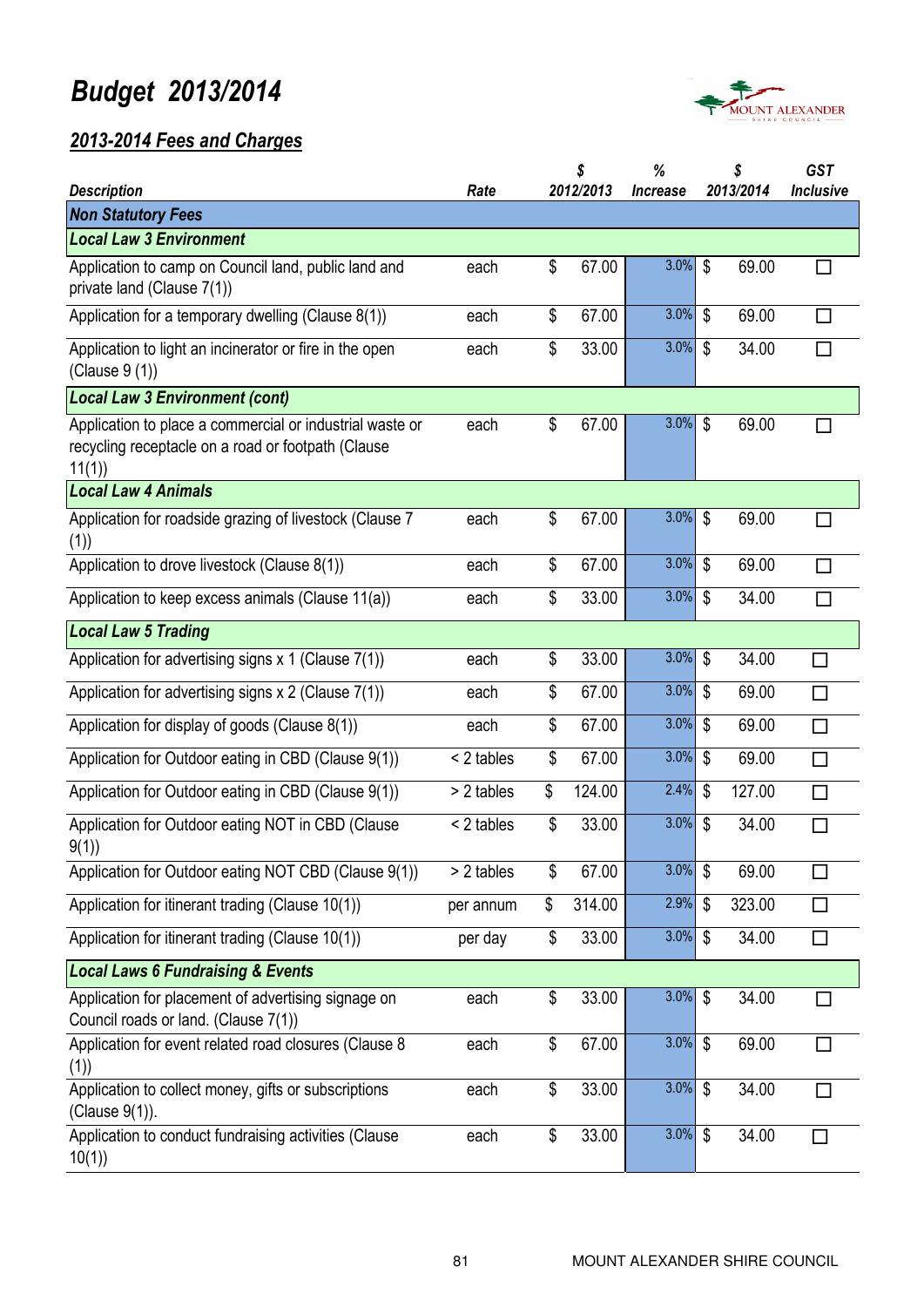# Budget 2013/2014

## 2013-2014 Fees and Charges

| Description | Rate | $ 2012/2013 | % Increase | $ 2013/2014 | GST Inclusive |
|---|---|---|---|---|---|
| **Non Statutory Fees** | | | | | |
| **Local Law 3 Environment** | | | | | |
| Application to camp on Council land, public land and private land (Clause 7(1)) | each | $ 67.00 | 3.0% | $ 69.00 | ☐ |
| Application for a temporary dwelling (Clause 8(1)) | each | $ 67.00 | 3.0% | $ 69.00 | ☐ |
| Application to light an incinerator or fire in the open (Clause 9 (1)) | each | $ 33.00 | 3.0% | $ 34.00 | ☐ |
| **Local Law 3 Environment (cont)** | | | | | |
| Application to place a commercial or industrial waste or recycling receptacle on a road or footpath (Clause 11(1)) | each | $ 67.00 | 3.0% | $ 69.00 | ☐ |
| **Local Law 4 Animals** | | | | | |
| Application for roadside grazing of livestock (Clause 7 (1)) | each | $ 67.00 | 3.0% | $ 69.00 | ☐ |
| Application to drove livestock (Clause 8(1)) | each | $ 67.00 | 3.0% | $ 69.00 | ☐ |
| Application to keep excess animals (Clause 11(a)) | each | $ 33.00 | 3.0% | $ 34.00 | ☐ |
| **Local Law 5 Trading** | | | | | |
| Application for advertising signs x 1 (Clause 7(1)) | each | $ 33.00 | 3.0% | $ 34.00 | ☐ |
| Application for advertising signs x 2 (Clause 7(1)) | each | $ 67.00 | 3.0% | $ 69.00 | ☐ |
| Application for display of goods (Clause 8(1)) | each | $ 67.00 | 3.0% | $ 69.00 | ☐ |
| Application for Outdoor eating in CBD (Clause 9(1)) | < 2 tables | $ 67.00 | 3.0% | $ 69.00 | ☐ |
| Application for Outdoor eating in CBD (Clause 9(1)) | > 2 tables | $ 124.00 | 2.4% | $ 127.00 | ☐ |
| Application for Outdoor eating NOT in CBD (Clause 9(1)) | < 2 tables | $ 33.00 | 3.0% | $ 34.00 | ☐ |
| Application for Outdoor eating NOT CBD (Clause 9(1)) | > 2 tables | $ 67.00 | 3.0% | $ 69.00 | ☐ |
| Application for itinerant trading (Clause 10(1)) | per annum | $ 314.00 | 2.9% | $ 323.00 | ☐ |
| Application for itinerant trading (Clause 10(1)) | per day | $ 33.00 | 3.0% | $ 34.00 | ☐ |
| **Local Laws 6 Fundraising & Events** | | | | | |
| Application for placement of advertising signage on Council roads or land. (Clause 7(1)) | each | $ 33.00 | 3.0% | $ 34.00 | ☐ |
| Application for event related road closures (Clause 8 (1)) | each | $ 67.00 | 3.0% | $ 69.00 | ☐ |
| Application to collect money, gifts or subscriptions (Clause 9(1)). | each | $ 33.00 | 3.0% | $ 34.00 | ☐ |
| Application to conduct fundraising activities (Clause 10(1)) | each | $ 33.00 | 3.0% | $ 34.00 | ☐ |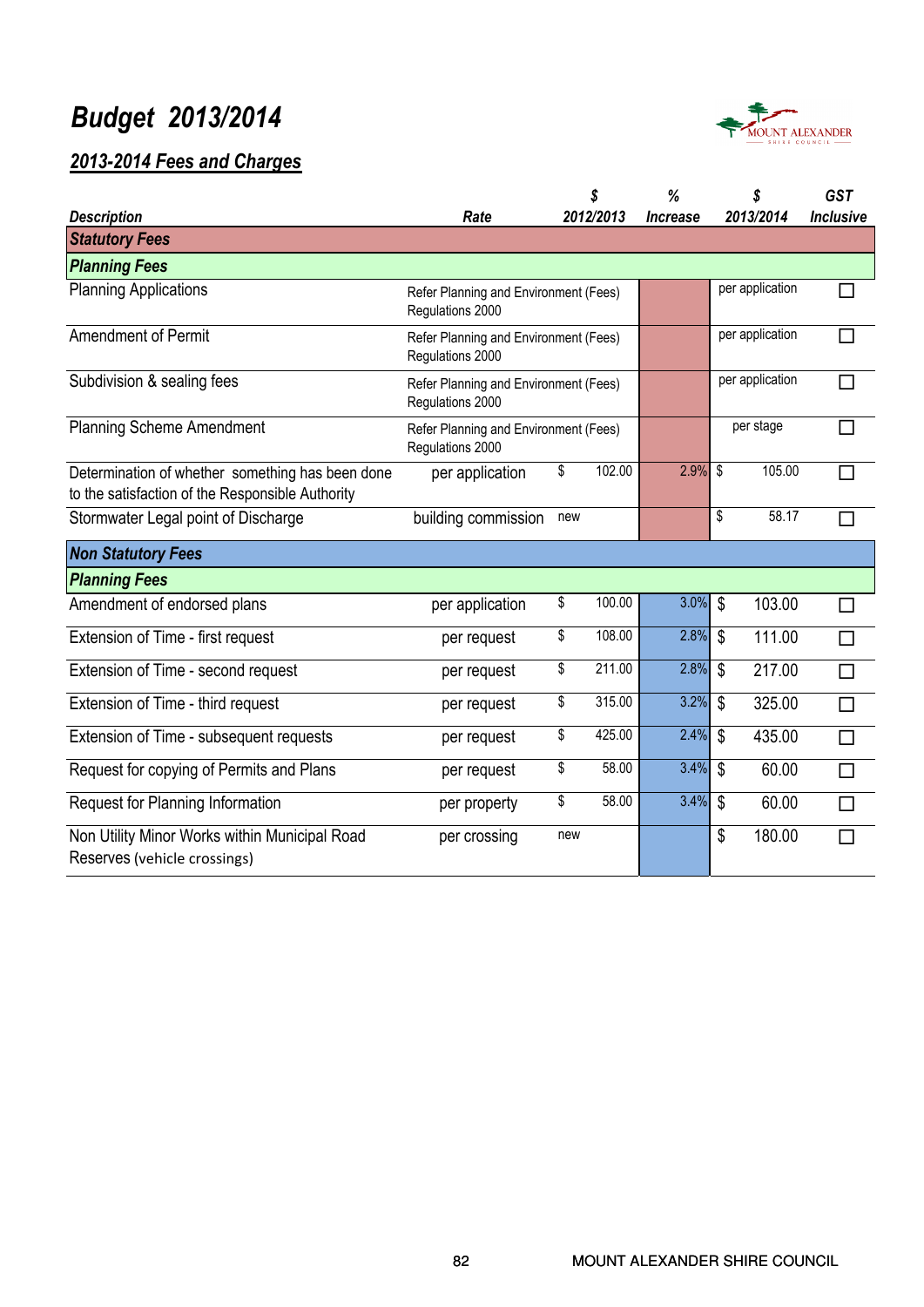# Budget 2013/2014

## 2013-2014 Fees and Charges

| Description | Rate | $ 2012/2013 | % Increase | $ 2013/2014 | GST Inclusive |
|---|---|---|---|---|---|
| **Statutory Fees** | | | | | |
| **Planning Fees** | | | | | |
| Planning Applications | Refer Planning and Environment (Fees) Regulations 2000 | | | per application | ☐ |
| Amendment of Permit | Refer Planning and Environment (Fees) Regulations 2000 | | | per application | ☐ |
| Subdivision & sealing fees | Refer Planning and Environment (Fees) Regulations 2000 | | | per application | ☐ |
| Planning Scheme Amendment | Refer Planning and Environment (Fees) Regulations 2000 | | | per stage | ☐ |
| Determination of whether something has been done to the satisfaction of the Responsible Authority | per application | $ 102.00 | 2.9% | $ 105.00 | ☐ |
| Stormwater Legal point of Discharge | building commission | new | | $ 58.17 | ☐ |
| **Non Statutory Fees** | | | | | |
| **Planning Fees** | | | | | |
| Amendment of endorsed plans | per application | $ 100.00 | 3.0% | $ 103.00 | ☐ |
| Extension of Time - first request | per request | $ 108.00 | 2.8% | $ 111.00 | ☐ |
| Extension of Time - second request | per request | $ 211.00 | 2.8% | $ 217.00 | ☐ |
| Extension of Time - third request | per request | $ 315.00 | 3.2% | $ 325.00 | ☐ |
| Extension of Time - subsequent requests | per request | $ 425.00 | 2.4% | $ 435.00 | ☐ |
| Request for copying of Permits and Plans | per request | $ 58.00 | 3.4% | $ 60.00 | ☐ |
| Request for Planning Information | per property | $ 58.00 | 3.4% | $ 60.00 | ☐ |
| Non Utility Minor Works within Municipal Road Reserves (vehicle crossings) | per crossing | new | | $ 180.00 | ☐ |